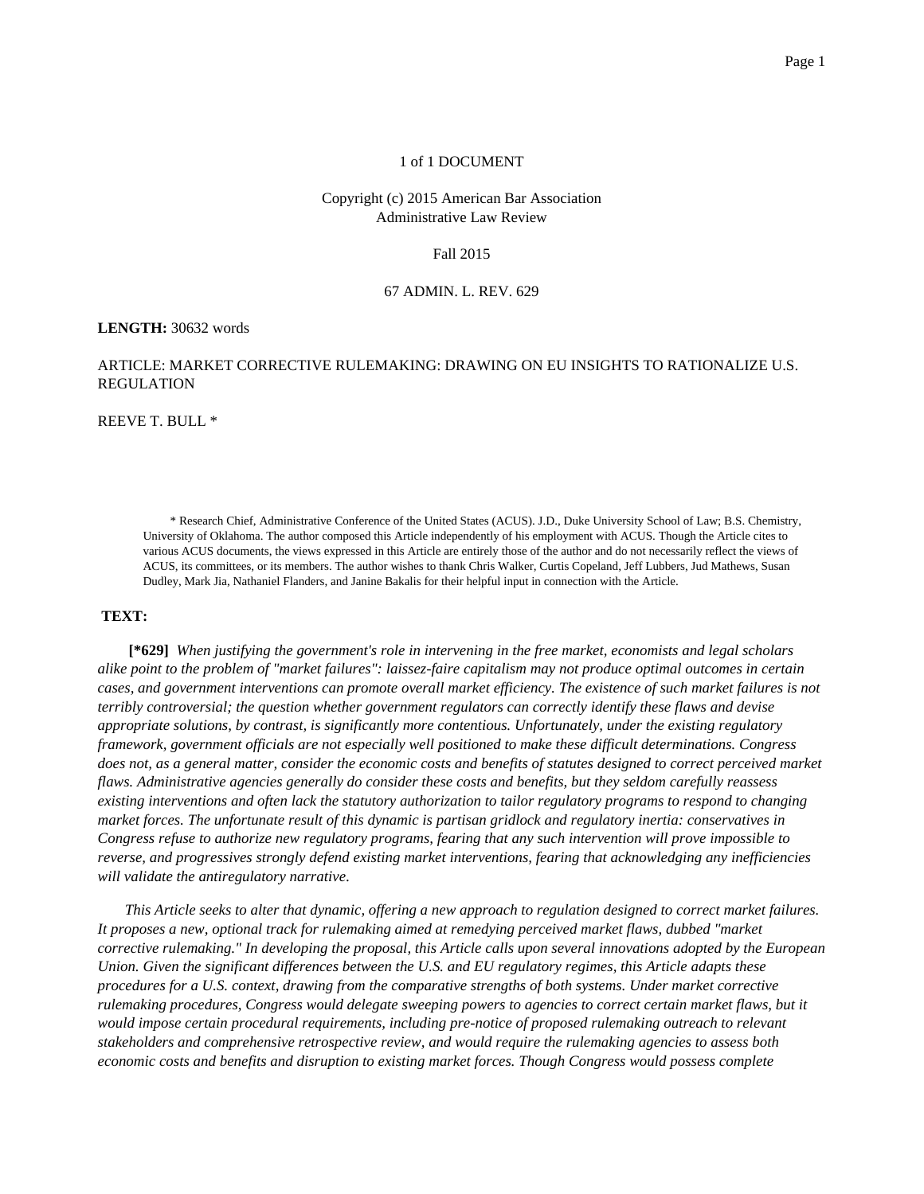1 of 1 DOCUMENT

Copyright (c) 2015 American Bar Association
Administrative Law Review

Fall 2015

67 ADMIN. L. REV. 629

**LENGTH:** 30632 words

ARTICLE: MARKET CORRECTIVE RULEMAKING: DRAWING ON EU INSIGHTS TO RATIONALIZE U.S. REGULATION

REEVE T. BULL *

\* Research Chief, Administrative Conference of the United States (ACUS). J.D., Duke University School of Law; B.S. Chemistry, University of Oklahoma. The author composed this Article independently of his employment with ACUS. Though the Article cites to various ACUS documents, the views expressed in this Article are entirely those of the author and do not necessarily reflect the views of ACUS, its committees, or its members. The author wishes to thank Chris Walker, Curtis Copeland, Jeff Lubbers, Jud Mathews, Susan Dudley, Mark Jia, Nathaniel Flanders, and Janine Bakalis for their helpful input in connection with the Article.

**TEXT:**

**[*629]** *When justifying the government's role in intervening in the free market, economists and legal scholars alike point to the problem of "market failures": laissez-faire capitalism may not produce optimal outcomes in certain cases, and government interventions can promote overall market efficiency. The existence of such market failures is not terribly controversial; the question whether government regulators can correctly identify these flaws and devise appropriate solutions, by contrast, is significantly more contentious. Unfortunately, under the existing regulatory framework, government officials are not especially well positioned to make these difficult determinations. Congress does not, as a general matter, consider the economic costs and benefits of statutes designed to correct perceived market flaws. Administrative agencies generally do consider these costs and benefits, but they seldom carefully reassess existing interventions and often lack the statutory authorization to tailor regulatory programs to respond to changing market forces. The unfortunate result of this dynamic is partisan gridlock and regulatory inertia: conservatives in Congress refuse to authorize new regulatory programs, fearing that any such intervention will prove impossible to reverse, and progressives strongly defend existing market interventions, fearing that acknowledging any inefficiencies will validate the antiregulatory narrative.*

*This Article seeks to alter that dynamic, offering a new approach to regulation designed to correct market failures. It proposes a new, optional track for rulemaking aimed at remedying perceived market flaws, dubbed "market corrective rulemaking." In developing the proposal, this Article calls upon several innovations adopted by the European Union. Given the significant differences between the U.S. and EU regulatory regimes, this Article adapts these procedures for a U.S. context, drawing from the comparative strengths of both systems. Under market corrective rulemaking procedures, Congress would delegate sweeping powers to agencies to correct certain market flaws, but it would impose certain procedural requirements, including pre-notice of proposed rulemaking outreach to relevant stakeholders and comprehensive retrospective review, and would require the rulemaking agencies to assess both economic costs and benefits and disruption to existing market forces. Though Congress would possess complete*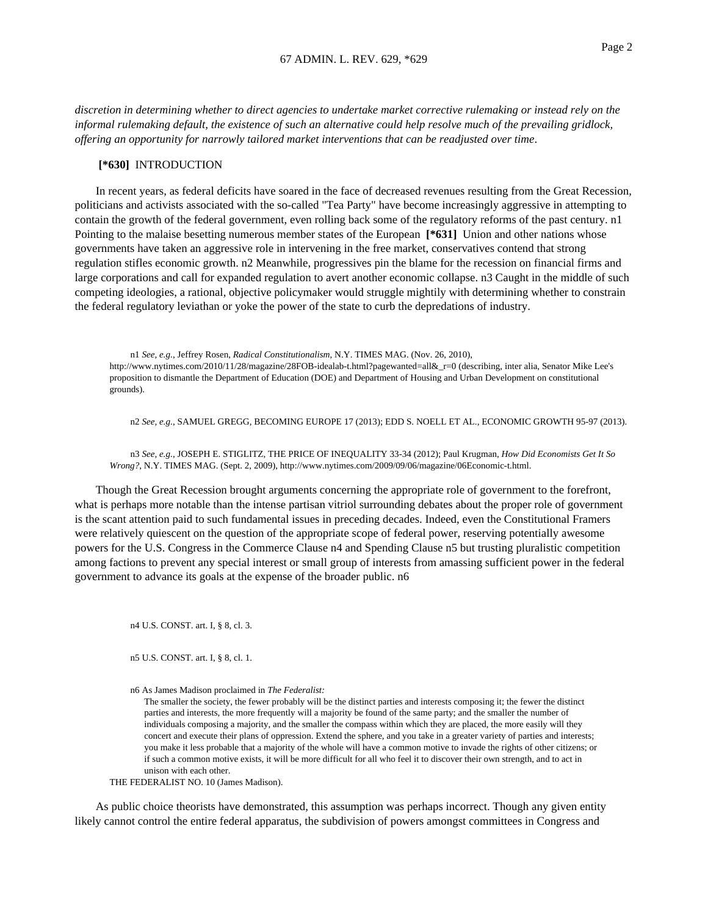*discretion in determining whether to direct agencies to undertake market corrective rulemaking or instead rely on the informal rulemaking default, the existence of such an alternative could help resolve much of the prevailing gridlock, offering an opportunity for narrowly tailored market interventions that can be readjusted over time*.

**[*630]** INTRODUCTION

In recent years, as federal deficits have soared in the face of decreased revenues resulting from the Great Recession, politicians and activists associated with the so-called "Tea Party" have become increasingly aggressive in attempting to contain the growth of the federal government, even rolling back some of the regulatory reforms of the past century. n1 Pointing to the malaise besetting numerous member states of the European **[*631]** Union and other nations whose governments have taken an aggressive role in intervening in the free market, conservatives contend that strong regulation stifles economic growth. n2 Meanwhile, progressives pin the blame for the recession on financial firms and large corporations and call for expanded regulation to avert another economic collapse. n3 Caught in the middle of such competing ideologies, a rational, objective policymaker would struggle mightily with determining whether to constrain the federal regulatory leviathan or yoke the power of the state to curb the depredations of industry.

n1 *See, e.g.*, Jeffrey Rosen, *Radical Constitutionalism*, N.Y. TIMES MAG. (Nov. 26, 2010), http://www.nytimes.com/2010/11/28/magazine/28FOB-idealab-t.html?pagewanted=all&_r=0 (describing, inter alia, Senator Mike Lee's proposition to dismantle the Department of Education (DOE) and Department of Housing and Urban Development on constitutional grounds).

n2 *See, e.g.*, SAMUEL GREGG, BECOMING EUROPE 17 (2013); EDD S. NOELL ET AL., ECONOMIC GROWTH 95-97 (2013).

n3 *See, e.g.*, JOSEPH E. STIGLITZ, THE PRICE OF INEQUALITY 33-34 (2012); Paul Krugman, *How Did Economists Get It So Wrong?*, N.Y. TIMES MAG. (Sept. 2, 2009), http://www.nytimes.com/2009/09/06/magazine/06Economic-t.html.

Though the Great Recession brought arguments concerning the appropriate role of government to the forefront, what is perhaps more notable than the intense partisan vitriol surrounding debates about the proper role of government is the scant attention paid to such fundamental issues in preceding decades. Indeed, even the Constitutional Framers were relatively quiescent on the question of the appropriate scope of federal power, reserving potentially awesome powers for the U.S. Congress in the Commerce Clause n4 and Spending Clause n5 but trusting pluralistic competition among factions to prevent any special interest or small group of interests from amassing sufficient power in the federal government to advance its goals at the expense of the broader public. n6

n4 U.S. CONST. art. I, § 8, cl. 3.

n5 U.S. CONST. art. I, § 8, cl. 1.

n6 As James Madison proclaimed in *The Federalist:*

> The smaller the society, the fewer probably will be the distinct parties and interests composing it; the fewer the distinct parties and interests, the more frequently will a majority be found of the same party; and the smaller the number of individuals composing a majority, and the smaller the compass within which they are placed, the more easily will they concert and execute their plans of oppression. Extend the sphere, and you take in a greater variety of parties and interests; you make it less probable that a majority of the whole will have a common motive to invade the rights of other citizens; or if such a common motive exists, it will be more difficult for all who feel it to discover their own strength, and to act in unison with each other.

THE FEDERALIST NO. 10 (James Madison).

As public choice theorists have demonstrated, this assumption was perhaps incorrect. Though any given entity likely cannot control the entire federal apparatus, the subdivision of powers amongst committees in Congress and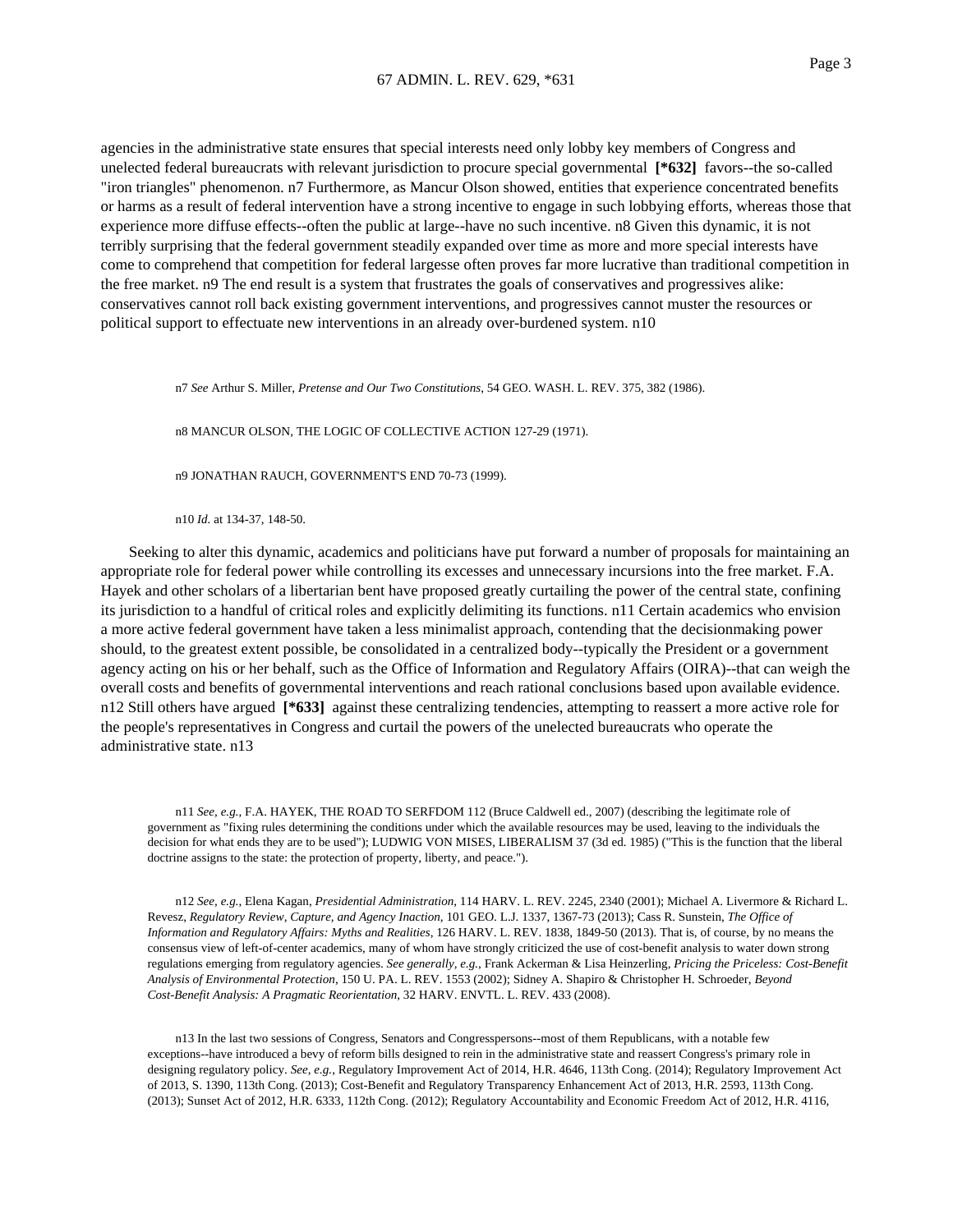agencies in the administrative state ensures that special interests need only lobby key members of Congress and unelected federal bureaucrats with relevant jurisdiction to procure special governmental **[*632]** favors--the so-called "iron triangles" phenomenon. n7 Furthermore, as Mancur Olson showed, entities that experience concentrated benefits or harms as a result of federal intervention have a strong incentive to engage in such lobbying efforts, whereas those that experience more diffuse effects--often the public at large--have no such incentive. n8 Given this dynamic, it is not terribly surprising that the federal government steadily expanded over time as more and more special interests have come to comprehend that competition for federal largesse often proves far more lucrative than traditional competition in the free market. n9 The end result is a system that frustrates the goals of conservatives and progressives alike: conservatives cannot roll back existing government interventions, and progressives cannot muster the resources or political support to effectuate new interventions in an already over-burdened system. n10

n7 *See* Arthur S. Miller, *Pretense and Our Two Constitutions*, 54 GEO. WASH. L. REV. 375, 382 (1986).

n8 MANCUR OLSON, THE LOGIC OF COLLECTIVE ACTION 127-29 (1971).

n9 JONATHAN RAUCH, GOVERNMENT'S END 70-73 (1999).

n10 *Id.* at 134-37, 148-50.

Seeking to alter this dynamic, academics and politicians have put forward a number of proposals for maintaining an appropriate role for federal power while controlling its excesses and unnecessary incursions into the free market. F.A. Hayek and other scholars of a libertarian bent have proposed greatly curtailing the power of the central state, confining its jurisdiction to a handful of critical roles and explicitly delimiting its functions. n11 Certain academics who envision a more active federal government have taken a less minimalist approach, contending that the decisionmaking power should, to the greatest extent possible, be consolidated in a centralized body--typically the President or a government agency acting on his or her behalf, such as the Office of Information and Regulatory Affairs (OIRA)--that can weigh the overall costs and benefits of governmental interventions and reach rational conclusions based upon available evidence. n12 Still others have argued **[*633]** against these centralizing tendencies, attempting to reassert a more active role for the people's representatives in Congress and curtail the powers of the unelected bureaucrats who operate the administrative state. n13

n11 *See, e.g.*, F.A. HAYEK, THE ROAD TO SERFDOM 112 (Bruce Caldwell ed., 2007) (describing the legitimate role of government as "fixing rules determining the conditions under which the available resources may be used, leaving to the individuals the decision for what ends they are to be used"); LUDWIG VON MISES, LIBERALISM 37 (3d ed. 1985) ("This is the function that the liberal doctrine assigns to the state: the protection of property, liberty, and peace.").

n12 *See, e.g.*, Elena Kagan, *Presidential Administration*, 114 HARV. L. REV. 2245, 2340 (2001); Michael A. Livermore & Richard L. Revesz, *Regulatory Review, Capture, and Agency Inaction*, 101 GEO. L.J. 1337, 1367-73 (2013); Cass R. Sunstein, *The Office of Information and Regulatory Affairs: Myths and Realities*, 126 HARV. L. REV. 1838, 1849-50 (2013). That is, of course, by no means the consensus view of left-of-center academics, many of whom have strongly criticized the use of cost-benefit analysis to water down strong regulations emerging from regulatory agencies. *See generally, e.g.*, Frank Ackerman & Lisa Heinzerling, *Pricing the Priceless: Cost-Benefit Analysis of Environmental Protection*, 150 U. PA. L. REV. 1553 (2002); Sidney A. Shapiro & Christopher H. Schroeder, *Beyond Cost-Benefit Analysis: A Pragmatic Reorientation*, 32 HARV. ENVTL. L. REV. 433 (2008).

n13 In the last two sessions of Congress, Senators and Congresspersons--most of them Republicans, with a notable few exceptions--have introduced a bevy of reform bills designed to rein in the administrative state and reassert Congress's primary role in designing regulatory policy. *See, e.g.*, Regulatory Improvement Act of 2014, H.R. 4646, 113th Cong. (2014); Regulatory Improvement Act of 2013, S. 1390, 113th Cong. (2013); Cost-Benefit and Regulatory Transparency Enhancement Act of 2013, H.R. 2593, 113th Cong. (2013); Sunset Act of 2012, H.R. 6333, 112th Cong. (2012); Regulatory Accountability and Economic Freedom Act of 2012, H.R. 4116,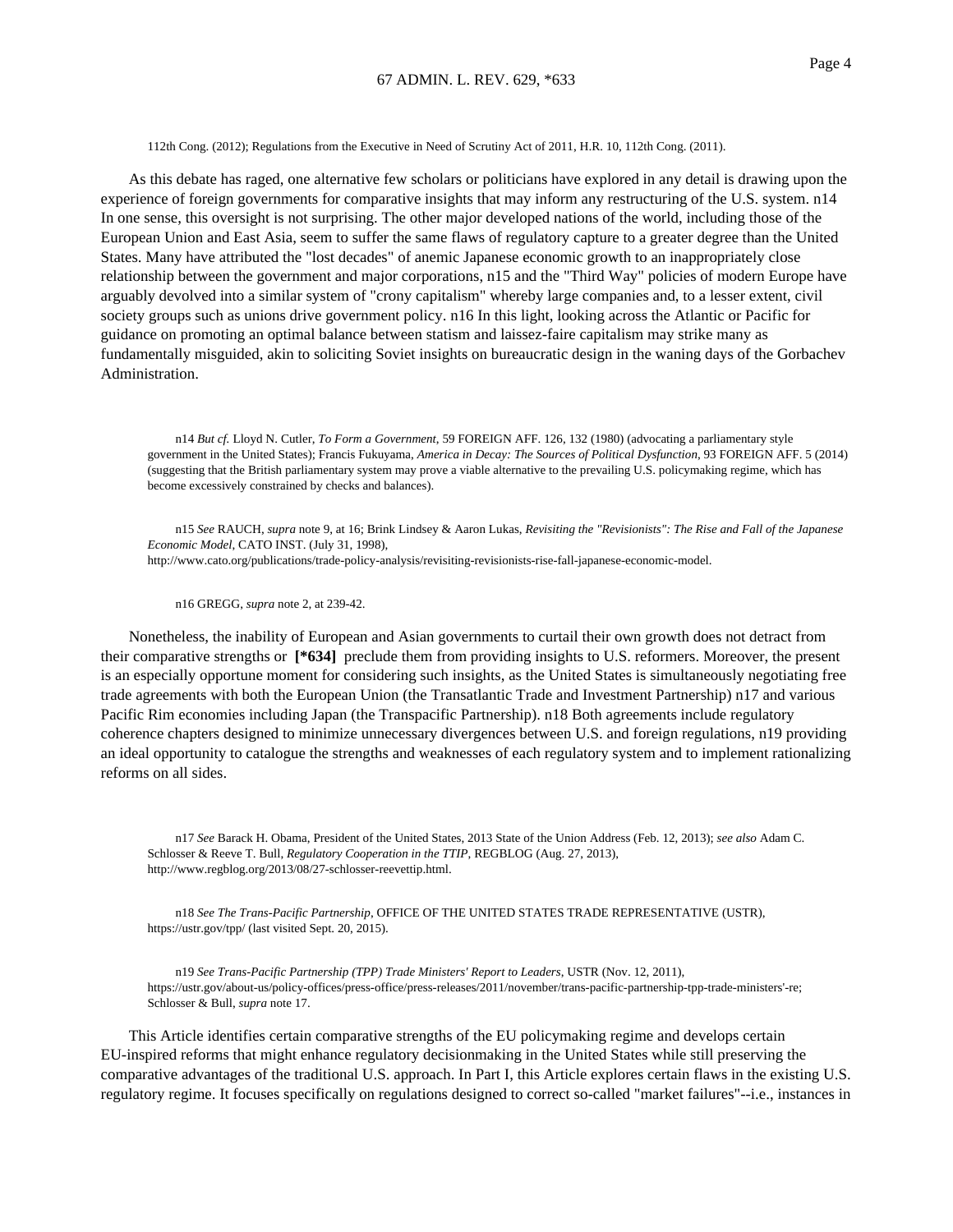112th Cong. (2012); Regulations from the Executive in Need of Scrutiny Act of 2011, H.R. 10, 112th Cong. (2011).

As this debate has raged, one alternative few scholars or politicians have explored in any detail is drawing upon the experience of foreign governments for comparative insights that may inform any restructuring of the U.S. system. n14 In one sense, this oversight is not surprising. The other major developed nations of the world, including those of the European Union and East Asia, seem to suffer the same flaws of regulatory capture to a greater degree than the United States. Many have attributed the "lost decades" of anemic Japanese economic growth to an inappropriately close relationship between the government and major corporations, n15 and the "Third Way" policies of modern Europe have arguably devolved into a similar system of "crony capitalism" whereby large companies and, to a lesser extent, civil society groups such as unions drive government policy. n16 In this light, looking across the Atlantic or Pacific for guidance on promoting an optimal balance between statism and laissez-faire capitalism may strike many as fundamentally misguided, akin to soliciting Soviet insights on bureaucratic design in the waning days of the Gorbachev Administration.

n14 *But cf.* Lloyd N. Cutler, *To Form a Government*, 59 FOREIGN AFF. 126, 132 (1980) (advocating a parliamentary style government in the United States); Francis Fukuyama, *America in Decay: The Sources of Political Dysfunction*, 93 FOREIGN AFF. 5 (2014) (suggesting that the British parliamentary system may prove a viable alternative to the prevailing U.S. policymaking regime, which has become excessively constrained by checks and balances).

n15 *See* RAUCH, *supra* note 9, at 16; Brink Lindsey & Aaron Lukas, *Revisiting the "Revisionists": The Rise and Fall of the Japanese Economic Model*, CATO INST. (July 31, 1998), http://www.cato.org/publications/trade-policy-analysis/revisiting-revisionists-rise-fall-japanese-economic-model.

n16 GREGG, *supra* note 2, at 239-42.

Nonetheless, the inability of European and Asian governments to curtail their own growth does not detract from their comparative strengths or **[*634]** preclude them from providing insights to U.S. reformers. Moreover, the present is an especially opportune moment for considering such insights, as the United States is simultaneously negotiating free trade agreements with both the European Union (the Transatlantic Trade and Investment Partnership) n17 and various Pacific Rim economies including Japan (the Transpacific Partnership). n18 Both agreements include regulatory coherence chapters designed to minimize unnecessary divergences between U.S. and foreign regulations, n19 providing an ideal opportunity to catalogue the strengths and weaknesses of each regulatory system and to implement rationalizing reforms on all sides.

n17 *See* Barack H. Obama, President of the United States, 2013 State of the Union Address (Feb. 12, 2013); *see also* Adam C. Schlosser & Reeve T. Bull, *Regulatory Cooperation in the TTIP*, REGBLOG (Aug. 27, 2013), http://www.regblog.org/2013/08/27-schlosser-reevettip.html.

n18 *See The Trans-Pacific Partnership*, OFFICE OF THE UNITED STATES TRADE REPRESENTATIVE (USTR), https://ustr.gov/tpp/ (last visited Sept. 20, 2015).

n19 *See Trans-Pacific Partnership (TPP) Trade Ministers' Report to Leaders*, USTR (Nov. 12, 2011), https://ustr.gov/about-us/policy-offices/press-office/press-releases/2011/november/trans-pacific-partnership-tpp-trade-ministers'-re; Schlosser & Bull, *supra* note 17.

This Article identifies certain comparative strengths of the EU policymaking regime and develops certain EU-inspired reforms that might enhance regulatory decisionmaking in the United States while still preserving the comparative advantages of the traditional U.S. approach. In Part I, this Article explores certain flaws in the existing U.S. regulatory regime. It focuses specifically on regulations designed to correct so-called "market failures"--i.e., instances in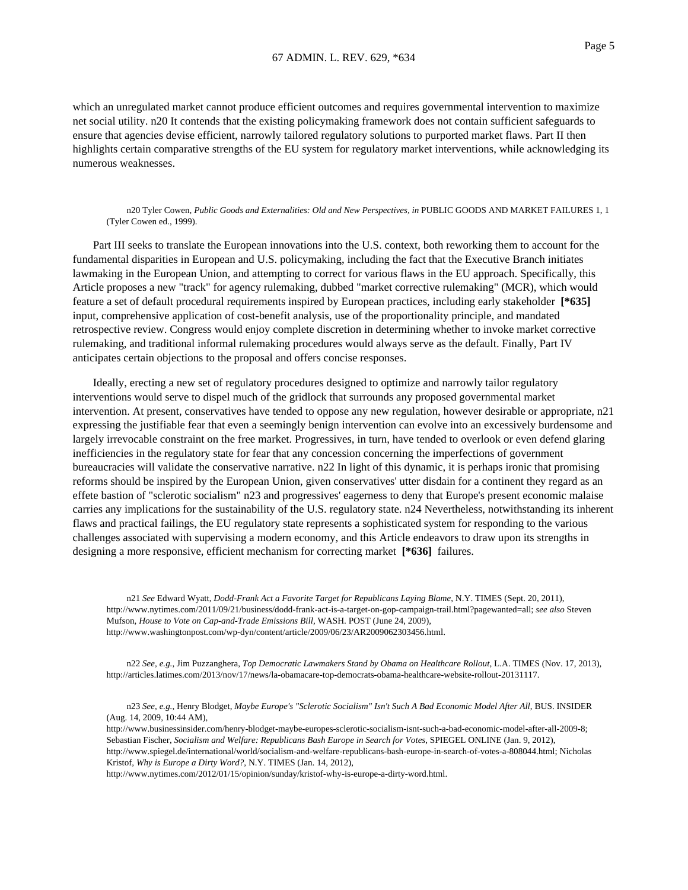which an unregulated market cannot produce efficient outcomes and requires governmental intervention to maximize net social utility. n20 It contends that the existing policymaking framework does not contain sufficient safeguards to ensure that agencies devise efficient, narrowly tailored regulatory solutions to purported market flaws. Part II then highlights certain comparative strengths of the EU system for regulatory market interventions, while acknowledging its numerous weaknesses.

n20 Tyler Cowen, *Public Goods and Externalities: Old and New Perspectives*, *in* PUBLIC GOODS AND MARKET FAILURES 1, 1 (Tyler Cowen ed., 1999).

Part III seeks to translate the European innovations into the U.S. context, both reworking them to account for the fundamental disparities in European and U.S. policymaking, including the fact that the Executive Branch initiates lawmaking in the European Union, and attempting to correct for various flaws in the EU approach. Specifically, this Article proposes a new "track" for agency rulemaking, dubbed "market corrective rulemaking" (MCR), which would feature a set of default procedural requirements inspired by European practices, including early stakeholder **[*635]** input, comprehensive application of cost-benefit analysis, use of the proportionality principle, and mandated retrospective review. Congress would enjoy complete discretion in determining whether to invoke market corrective rulemaking, and traditional informal rulemaking procedures would always serve as the default. Finally, Part IV anticipates certain objections to the proposal and offers concise responses.

Ideally, erecting a new set of regulatory procedures designed to optimize and narrowly tailor regulatory interventions would serve to dispel much of the gridlock that surrounds any proposed governmental market intervention. At present, conservatives have tended to oppose any new regulation, however desirable or appropriate, n21 expressing the justifiable fear that even a seemingly benign intervention can evolve into an excessively burdensome and largely irrevocable constraint on the free market. Progressives, in turn, have tended to overlook or even defend glaring inefficiencies in the regulatory state for fear that any concession concerning the imperfections of government bureaucracies will validate the conservative narrative. n22 In light of this dynamic, it is perhaps ironic that promising reforms should be inspired by the European Union, given conservatives' utter disdain for a continent they regard as an effete bastion of "sclerotic socialism" n23 and progressives' eagerness to deny that Europe's present economic malaise carries any implications for the sustainability of the U.S. regulatory state. n24 Nevertheless, notwithstanding its inherent flaws and practical failings, the EU regulatory state represents a sophisticated system for responding to the various challenges associated with supervising a modern economy, and this Article endeavors to draw upon its strengths in designing a more responsive, efficient mechanism for correcting market **[*636]** failures.

n21 *See* Edward Wyatt, *Dodd-Frank Act a Favorite Target for Republicans Laying Blame*, N.Y. TIMES (Sept. 20, 2011), http://www.nytimes.com/2011/09/21/business/dodd-frank-act-is-a-target-on-gop-campaign-trail.html?pagewanted=all; *see also* Steven Mufson, *House to Vote on Cap-and-Trade Emissions Bill*, WASH. POST (June 24, 2009), http://www.washingtonpost.com/wp-dyn/content/article/2009/06/23/AR2009062303456.html.

n22 *See, e.g.*, Jim Puzzanghera, *Top Democratic Lawmakers Stand by Obama on Healthcare Rollout*, L.A. TIMES (Nov. 17, 2013), http://articles.latimes.com/2013/nov/17/news/la-obamacare-top-democrats-obama-healthcare-website-rollout-20131117.

n23 *See, e.g.*, Henry Blodget, *Maybe Europe's "Sclerotic Socialism" Isn't Such A Bad Economic Model After All*, BUS. INSIDER (Aug. 14, 2009, 10:44 AM), http://www.businessinsider.com/henry-blodget-maybe-europes-sclerotic-socialism-isnt-such-a-bad-economic-model-after-all-2009-8; Sebastian Fischer, *Socialism and Welfare: Republicans Bash Europe in Search for Votes*, SPIEGEL ONLINE (Jan. 9, 2012), http://www.spiegel.de/international/world/socialism-and-welfare-republicans-bash-europe-in-search-of-votes-a-808044.html; Nicholas Kristof, *Why is Europe a Dirty Word?*, N.Y. TIMES (Jan. 14, 2012), http://www.nytimes.com/2012/01/15/opinion/sunday/kristof-why-is-europe-a-dirty-word.html.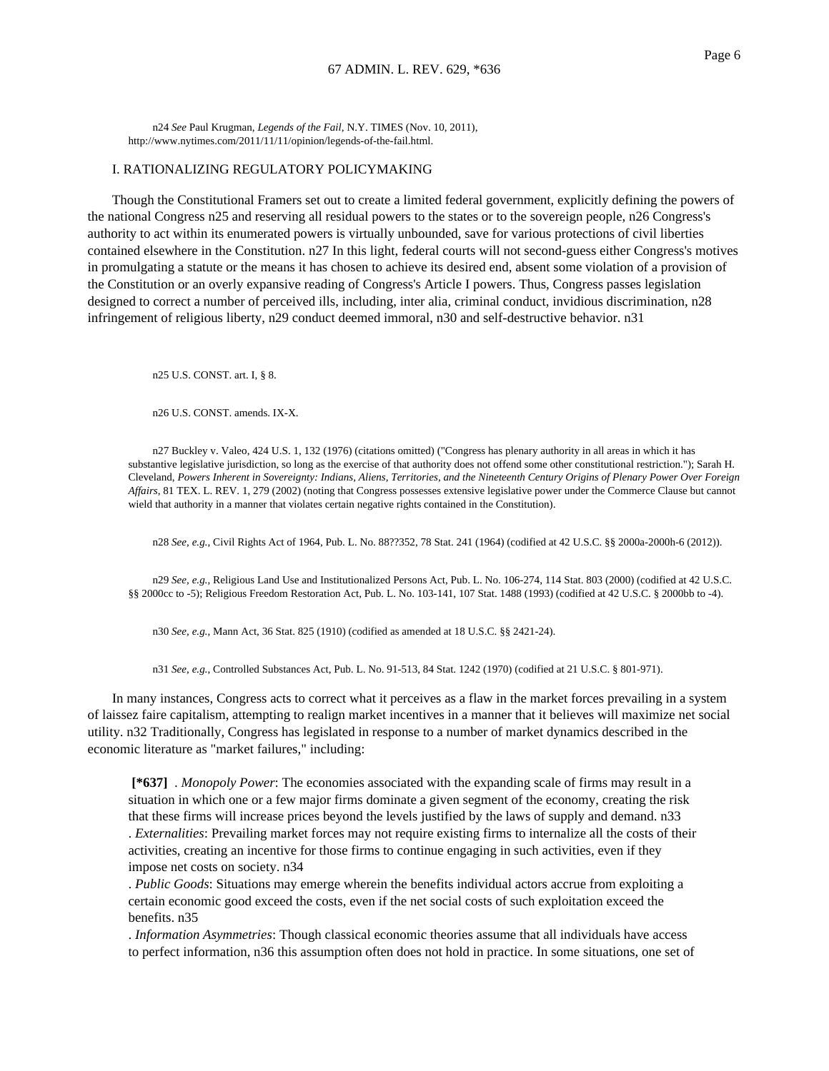n24 *See* Paul Krugman, *Legends of the Fail*, N.Y. TIMES (Nov. 10, 2011), http://www.nytimes.com/2011/11/11/opinion/legends-of-the-fail.html.

## I. RATIONALIZING REGULATORY POLICYMAKING

Though the Constitutional Framers set out to create a limited federal government, explicitly defining the powers of the national Congress n25 and reserving all residual powers to the states or to the sovereign people, n26 Congress's authority to act within its enumerated powers is virtually unbounded, save for various protections of civil liberties contained elsewhere in the Constitution. n27 In this light, federal courts will not second-guess either Congress's motives in promulgating a statute or the means it has chosen to achieve its desired end, absent some violation of a provision of the Constitution or an overly expansive reading of Congress's Article I powers. Thus, Congress passes legislation designed to correct a number of perceived ills, including, inter alia, criminal conduct, invidious discrimination, n28 infringement of religious liberty, n29 conduct deemed immoral, n30 and self-destructive behavior. n31

n25 U.S. CONST. art. I, § 8.

n26 U.S. CONST. amends. IX-X.

n27 Buckley v. Valeo, 424 U.S. 1, 132 (1976) (citations omitted) ("Congress has plenary authority in all areas in which it has substantive legislative jurisdiction, so long as the exercise of that authority does not offend some other constitutional restriction."); Sarah H. Cleveland, *Powers Inherent in Sovereignty: Indians, Aliens, Territories, and the Nineteenth Century Origins of Plenary Power Over Foreign Affairs*, 81 TEX. L. REV. 1, 279 (2002) (noting that Congress possesses extensive legislative power under the Commerce Clause but cannot wield that authority in a manner that violates certain negative rights contained in the Constitution).

n28 *See, e.g.*, Civil Rights Act of 1964, Pub. L. No. 88??352, 78 Stat. 241 (1964) (codified at 42 U.S.C. §§ 2000a-2000h-6 (2012)).

n29 *See, e.g.*, Religious Land Use and Institutionalized Persons Act, Pub. L. No. 106-274, 114 Stat. 803 (2000) (codified at 42 U.S.C. §§ 2000cc to -5); Religious Freedom Restoration Act, Pub. L. No. 103-141, 107 Stat. 1488 (1993) (codified at 42 U.S.C. § 2000bb to -4).

n30 *See, e.g.*, Mann Act, 36 Stat. 825 (1910) (codified as amended at 18 U.S.C. §§ 2421-24).

n31 *See, e.g.*, Controlled Substances Act, Pub. L. No. 91-513, 84 Stat. 1242 (1970) (codified at 21 U.S.C. § 801-971).

In many instances, Congress acts to correct what it perceives as a flaw in the market forces prevailing in a system of laissez faire capitalism, attempting to realign market incentives in a manner that it believes will maximize net social utility. n32 Traditionally, Congress has legislated in response to a number of market dynamics described in the economic literature as "market failures," including:

> **[*637]** . *Monopoly Power*: The economies associated with the expanding scale of firms may result in a situation in which one or a few major firms dominate a given segment of the economy, creating the risk that these firms will increase prices beyond the levels justified by the laws of supply and demand. n33
> . *Externalities*: Prevailing market forces may not require existing firms to internalize all the costs of their activities, creating an incentive for those firms to continue engaging in such activities, even if they impose net costs on society. n34
> . *Public Goods*: Situations may emerge wherein the benefits individual actors accrue from exploiting a certain economic good exceed the costs, even if the net social costs of such exploitation exceed the benefits. n35
> . *Information Asymmetries*: Though classical economic theories assume that all individuals have access to perfect information, n36 this assumption often does not hold in practice. In some situations, one set of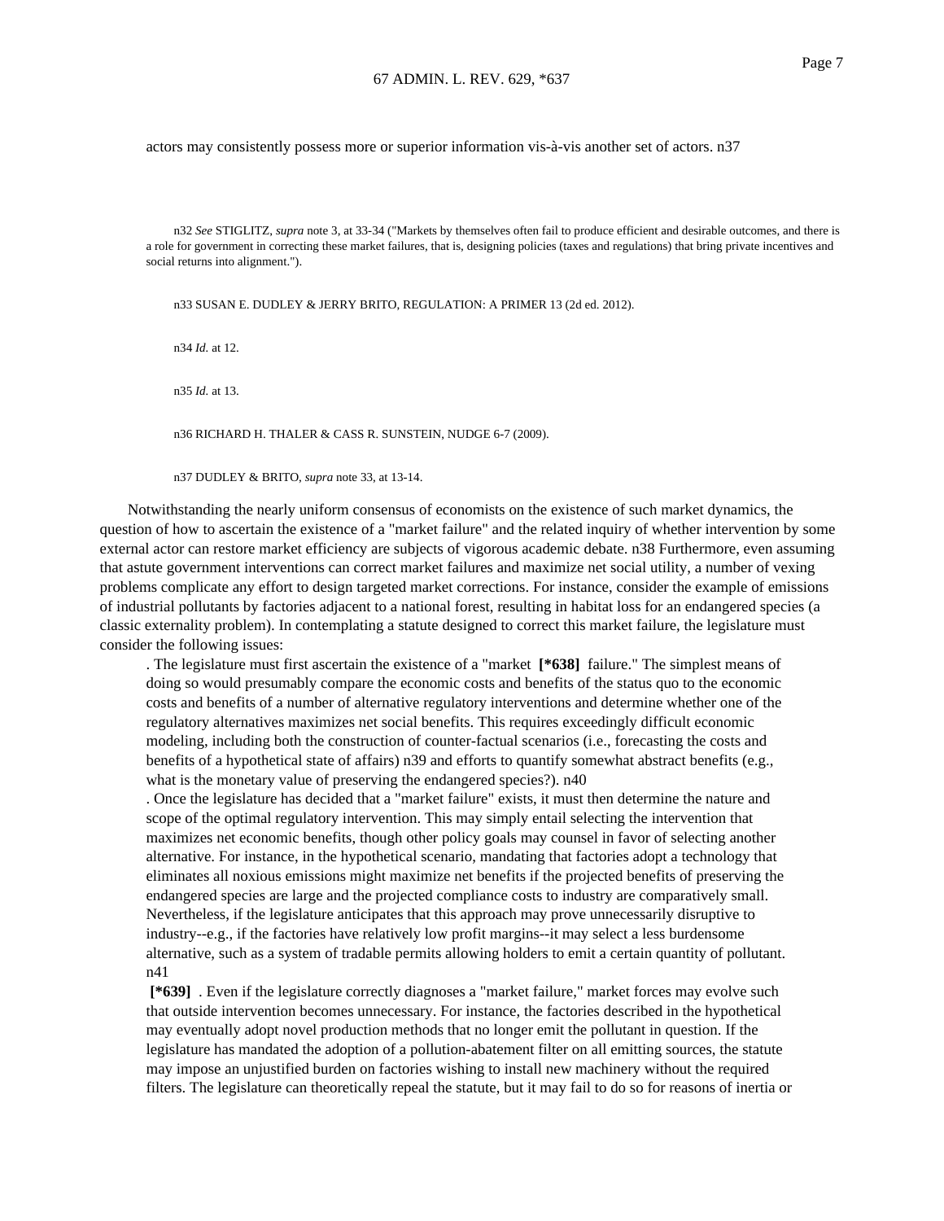actors may consistently possess more or superior information vis-à-vis another set of actors. n37

n32 *See* STIGLITZ, *supra* note 3, at 33-34 ("Markets by themselves often fail to produce efficient and desirable outcomes, and there is a role for government in correcting these market failures, that is, designing policies (taxes and regulations) that bring private incentives and social returns into alignment.").

n33 SUSAN E. DUDLEY & JERRY BRITO, REGULATION: A PRIMER 13 (2d ed. 2012).

n34 *Id.* at 12.

n35 *Id.* at 13.

n36 RICHARD H. THALER & CASS R. SUNSTEIN, NUDGE 6-7 (2009).

n37 DUDLEY & BRITO, *supra* note 33, at 13-14.

Notwithstanding the nearly uniform consensus of economists on the existence of such market dynamics, the question of how to ascertain the existence of a "market failure" and the related inquiry of whether intervention by some external actor can restore market efficiency are subjects of vigorous academic debate. n38 Furthermore, even assuming that astute government interventions can correct market failures and maximize net social utility, a number of vexing problems complicate any effort to design targeted market corrections. For instance, consider the example of emissions of industrial pollutants by factories adjacent to a national forest, resulting in habitat loss for an endangered species (a classic externality problem). In contemplating a statute designed to correct this market failure, the legislature must consider the following issues:

. The legislature must first ascertain the existence of a "market **[*638]** failure." The simplest means of doing so would presumably compare the economic costs and benefits of the status quo to the economic costs and benefits of a number of alternative regulatory interventions and determine whether one of the regulatory alternatives maximizes net social benefits. This requires exceedingly difficult economic modeling, including both the construction of counter-factual scenarios (i.e., forecasting the costs and benefits of a hypothetical state of affairs) n39 and efforts to quantify somewhat abstract benefits (e.g., what is the monetary value of preserving the endangered species?). n40

. Once the legislature has decided that a "market failure" exists, it must then determine the nature and scope of the optimal regulatory intervention. This may simply entail selecting the intervention that maximizes net economic benefits, though other policy goals may counsel in favor of selecting another alternative. For instance, in the hypothetical scenario, mandating that factories adopt a technology that eliminates all noxious emissions might maximize net benefits if the projected benefits of preserving the endangered species are large and the projected compliance costs to industry are comparatively small. Nevertheless, if the legislature anticipates that this approach may prove unnecessarily disruptive to industry--e.g., if the factories have relatively low profit margins--it may select a less burdensome alternative, such as a system of tradable permits allowing holders to emit a certain quantity of pollutant. n41

**[*639]** . Even if the legislature correctly diagnoses a "market failure," market forces may evolve such that outside intervention becomes unnecessary. For instance, the factories described in the hypothetical may eventually adopt novel production methods that no longer emit the pollutant in question. If the legislature has mandated the adoption of a pollution-abatement filter on all emitting sources, the statute may impose an unjustified burden on factories wishing to install new machinery without the required filters. The legislature can theoretically repeal the statute, but it may fail to do so for reasons of inertia or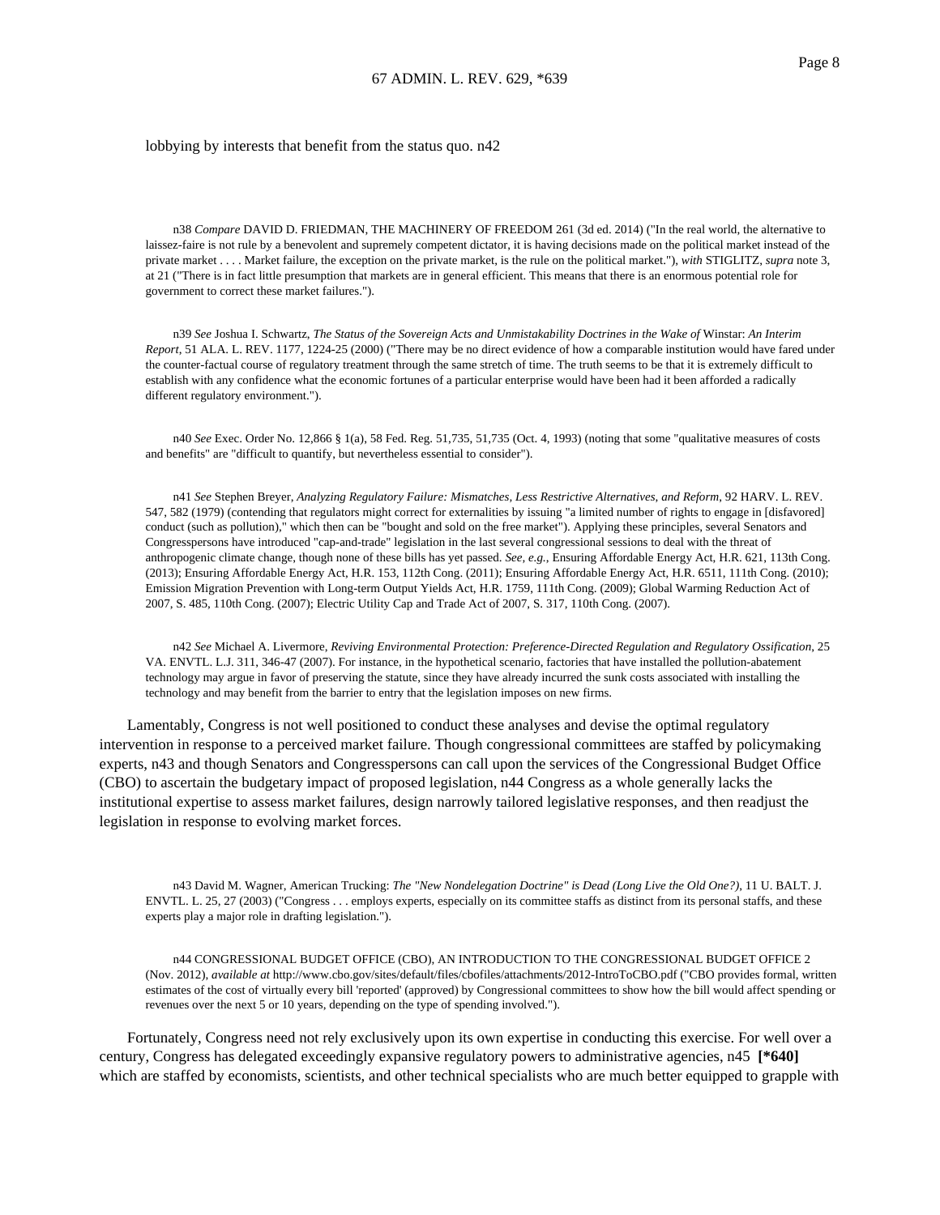lobbying by interests that benefit from the status quo. n42

n38 *Compare* DAVID D. FRIEDMAN, THE MACHINERY OF FREEDOM 261 (3d ed. 2014) ("In the real world, the alternative to laissez-faire is not rule by a benevolent and supremely competent dictator, it is having decisions made on the political market instead of the private market . . . . Market failure, the exception on the private market, is the rule on the political market."), *with* STIGLITZ, *supra* note 3, at 21 ("There is in fact little presumption that markets are in general efficient. This means that there is an enormous potential role for government to correct these market failures.").

n39 *See* Joshua I. Schwartz, *The Status of the Sovereign Acts and Unmistakability Doctrines in the Wake of* Winstar: *An Interim Report*, 51 ALA. L. REV. 1177, 1224-25 (2000) ("There may be no direct evidence of how a comparable institution would have fared under the counter-factual course of regulatory treatment through the same stretch of time. The truth seems to be that it is extremely difficult to establish with any confidence what the economic fortunes of a particular enterprise would have been had it been afforded a radically different regulatory environment.").

n40 *See* Exec. Order No. 12,866 § 1(a), 58 Fed. Reg. 51,735, 51,735 (Oct. 4, 1993) (noting that some "qualitative measures of costs and benefits" are "difficult to quantify, but nevertheless essential to consider").

n41 *See* Stephen Breyer, *Analyzing Regulatory Failure: Mismatches, Less Restrictive Alternatives, and Reform*, 92 HARV. L. REV. 547, 582 (1979) (contending that regulators might correct for externalities by issuing "a limited number of rights to engage in [disfavored] conduct (such as pollution)," which then can be "bought and sold on the free market"). Applying these principles, several Senators and Congresspersons have introduced "cap-and-trade" legislation in the last several congressional sessions to deal with the threat of anthropogenic climate change, though none of these bills has yet passed. *See, e.g.*, Ensuring Affordable Energy Act, H.R. 621, 113th Cong. (2013); Ensuring Affordable Energy Act, H.R. 153, 112th Cong. (2011); Ensuring Affordable Energy Act, H.R. 6511, 111th Cong. (2010); Emission Migration Prevention with Long-term Output Yields Act, H.R. 1759, 111th Cong. (2009); Global Warming Reduction Act of 2007, S. 485, 110th Cong. (2007); Electric Utility Cap and Trade Act of 2007, S. 317, 110th Cong. (2007).

n42 *See* Michael A. Livermore, *Reviving Environmental Protection: Preference-Directed Regulation and Regulatory Ossification*, 25 VA. ENVTL. L.J. 311, 346-47 (2007). For instance, in the hypothetical scenario, factories that have installed the pollution-abatement technology may argue in favor of preserving the statute, since they have already incurred the sunk costs associated with installing the technology and may benefit from the barrier to entry that the legislation imposes on new firms.

Lamentably, Congress is not well positioned to conduct these analyses and devise the optimal regulatory intervention in response to a perceived market failure. Though congressional committees are staffed by policymaking experts, n43 and though Senators and Congresspersons can call upon the services of the Congressional Budget Office (CBO) to ascertain the budgetary impact of proposed legislation, n44 Congress as a whole generally lacks the institutional expertise to assess market failures, design narrowly tailored legislative responses, and then readjust the legislation in response to evolving market forces.

n43 David M. Wagner, American Trucking: *The "New Nondelegation Doctrine" is Dead (Long Live the Old One?)*, 11 U. BALT. J. ENVTL. L. 25, 27 (2003) ("Congress . . . employs experts, especially on its committee staffs as distinct from its personal staffs, and these experts play a major role in drafting legislation.").

n44 CONGRESSIONAL BUDGET OFFICE (CBO), AN INTRODUCTION TO THE CONGRESSIONAL BUDGET OFFICE 2 (Nov. 2012), *available at* http://www.cbo.gov/sites/default/files/cbofiles/attachments/2012-IntroToCBO.pdf ("CBO provides formal, written estimates of the cost of virtually every bill 'reported' (approved) by Congressional committees to show how the bill would affect spending or revenues over the next 5 or 10 years, depending on the type of spending involved.").

Fortunately, Congress need not rely exclusively upon its own expertise in conducting this exercise. For well over a century, Congress has delegated exceedingly expansive regulatory powers to administrative agencies, n45 **[*640]** which are staffed by economists, scientists, and other technical specialists who are much better equipped to grapple with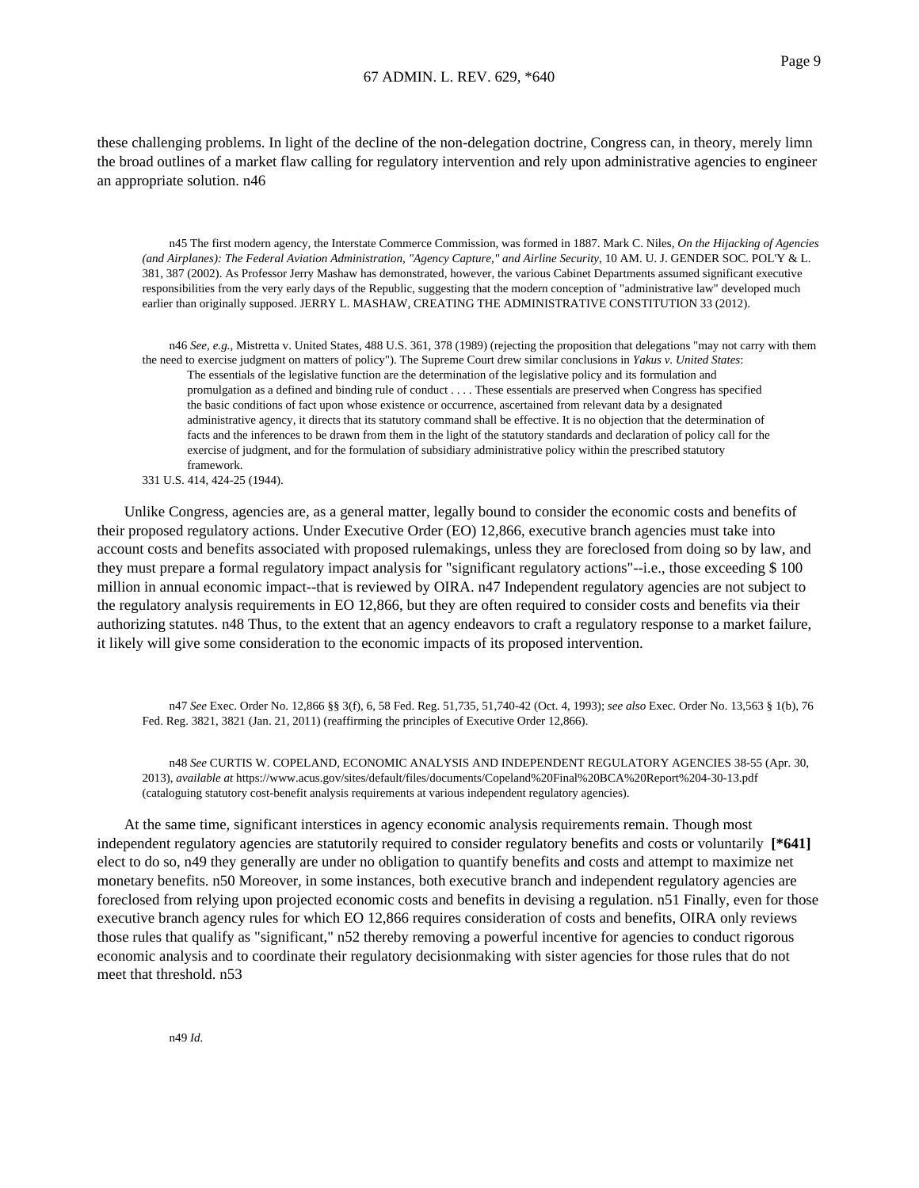these challenging problems. In light of the decline of the non-delegation doctrine, Congress can, in theory, merely limn the broad outlines of a market flaw calling for regulatory intervention and rely upon administrative agencies to engineer an appropriate solution. n46

n45 The first modern agency, the Interstate Commerce Commission, was formed in 1887. Mark C. Niles, *On the Hijacking of Agencies (and Airplanes): The Federal Aviation Administration, "Agency Capture," and Airline Security*, 10 AM. U. J. GENDER SOC. POL'Y & L. 381, 387 (2002). As Professor Jerry Mashaw has demonstrated, however, the various Cabinet Departments assumed significant executive responsibilities from the very early days of the Republic, suggesting that the modern conception of "administrative law" developed much earlier than originally supposed. JERRY L. MASHAW, CREATING THE ADMINISTRATIVE CONSTITUTION 33 (2012).

n46 *See, e.g.*, Mistretta v. United States, 488 U.S. 361, 378 (1989) (rejecting the proposition that delegations "may not carry with them the need to exercise judgment on matters of policy"). The Supreme Court drew similar conclusions in *Yakus v. United States*:

> The essentials of the legislative function are the determination of the legislative policy and its formulation and promulgation as a defined and binding rule of conduct . . . . These essentials are preserved when Congress has specified the basic conditions of fact upon whose existence or occurrence, ascertained from relevant data by a designated administrative agency, it directs that its statutory command shall be effective. It is no objection that the determination of facts and the inferences to be drawn from them in the light of the statutory standards and declaration of policy call for the exercise of judgment, and for the formulation of subsidiary administrative policy within the prescribed statutory framework.

331 U.S. 414, 424-25 (1944).

Unlike Congress, agencies are, as a general matter, legally bound to consider the economic costs and benefits of their proposed regulatory actions. Under Executive Order (EO) 12,866, executive branch agencies must take into account costs and benefits associated with proposed rulemakings, unless they are foreclosed from doing so by law, and they must prepare a formal regulatory impact analysis for "significant regulatory actions"--i.e., those exceeding $ 100 million in annual economic impact--that is reviewed by OIRA. n47 Independent regulatory agencies are not subject to the regulatory analysis requirements in EO 12,866, but they are often required to consider costs and benefits via their authorizing statutes. n48 Thus, to the extent that an agency endeavors to craft a regulatory response to a market failure, it likely will give some consideration to the economic impacts of its proposed intervention.

n47 *See* Exec. Order No. 12,866 §§ 3(f), 6, 58 Fed. Reg. 51,735, 51,740-42 (Oct. 4, 1993); *see also* Exec. Order No. 13,563 § 1(b), 76 Fed. Reg. 3821, 3821 (Jan. 21, 2011) (reaffirming the principles of Executive Order 12,866).

n48 *See* CURTIS W. COPELAND, ECONOMIC ANALYSIS AND INDEPENDENT REGULATORY AGENCIES 38-55 (Apr. 30, 2013), *available at* https://www.acus.gov/sites/default/files/documents/Copeland%20Final%20BCA%20Report%204-30-13.pdf (cataloguing statutory cost-benefit analysis requirements at various independent regulatory agencies).

At the same time, significant interstices in agency economic analysis requirements remain. Though most independent regulatory agencies are statutorily required to consider regulatory benefits and costs or voluntarily **[*641]** elect to do so, n49 they generally are under no obligation to quantify benefits and costs and attempt to maximize net monetary benefits. n50 Moreover, in some instances, both executive branch and independent regulatory agencies are foreclosed from relying upon projected economic costs and benefits in devising a regulation. n51 Finally, even for those executive branch agency rules for which EO 12,866 requires consideration of costs and benefits, OIRA only reviews those rules that qualify as "significant," n52 thereby removing a powerful incentive for agencies to conduct rigorous economic analysis and to coordinate their regulatory decisionmaking with sister agencies for those rules that do not meet that threshold. n53

n49 *Id.*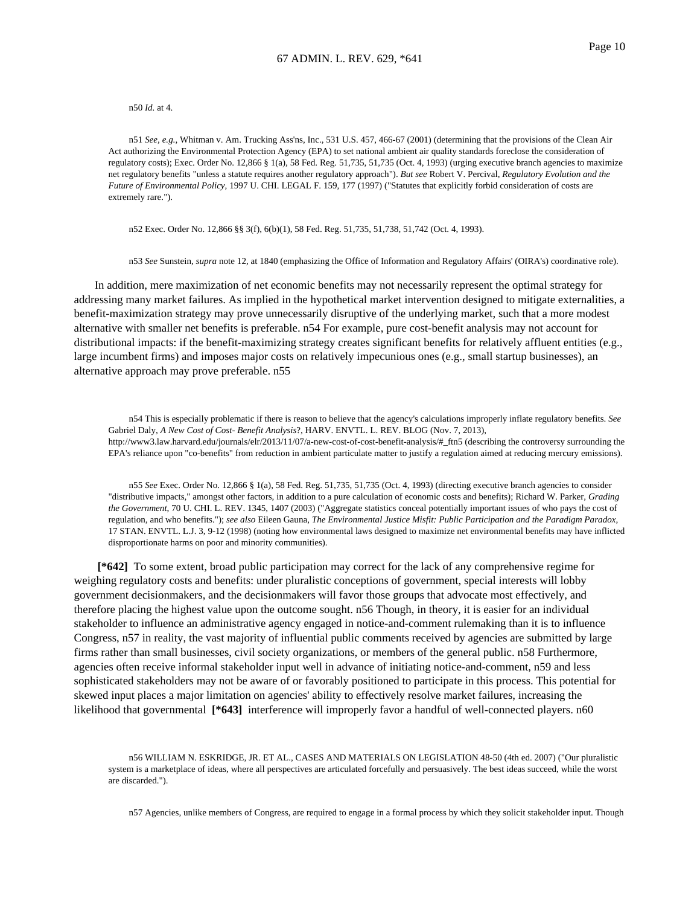n50 *Id.* at 4.

n51 *See, e.g.*, Whitman v. Am. Trucking Ass'ns, Inc., 531 U.S. 457, 466-67 (2001) (determining that the provisions of the Clean Air Act authorizing the Environmental Protection Agency (EPA) to set national ambient air quality standards foreclose the consideration of regulatory costs); Exec. Order No. 12,866 § 1(a), 58 Fed. Reg. 51,735, 51,735 (Oct. 4, 1993) (urging executive branch agencies to maximize net regulatory benefits "unless a statute requires another regulatory approach"). *But see* Robert V. Percival, *Regulatory Evolution and the Future of Environmental Policy*, 1997 U. CHI. LEGAL F. 159, 177 (1997) ("Statutes that explicitly forbid consideration of costs are extremely rare.").

n52 Exec. Order No. 12,866 §§ 3(f), 6(b)(1), 58 Fed. Reg. 51,735, 51,738, 51,742 (Oct. 4, 1993).

n53 *See* Sunstein, *supra* note 12, at 1840 (emphasizing the Office of Information and Regulatory Affairs' (OIRA's) coordinative role).

In addition, mere maximization of net economic benefits may not necessarily represent the optimal strategy for addressing many market failures. As implied in the hypothetical market intervention designed to mitigate externalities, a benefit-maximization strategy may prove unnecessarily disruptive of the underlying market, such that a more modest alternative with smaller net benefits is preferable. n54 For example, pure cost-benefit analysis may not account for distributional impacts: if the benefit-maximizing strategy creates significant benefits for relatively affluent entities (e.g., large incumbent firms) and imposes major costs on relatively impecunious ones (e.g., small startup businesses), an alternative approach may prove preferable. n55

n54 This is especially problematic if there is reason to believe that the agency's calculations improperly inflate regulatory benefits. *See* Gabriel Daly, *A New Cost of Cost- Benefit Analysis*?, HARV. ENVTL. L. REV. BLOG (Nov. 7, 2013), http://www3.law.harvard.edu/journals/elr/2013/11/07/a-new-cost-of-cost-benefit-analysis/#_ftn5 (describing the controversy surrounding the EPA's reliance upon "co-benefits" from reduction in ambient particulate matter to justify a regulation aimed at reducing mercury emissions).

n55 *See* Exec. Order No. 12,866 § 1(a), 58 Fed. Reg. 51,735, 51,735 (Oct. 4, 1993) (directing executive branch agencies to consider "distributive impacts," amongst other factors, in addition to a pure calculation of economic costs and benefits); Richard W. Parker, *Grading the Government*, 70 U. CHI. L. REV. 1345, 1407 (2003) ("Aggregate statistics conceal potentially important issues of who pays the cost of regulation, and who benefits."); *see also* Eileen Gauna, *The Environmental Justice Misfit: Public Participation and the Paradigm Paradox*, 17 STAN. ENVTL. L.J. 3, 9-12 (1998) (noting how environmental laws designed to maximize net environmental benefits may have inflicted disproportionate harms on poor and minority communities).

**[*642]** To some extent, broad public participation may correct for the lack of any comprehensive regime for weighing regulatory costs and benefits: under pluralistic conceptions of government, special interests will lobby government decisionmakers, and the decisionmakers will favor those groups that advocate most effectively, and therefore placing the highest value upon the outcome sought. n56 Though, in theory, it is easier for an individual stakeholder to influence an administrative agency engaged in notice-and-comment rulemaking than it is to influence Congress, n57 in reality, the vast majority of influential public comments received by agencies are submitted by large firms rather than small businesses, civil society organizations, or members of the general public. n58 Furthermore, agencies often receive informal stakeholder input well in advance of initiating notice-and-comment, n59 and less sophisticated stakeholders may not be aware of or favorably positioned to participate in this process. This potential for skewed input places a major limitation on agencies' ability to effectively resolve market failures, increasing the likelihood that governmental **[*643]** interference will improperly favor a handful of well-connected players. n60

n56 WILLIAM N. ESKRIDGE, JR. ET AL., CASES AND MATERIALS ON LEGISLATION 48-50 (4th ed. 2007) ("Our pluralistic system is a marketplace of ideas, where all perspectives are articulated forcefully and persuasively. The best ideas succeed, while the worst are discarded.").

n57 Agencies, unlike members of Congress, are required to engage in a formal process by which they solicit stakeholder input. Though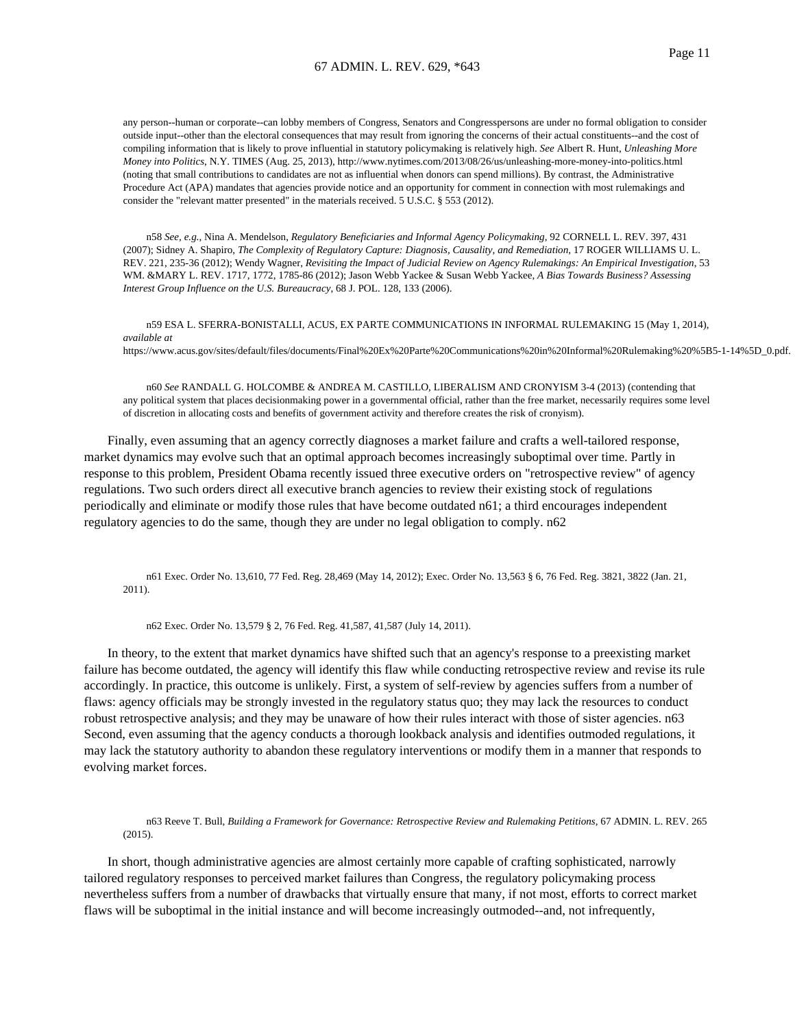any person--human or corporate--can lobby members of Congress, Senators and Congresspersons are under no formal obligation to consider outside input--other than the electoral consequences that may result from ignoring the concerns of their actual constituents--and the cost of compiling information that is likely to prove influential in statutory policymaking is relatively high. *See* Albert R. Hunt, *Unleashing More Money into Politics*, N.Y. TIMES (Aug. 25, 2013), http://www.nytimes.com/2013/08/26/us/unleashing-more-money-into-politics.html (noting that small contributions to candidates are not as influential when donors can spend millions). By contrast, the Administrative Procedure Act (APA) mandates that agencies provide notice and an opportunity for comment in connection with most rulemakings and consider the "relevant matter presented" in the materials received. 5 U.S.C. § 553 (2012).

n58 *See, e.g.*, Nina A. Mendelson, *Regulatory Beneficiaries and Informal Agency Policymaking*, 92 CORNELL L. REV. 397, 431 (2007); Sidney A. Shapiro, *The Complexity of Regulatory Capture: Diagnosis, Causality, and Remediation*, 17 ROGER WILLIAMS U. L. REV. 221, 235-36 (2012); Wendy Wagner, *Revisiting the Impact of Judicial Review on Agency Rulemakings: An Empirical Investigation*, 53 WM. &MARY L. REV. 1717, 1772, 1785-86 (2012); Jason Webb Yackee & Susan Webb Yackee, *A Bias Towards Business? Assessing Interest Group Influence on the U.S. Bureaucracy*, 68 J. POL. 128, 133 (2006).

n59 ESA L. SFERRA-BONISTALLI, ACUS, EX PARTE COMMUNICATIONS IN INFORMAL RULEMAKING 15 (May 1, 2014), *available at* https://www.acus.gov/sites/default/files/documents/Final%20Ex%20Parte%20Communications%20in%20Informal%20Rulemaking%20%5B5-1-14%5D_0.pdf.

n60 *See* RANDALL G. HOLCOMBE & ANDREA M. CASTILLO, LIBERALISM AND CRONYISM 3-4 (2013) (contending that any political system that places decisionmaking power in a governmental official, rather than the free market, necessarily requires some level of discretion in allocating costs and benefits of government activity and therefore creates the risk of cronyism).

Finally, even assuming that an agency correctly diagnoses a market failure and crafts a well-tailored response, market dynamics may evolve such that an optimal approach becomes increasingly suboptimal over time. Partly in response to this problem, President Obama recently issued three executive orders on "retrospective review" of agency regulations. Two such orders direct all executive branch agencies to review their existing stock of regulations periodically and eliminate or modify those rules that have become outdated n61; a third encourages independent regulatory agencies to do the same, though they are under no legal obligation to comply. n62

n61 Exec. Order No. 13,610, 77 Fed. Reg. 28,469 (May 14, 2012); Exec. Order No. 13,563 § 6, 76 Fed. Reg. 3821, 3822 (Jan. 21, 2011).

n62 Exec. Order No. 13,579 § 2, 76 Fed. Reg. 41,587, 41,587 (July 14, 2011).

In theory, to the extent that market dynamics have shifted such that an agency's response to a preexisting market failure has become outdated, the agency will identify this flaw while conducting retrospective review and revise its rule accordingly. In practice, this outcome is unlikely. First, a system of self-review by agencies suffers from a number of flaws: agency officials may be strongly invested in the regulatory status quo; they may lack the resources to conduct robust retrospective analysis; and they may be unaware of how their rules interact with those of sister agencies. n63 Second, even assuming that the agency conducts a thorough lookback analysis and identifies outmoded regulations, it may lack the statutory authority to abandon these regulatory interventions or modify them in a manner that responds to evolving market forces.

n63 Reeve T. Bull, *Building a Framework for Governance: Retrospective Review and Rulemaking Petitions*, 67 ADMIN. L. REV. 265 (2015).

In short, though administrative agencies are almost certainly more capable of crafting sophisticated, narrowly tailored regulatory responses to perceived market failures than Congress, the regulatory policymaking process nevertheless suffers from a number of drawbacks that virtually ensure that many, if not most, efforts to correct market flaws will be suboptimal in the initial instance and will become increasingly outmoded--and, not infrequently,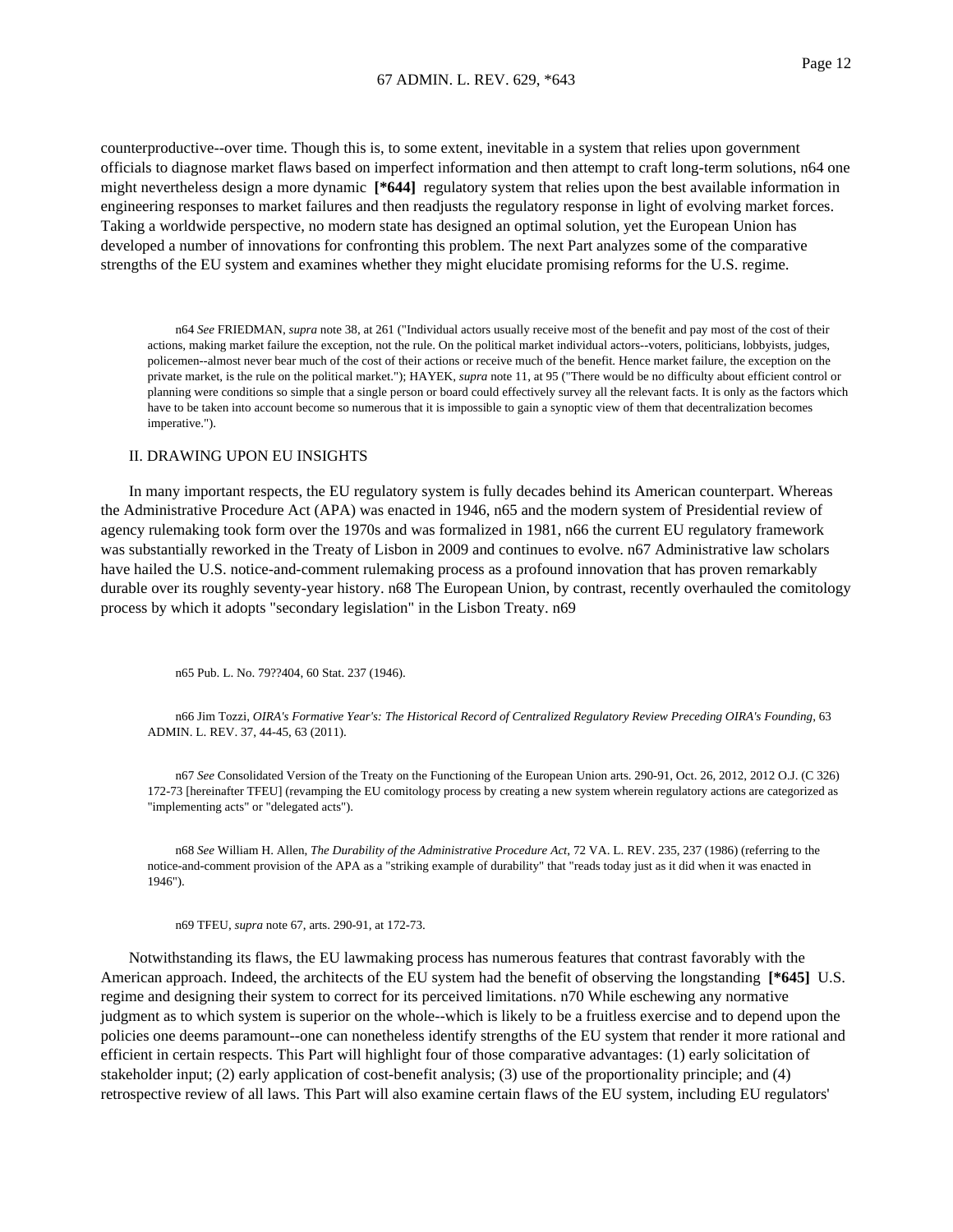counterproductive--over time. Though this is, to some extent, inevitable in a system that relies upon government officials to diagnose market flaws based on imperfect information and then attempt to craft long-term solutions, n64 one might nevertheless design a more dynamic **[*644]** regulatory system that relies upon the best available information in engineering responses to market failures and then readjusts the regulatory response in light of evolving market forces. Taking a worldwide perspective, no modern state has designed an optimal solution, yet the European Union has developed a number of innovations for confronting this problem. The next Part analyzes some of the comparative strengths of the EU system and examines whether they might elucidate promising reforms for the U.S. regime.

n64 *See* FRIEDMAN, *supra* note 38, at 261 ("Individual actors usually receive most of the benefit and pay most of the cost of their actions, making market failure the exception, not the rule. On the political market individual actors--voters, politicians, lobbyists, judges, policemen--almost never bear much of the cost of their actions or receive much of the benefit. Hence market failure, the exception on the private market, is the rule on the political market."); HAYEK, *supra* note 11, at 95 ("There would be no difficulty about efficient control or planning were conditions so simple that a single person or board could effectively survey all the relevant facts. It is only as the factors which have to be taken into account become so numerous that it is impossible to gain a synoptic view of them that decentralization becomes imperative.").

## II. DRAWING UPON EU INSIGHTS

In many important respects, the EU regulatory system is fully decades behind its American counterpart. Whereas the Administrative Procedure Act (APA) was enacted in 1946, n65 and the modern system of Presidential review of agency rulemaking took form over the 1970s and was formalized in 1981, n66 the current EU regulatory framework was substantially reworked in the Treaty of Lisbon in 2009 and continues to evolve. n67 Administrative law scholars have hailed the U.S. notice-and-comment rulemaking process as a profound innovation that has proven remarkably durable over its roughly seventy-year history. n68 The European Union, by contrast, recently overhauled the comitology process by which it adopts "secondary legislation" in the Lisbon Treaty. n69

n65 Pub. L. No. 79??404, 60 Stat. 237 (1946).

n66 Jim Tozzi, *OIRA's Formative Year's: The Historical Record of Centralized Regulatory Review Preceding OIRA's Founding*, 63 ADMIN. L. REV. 37, 44-45, 63 (2011).

n67 *See* Consolidated Version of the Treaty on the Functioning of the European Union arts. 290-91, Oct. 26, 2012, 2012 O.J. (C 326) 172-73 [hereinafter TFEU] (revamping the EU comitology process by creating a new system wherein regulatory actions are categorized as "implementing acts" or "delegated acts").

n68 *See* William H. Allen, *The Durability of the Administrative Procedure Act*, 72 VA. L. REV. 235, 237 (1986) (referring to the notice-and-comment provision of the APA as a "striking example of durability" that "reads today just as it did when it was enacted in 1946").

n69 TFEU, *supra* note 67, arts. 290-91, at 172-73.

Notwithstanding its flaws, the EU lawmaking process has numerous features that contrast favorably with the American approach. Indeed, the architects of the EU system had the benefit of observing the longstanding **[*645]** U.S. regime and designing their system to correct for its perceived limitations. n70 While eschewing any normative judgment as to which system is superior on the whole--which is likely to be a fruitless exercise and to depend upon the policies one deems paramount--one can nonetheless identify strengths of the EU system that render it more rational and efficient in certain respects. This Part will highlight four of those comparative advantages: (1) early solicitation of stakeholder input; (2) early application of cost-benefit analysis; (3) use of the proportionality principle; and (4) retrospective review of all laws. This Part will also examine certain flaws of the EU system, including EU regulators'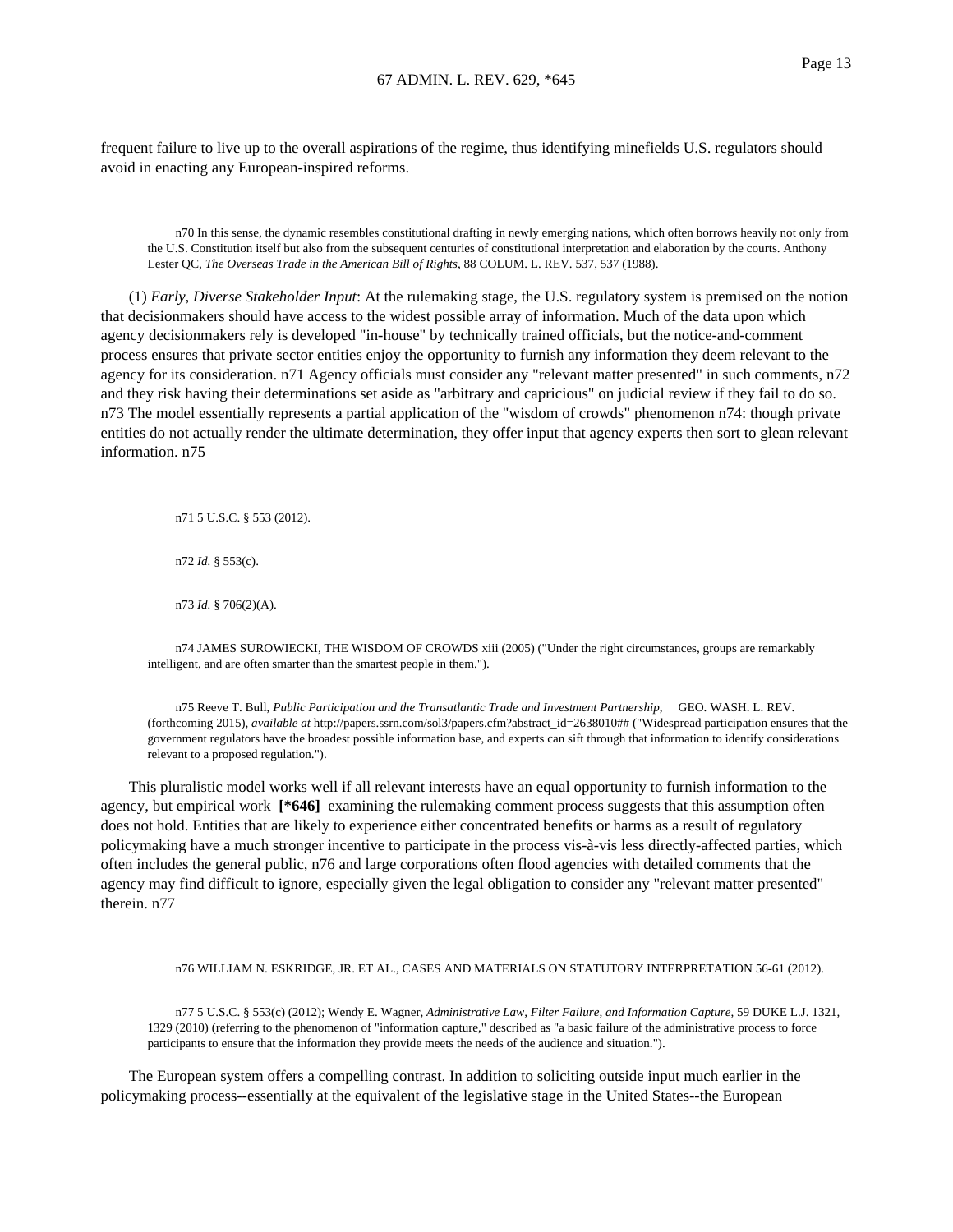frequent failure to live up to the overall aspirations of the regime, thus identifying minefields U.S. regulators should avoid in enacting any European-inspired reforms.

n70 In this sense, the dynamic resembles constitutional drafting in newly emerging nations, which often borrows heavily not only from the U.S. Constitution itself but also from the subsequent centuries of constitutional interpretation and elaboration by the courts. Anthony Lester QC, *The Overseas Trade in the American Bill of Rights*, 88 COLUM. L. REV. 537, 537 (1988).

(1) *Early, Diverse Stakeholder Input*: At the rulemaking stage, the U.S. regulatory system is premised on the notion that decisionmakers should have access to the widest possible array of information. Much of the data upon which agency decisionmakers rely is developed "in-house" by technically trained officials, but the notice-and-comment process ensures that private sector entities enjoy the opportunity to furnish any information they deem relevant to the agency for its consideration. n71 Agency officials must consider any "relevant matter presented" in such comments, n72 and they risk having their determinations set aside as "arbitrary and capricious" on judicial review if they fail to do so. n73 The model essentially represents a partial application of the "wisdom of crowds" phenomenon n74: though private entities do not actually render the ultimate determination, they offer input that agency experts then sort to glean relevant information. n75

n71 5 U.S.C. § 553 (2012).

n72 *Id.* § 553(c).

n73 *Id.* § 706(2)(A).

n74 JAMES SUROWIECKI, THE WISDOM OF CROWDS xiii (2005) ("Under the right circumstances, groups are remarkably intelligent, and are often smarter than the smartest people in them.").

n75 Reeve T. Bull, *Public Participation and the Transatlantic Trade and Investment Partnership,* GEO. WASH. L. REV. (forthcoming 2015), *available at* http://papers.ssrn.com/sol3/papers.cfm?abstract_id=2638010## ("Widespread participation ensures that the government regulators have the broadest possible information base, and experts can sift through that information to identify considerations relevant to a proposed regulation.").

This pluralistic model works well if all relevant interests have an equal opportunity to furnish information to the agency, but empirical work **[*646]** examining the rulemaking comment process suggests that this assumption often does not hold. Entities that are likely to experience either concentrated benefits or harms as a result of regulatory policymaking have a much stronger incentive to participate in the process vis-à-vis less directly-affected parties, which often includes the general public, n76 and large corporations often flood agencies with detailed comments that the agency may find difficult to ignore, especially given the legal obligation to consider any "relevant matter presented" therein. n77

n76 WILLIAM N. ESKRIDGE, JR. ET AL., CASES AND MATERIALS ON STATUTORY INTERPRETATION 56-61 (2012).

n77 5 U.S.C. § 553(c) (2012); Wendy E. Wagner, *Administrative Law, Filter Failure, and Information Capture*, 59 DUKE L.J. 1321, 1329 (2010) (referring to the phenomenon of "information capture," described as "a basic failure of the administrative process to force participants to ensure that the information they provide meets the needs of the audience and situation.").

The European system offers a compelling contrast. In addition to soliciting outside input much earlier in the policymaking process--essentially at the equivalent of the legislative stage in the United States--the European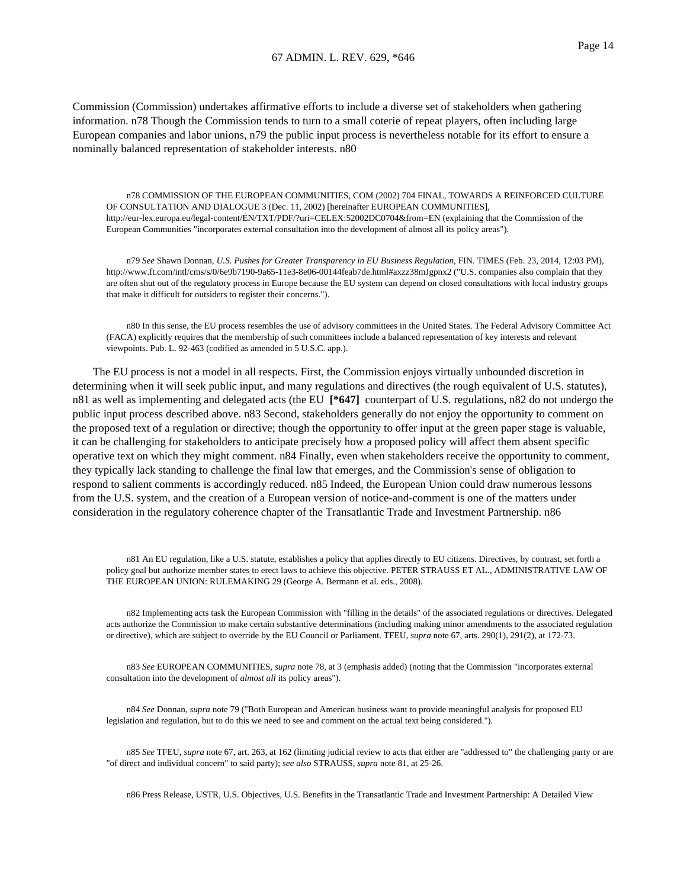Commission (Commission) undertakes affirmative efforts to include a diverse set of stakeholders when gathering information. n78 Though the Commission tends to turn to a small coterie of repeat players, often including large European companies and labor unions, n79 the public input process is nevertheless notable for its effort to ensure a nominally balanced representation of stakeholder interests. n80

n78 COMMISSION OF THE EUROPEAN COMMUNITIES, COM (2002) 704 FINAL, TOWARDS A REINFORCED CULTURE OF CONSULTATION AND DIALOGUE 3 (Dec. 11, 2002) [hereinafter EUROPEAN COMMUNITIES], http://eur-lex.europa.eu/legal-content/EN/TXT/PDF/?uri=CELEX:52002DC0704&from=EN (explaining that the Commission of the European Communities "incorporates external consultation into the development of almost all its policy areas").

n79 *See* Shawn Donnan, *U.S. Pushes for Greater Transparency in EU Business Regulation*, FIN. TIMES (Feb. 23, 2014, 12:03 PM), http://www.ft.com/intl/cms/s/0/6e9b7190-9a65-11e3-8e06-00144feab7de.html#axzz38mJgpnx2 ("U.S. companies also complain that they are often shut out of the regulatory process in Europe because the EU system can depend on closed consultations with local industry groups that make it difficult for outsiders to register their concerns.").

n80 In this sense, the EU process resembles the use of advisory committees in the United States. The Federal Advisory Committee Act (FACA) explicitly requires that the membership of such committees include a balanced representation of key interests and relevant viewpoints. Pub. L. 92-463 (codified as amended in 5 U.S.C. app.).

The EU process is not a model in all respects. First, the Commission enjoys virtually unbounded discretion in determining when it will seek public input, and many regulations and directives (the rough equivalent of U.S. statutes), n81 as well as implementing and delegated acts (the EU **[*647]** counterpart of U.S. regulations, n82 do not undergo the public input process described above. n83 Second, stakeholders generally do not enjoy the opportunity to comment on the proposed text of a regulation or directive; though the opportunity to offer input at the green paper stage is valuable, it can be challenging for stakeholders to anticipate precisely how a proposed policy will affect them absent specific operative text on which they might comment. n84 Finally, even when stakeholders receive the opportunity to comment, they typically lack standing to challenge the final law that emerges, and the Commission's sense of obligation to respond to salient comments is accordingly reduced. n85 Indeed, the European Union could draw numerous lessons from the U.S. system, and the creation of a European version of notice-and-comment is one of the matters under consideration in the regulatory coherence chapter of the Transatlantic Trade and Investment Partnership. n86

n81 An EU regulation, like a U.S. statute, establishes a policy that applies directly to EU citizens. Directives, by contrast, set forth a policy goal but authorize member states to erect laws to achieve this objective. PETER STRAUSS ET AL., ADMINISTRATIVE LAW OF THE EUROPEAN UNION: RULEMAKING 29 (George A. Bermann et al. eds., 2008).

n82 Implementing acts task the European Commission with "filling in the details" of the associated regulations or directives. Delegated acts authorize the Commission to make certain substantive determinations (including making minor amendments to the associated regulation or directive), which are subject to override by the EU Council or Parliament. TFEU, *supra* note 67, arts. 290(1), 291(2), at 172-73.

n83 *See* EUROPEAN COMMUNITIES, *supra* note 78, at 3 (emphasis added) (noting that the Commission "incorporates external consultation into the development of *almost all* its policy areas").

n84 *See* Donnan, *supra* note 79 ("Both European and American business want to provide meaningful analysis for proposed EU legislation and regulation, but to do this we need to see and comment on the actual text being considered.").

n85 *See* TFEU, *supra* note 67, art. 263, at 162 (limiting judicial review to acts that either are "addressed to" the challenging party or are "of direct and individual concern" to said party); *see also* STRAUSS, *supra* note 81, at 25-26.

n86 Press Release, USTR, U.S. Objectives, U.S. Benefits in the Transatlantic Trade and Investment Partnership: A Detailed View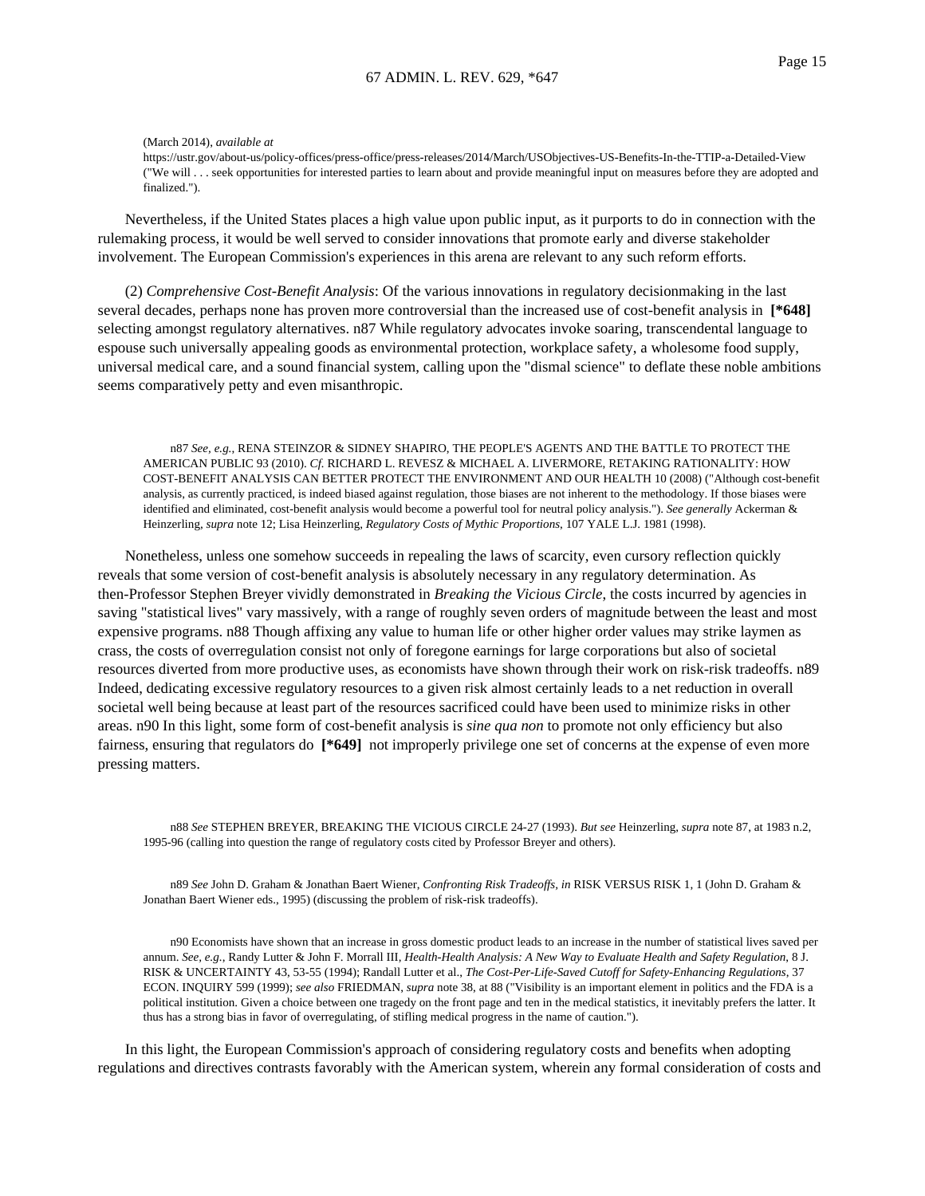(March 2014), *available at* https://ustr.gov/about-us/policy-offices/press-office/press-releases/2014/March/USObjectives-US-Benefits-In-the-TTIP-a-Detailed-View ("We will . . . seek opportunities for interested parties to learn about and provide meaningful input on measures before they are adopted and finalized.").

Nevertheless, if the United States places a high value upon public input, as it purports to do in connection with the rulemaking process, it would be well served to consider innovations that promote early and diverse stakeholder involvement. The European Commission's experiences in this arena are relevant to any such reform efforts.

(2) *Comprehensive Cost-Benefit Analysis*: Of the various innovations in regulatory decisionmaking in the last several decades, perhaps none has proven more controversial than the increased use of cost-benefit analysis in **[*648]** selecting amongst regulatory alternatives. n87 While regulatory advocates invoke soaring, transcendental language to espouse such universally appealing goods as environmental protection, workplace safety, a wholesome food supply, universal medical care, and a sound financial system, calling upon the "dismal science" to deflate these noble ambitions seems comparatively petty and even misanthropic.

n87 *See, e.g.*, RENA STEINZOR & SIDNEY SHAPIRO, THE PEOPLE'S AGENTS AND THE BATTLE TO PROTECT THE AMERICAN PUBLIC 93 (2010). *Cf.* RICHARD L. REVESZ & MICHAEL A. LIVERMORE, RETAKING RATIONALITY: HOW COST-BENEFIT ANALYSIS CAN BETTER PROTECT THE ENVIRONMENT AND OUR HEALTH 10 (2008) ("Although cost-benefit analysis, as currently practiced, is indeed biased against regulation, those biases are not inherent to the methodology. If those biases were identified and eliminated, cost-benefit analysis would become a powerful tool for neutral policy analysis."). *See generally* Ackerman & Heinzerling, *supra* note 12; Lisa Heinzerling, *Regulatory Costs of Mythic Proportions*, 107 YALE L.J. 1981 (1998).

Nonetheless, unless one somehow succeeds in repealing the laws of scarcity, even cursory reflection quickly reveals that some version of cost-benefit analysis is absolutely necessary in any regulatory determination. As then-Professor Stephen Breyer vividly demonstrated in *Breaking the Vicious Circle*, the costs incurred by agencies in saving "statistical lives" vary massively, with a range of roughly seven orders of magnitude between the least and most expensive programs. n88 Though affixing any value to human life or other higher order values may strike laymen as crass, the costs of overregulation consist not only of foregone earnings for large corporations but also of societal resources diverted from more productive uses, as economists have shown through their work on risk-risk tradeoffs. n89 Indeed, dedicating excessive regulatory resources to a given risk almost certainly leads to a net reduction in overall societal well being because at least part of the resources sacrificed could have been used to minimize risks in other areas. n90 In this light, some form of cost-benefit analysis is *sine qua non* to promote not only efficiency but also fairness, ensuring that regulators do **[*649]** not improperly privilege one set of concerns at the expense of even more pressing matters.

n88 *See* STEPHEN BREYER, BREAKING THE VICIOUS CIRCLE 24-27 (1993). *But see* Heinzerling, *supra* note 87, at 1983 n.2, 1995-96 (calling into question the range of regulatory costs cited by Professor Breyer and others).

n89 *See* John D. Graham & Jonathan Baert Wiener, *Confronting Risk Tradeoffs*, *in* RISK VERSUS RISK 1, 1 (John D. Graham & Jonathan Baert Wiener eds., 1995) (discussing the problem of risk-risk tradeoffs).

n90 Economists have shown that an increase in gross domestic product leads to an increase in the number of statistical lives saved per annum. *See, e.g.*, Randy Lutter & John F. Morrall III, *Health-Health Analysis: A New Way to Evaluate Health and Safety Regulation*, 8 J. RISK & UNCERTAINTY 43, 53-55 (1994); Randall Lutter et al., *The Cost-Per-Life-Saved Cutoff for Safety-Enhancing Regulations*, 37 ECON. INQUIRY 599 (1999); *see also* FRIEDMAN, *supra* note 38, at 88 ("Visibility is an important element in politics and the FDA is a political institution. Given a choice between one tragedy on the front page and ten in the medical statistics, it inevitably prefers the latter. It thus has a strong bias in favor of overregulating, of stifling medical progress in the name of caution.").

In this light, the European Commission's approach of considering regulatory costs and benefits when adopting regulations and directives contrasts favorably with the American system, wherein any formal consideration of costs and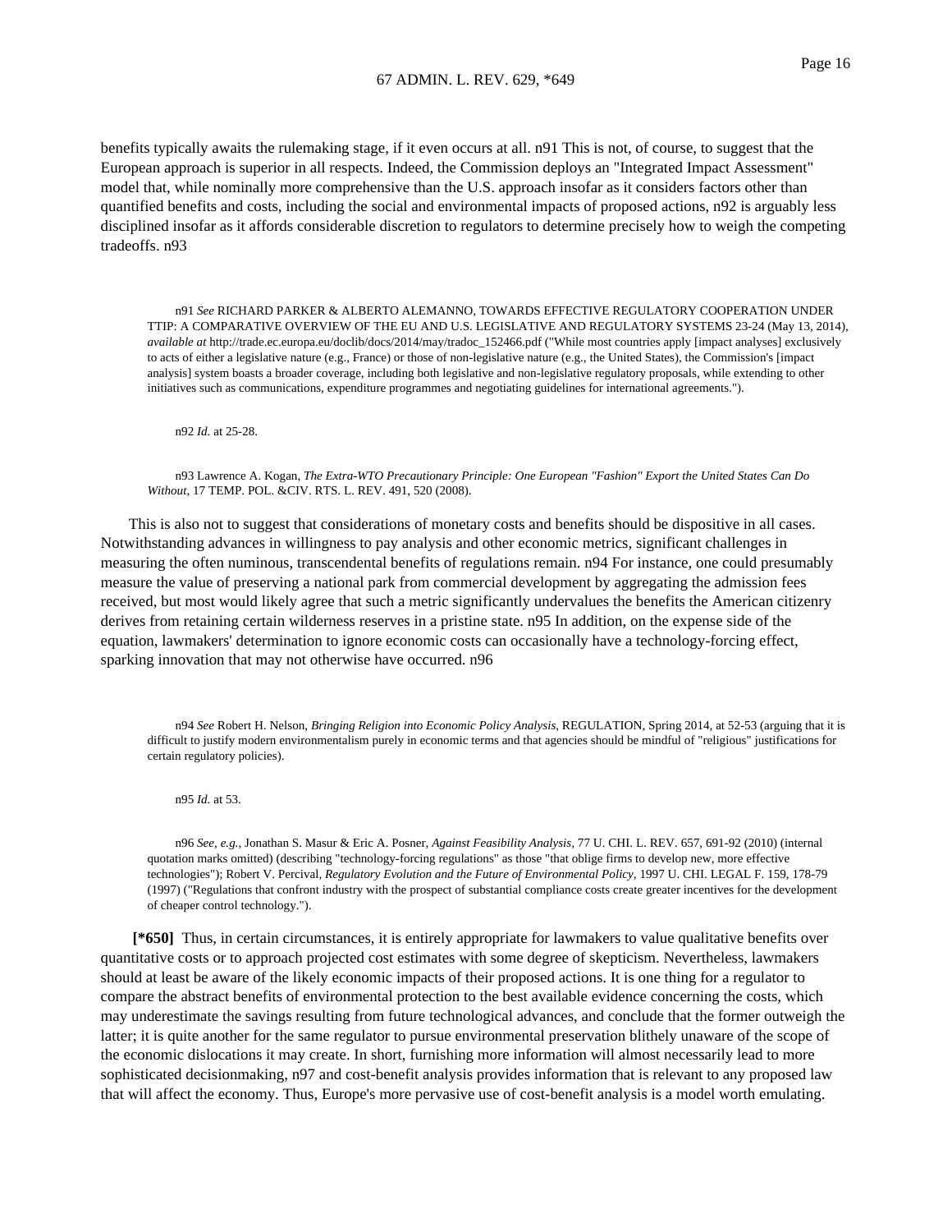benefits typically awaits the rulemaking stage, if it even occurs at all. n91 This is not, of course, to suggest that the European approach is superior in all respects. Indeed, the Commission deploys an "Integrated Impact Assessment" model that, while nominally more comprehensive than the U.S. approach insofar as it considers factors other than quantified benefits and costs, including the social and environmental impacts of proposed actions, n92 is arguably less disciplined insofar as it affords considerable discretion to regulators to determine precisely how to weigh the competing tradeoffs. n93

n91 *See* RICHARD PARKER & ALBERTO ALEMANNO, TOWARDS EFFECTIVE REGULATORY COOPERATION UNDER TTIP: A COMPARATIVE OVERVIEW OF THE EU AND U.S. LEGISLATIVE AND REGULATORY SYSTEMS 23-24 (May 13, 2014), *available at* http://trade.ec.europa.eu/doclib/docs/2014/may/tradoc_152466.pdf ("While most countries apply [impact analyses] exclusively to acts of either a legislative nature (e.g., France) or those of non-legislative nature (e.g., the United States), the Commission's [impact analysis] system boasts a broader coverage, including both legislative and non-legislative regulatory proposals, while extending to other initiatives such as communications, expenditure programmes and negotiating guidelines for international agreements.").

n92 *Id.* at 25-28.

n93 Lawrence A. Kogan, *The Extra-WTO Precautionary Principle: One European "Fashion" Export the United States Can Do Without*, 17 TEMP. POL. &CIV. RTS. L. REV. 491, 520 (2008).

This is also not to suggest that considerations of monetary costs and benefits should be dispositive in all cases. Notwithstanding advances in willingness to pay analysis and other economic metrics, significant challenges in measuring the often numinous, transcendental benefits of regulations remain. n94 For instance, one could presumably measure the value of preserving a national park from commercial development by aggregating the admission fees received, but most would likely agree that such a metric significantly undervalues the benefits the American citizenry derives from retaining certain wilderness reserves in a pristine state. n95 In addition, on the expense side of the equation, lawmakers' determination to ignore economic costs can occasionally have a technology-forcing effect, sparking innovation that may not otherwise have occurred. n96

n94 *See* Robert H. Nelson, *Bringing Religion into Economic Policy Analysis*, REGULATION, Spring 2014, at 52-53 (arguing that it is difficult to justify modern environmentalism purely in economic terms and that agencies should be mindful of "religious" justifications for certain regulatory policies).

n95 *Id.* at 53.

n96 *See, e.g.*, Jonathan S. Masur & Eric A. Posner, *Against Feasibility Analysis*, 77 U. CHI. L. REV. 657, 691-92 (2010) (internal quotation marks omitted) (describing "technology-forcing regulations" as those "that oblige firms to develop new, more effective technologies"); Robert V. Percival, *Regulatory Evolution and the Future of Environmental Policy*, 1997 U. CHI. LEGAL F. 159, 178-79 (1997) ("Regulations that confront industry with the prospect of substantial compliance costs create greater incentives for the development of cheaper control technology.").

**[*650]** Thus, in certain circumstances, it is entirely appropriate for lawmakers to value qualitative benefits over quantitative costs or to approach projected cost estimates with some degree of skepticism. Nevertheless, lawmakers should at least be aware of the likely economic impacts of their proposed actions. It is one thing for a regulator to compare the abstract benefits of environmental protection to the best available evidence concerning the costs, which may underestimate the savings resulting from future technological advances, and conclude that the former outweigh the latter; it is quite another for the same regulator to pursue environmental preservation blithely unaware of the scope of the economic dislocations it may create. In short, furnishing more information will almost necessarily lead to more sophisticated decisionmaking, n97 and cost-benefit analysis provides information that is relevant to any proposed law that will affect the economy. Thus, Europe's more pervasive use of cost-benefit analysis is a model worth emulating.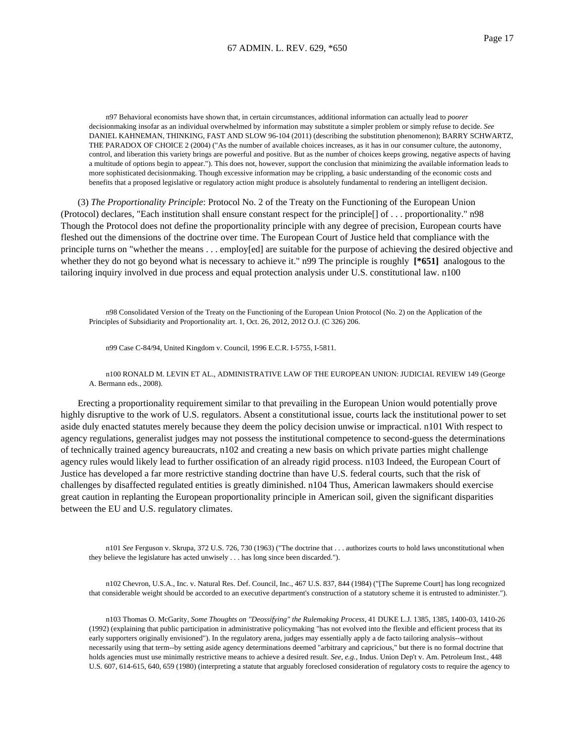n97 Behavioral economists have shown that, in certain circumstances, additional information can actually lead to *poorer* decisionmaking insofar as an individual overwhelmed by information may substitute a simpler problem or simply refuse to decide. *See* DANIEL KAHNEMAN, THINKING, FAST AND SLOW 96-104 (2011) (describing the substitution phenomenon); BARRY SCHWARTZ, THE PARADOX OF CHOICE 2 (2004) ("As the number of available choices increases, as it has in our consumer culture, the autonomy, control, and liberation this variety brings are powerful and positive. But as the number of choices keeps growing, negative aspects of having a multitude of options begin to appear."). This does not, however, support the conclusion that minimizing the available information leads to more sophisticated decisionmaking. Though excessive information may be crippling, a basic understanding of the economic costs and benefits that a proposed legislative or regulatory action might produce is absolutely fundamental to rendering an intelligent decision.

(3) *The Proportionality Principle*: Protocol No. 2 of the Treaty on the Functioning of the European Union (Protocol) declares, "Each institution shall ensure constant respect for the principle[] of . . . proportionality." n98 Though the Protocol does not define the proportionality principle with any degree of precision, European courts have fleshed out the dimensions of the doctrine over time. The European Court of Justice held that compliance with the principle turns on "whether the means . . . employ[ed] are suitable for the purpose of achieving the desired objective and whether they do not go beyond what is necessary to achieve it." n99 The principle is roughly **[*651]** analogous to the tailoring inquiry involved in due process and equal protection analysis under U.S. constitutional law. n100

n98 Consolidated Version of the Treaty on the Functioning of the European Union Protocol (No. 2) on the Application of the Principles of Subsidiarity and Proportionality art. 1, Oct. 26, 2012, 2012 O.J. (C 326) 206.

n99 Case C-84/94, United Kingdom v. Council, 1996 E.C.R. I-5755, I-5811.

n100 RONALD M. LEVIN ET AL., ADMINISTRATIVE LAW OF THE EUROPEAN UNION: JUDICIAL REVIEW 149 (George A. Bermann eds., 2008).

Erecting a proportionality requirement similar to that prevailing in the European Union would potentially prove highly disruptive to the work of U.S. regulators. Absent a constitutional issue, courts lack the institutional power to set aside duly enacted statutes merely because they deem the policy decision unwise or impractical. n101 With respect to agency regulations, generalist judges may not possess the institutional competence to second-guess the determinations of technically trained agency bureaucrats, n102 and creating a new basis on which private parties might challenge agency rules would likely lead to further ossification of an already rigid process. n103 Indeed, the European Court of Justice has developed a far more restrictive standing doctrine than have U.S. federal courts, such that the risk of challenges by disaffected regulated entities is greatly diminished. n104 Thus, American lawmakers should exercise great caution in replanting the European proportionality principle in American soil, given the significant disparities between the EU and U.S. regulatory climates.

n101 *See* Ferguson v. Skrupa, 372 U.S. 726, 730 (1963) ("The doctrine that . . . authorizes courts to hold laws unconstitutional when they believe the legislature has acted unwisely . . . has long since been discarded.").

n102 Chevron, U.S.A., Inc. v. Natural Res. Def. Council, Inc., 467 U.S. 837, 844 (1984) ("[The Supreme Court] has long recognized that considerable weight should be accorded to an executive department's construction of a statutory scheme it is entrusted to administer.").

n103 Thomas O. McGarity, *Some Thoughts on "Deossifying" the Rulemaking Process*, 41 DUKE L.J. 1385, 1385, 1400-03, 1410-26 (1992) (explaining that public participation in administrative policymaking "has not evolved into the flexible and efficient process that its early supporters originally envisioned"). In the regulatory arena, judges may essentially apply a de facto tailoring analysis--without necessarily using that term--by setting aside agency determinations deemed "arbitrary and capricious," but there is no formal doctrine that holds agencies must use minimally restrictive means to achieve a desired result. *See, e.g.*, Indus. Union Dep't v. Am. Petroleum Inst., 448 U.S. 607, 614-615, 640, 659 (1980) (interpreting a statute that arguably foreclosed consideration of regulatory costs to require the agency to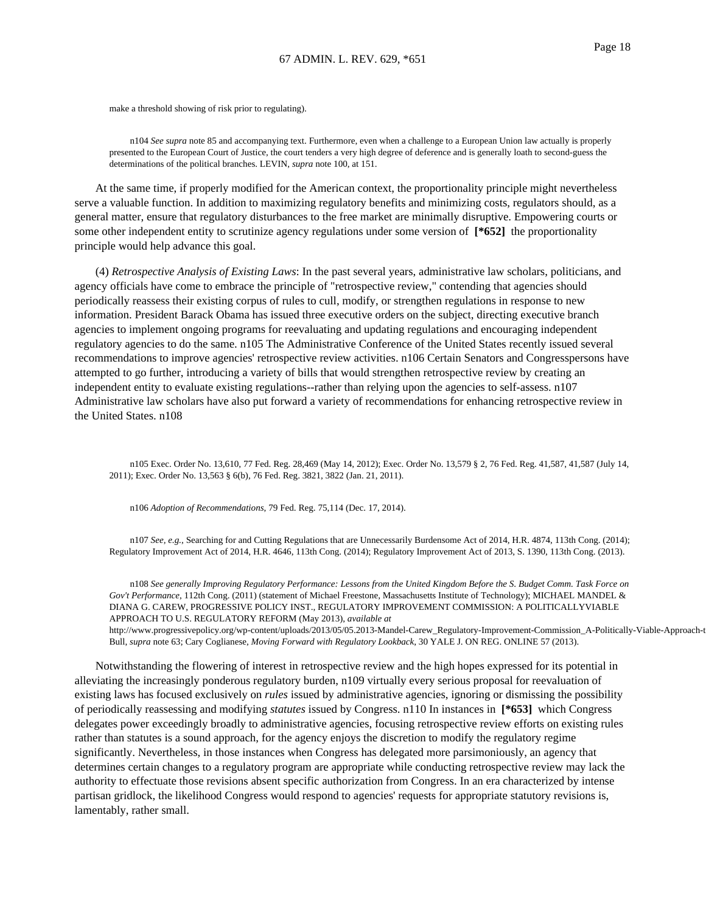make a threshold showing of risk prior to regulating).

n104 *See supra* note 85 and accompanying text. Furthermore, even when a challenge to a European Union law actually is properly presented to the European Court of Justice, the court tenders a very high degree of deference and is generally loath to second-guess the determinations of the political branches. LEVIN, *supra* note 100, at 151.

At the same time, if properly modified for the American context, the proportionality principle might nevertheless serve a valuable function. In addition to maximizing regulatory benefits and minimizing costs, regulators should, as a general matter, ensure that regulatory disturbances to the free market are minimally disruptive. Empowering courts or some other independent entity to scrutinize agency regulations under some version of **[*652]** the proportionality principle would help advance this goal.

(4) *Retrospective Analysis of Existing Laws*: In the past several years, administrative law scholars, politicians, and agency officials have come to embrace the principle of "retrospective review," contending that agencies should periodically reassess their existing corpus of rules to cull, modify, or strengthen regulations in response to new information. President Barack Obama has issued three executive orders on the subject, directing executive branch agencies to implement ongoing programs for reevaluating and updating regulations and encouraging independent regulatory agencies to do the same. n105 The Administrative Conference of the United States recently issued several recommendations to improve agencies' retrospective review activities. n106 Certain Senators and Congresspersons have attempted to go further, introducing a variety of bills that would strengthen retrospective review by creating an independent entity to evaluate existing regulations--rather than relying upon the agencies to self-assess. n107 Administrative law scholars have also put forward a variety of recommendations for enhancing retrospective review in the United States. n108

n105 Exec. Order No. 13,610, 77 Fed. Reg. 28,469 (May 14, 2012); Exec. Order No. 13,579 § 2, 76 Fed. Reg. 41,587, 41,587 (July 14, 2011); Exec. Order No. 13,563 § 6(b), 76 Fed. Reg. 3821, 3822 (Jan. 21, 2011).

n106 *Adoption of Recommendations*, 79 Fed. Reg. 75,114 (Dec. 17, 2014).

n107 *See, e.g.*, Searching for and Cutting Regulations that are Unnecessarily Burdensome Act of 2014, H.R. 4874, 113th Cong. (2014); Regulatory Improvement Act of 2014, H.R. 4646, 113th Cong. (2014); Regulatory Improvement Act of 2013, S. 1390, 113th Cong. (2013).

n108 *See generally Improving Regulatory Performance: Lessons from the United Kingdom Before the S. Budget Comm. Task Force on Gov't Performance*, 112th Cong. (2011) (statement of Michael Freestone, Massachusetts Institute of Technology); MICHAEL MANDEL & DIANA G. CAREW, PROGRESSIVE POLICY INST., REGULATORY IMPROVEMENT COMMISSION: A POLITICALLYVIABLE APPROACH TO U.S. REGULATORY REFORM (May 2013), *available at* http://www.progressivepolicy.org/wp-content/uploads/2013/05/05.2013-Mandel-Carew_Regulatory-Improvement-Commission_A-Politically-Viable-Approach-t Bull, *supra* note 63; Cary Coglianese, *Moving Forward with Regulatory Lookback*, 30 YALE J. ON REG. ONLINE 57 (2013).

Notwithstanding the flowering of interest in retrospective review and the high hopes expressed for its potential in alleviating the increasingly ponderous regulatory burden, n109 virtually every serious proposal for reevaluation of existing laws has focused exclusively on *rules* issued by administrative agencies, ignoring or dismissing the possibility of periodically reassessing and modifying *statutes* issued by Congress. n110 In instances in **[*653]** which Congress delegates power exceedingly broadly to administrative agencies, focusing retrospective review efforts on existing rules rather than statutes is a sound approach, for the agency enjoys the discretion to modify the regulatory regime significantly. Nevertheless, in those instances when Congress has delegated more parsimoniously, an agency that determines certain changes to a regulatory program are appropriate while conducting retrospective review may lack the authority to effectuate those revisions absent specific authorization from Congress. In an era characterized by intense partisan gridlock, the likelihood Congress would respond to agencies' requests for appropriate statutory revisions is, lamentably, rather small.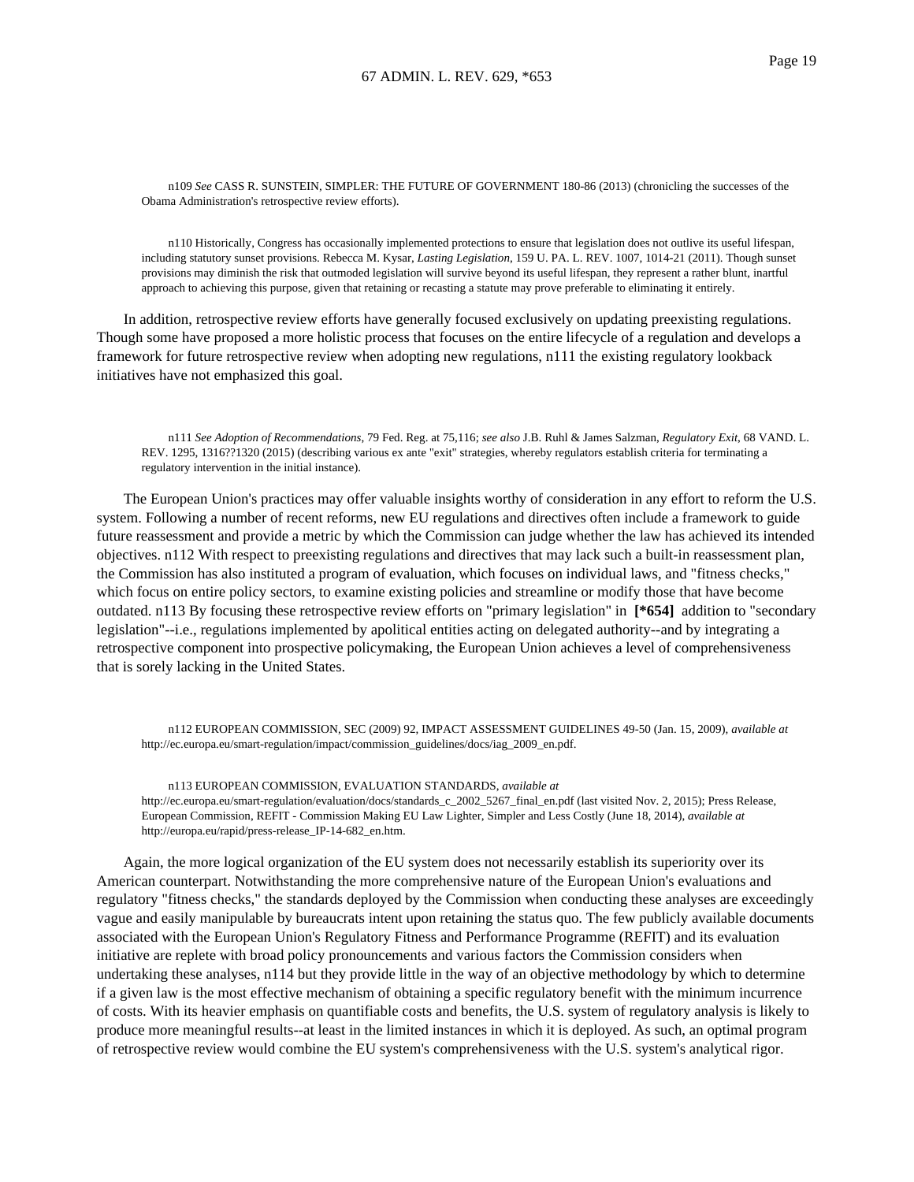n109 *See* CASS R. SUNSTEIN, SIMPLER: THE FUTURE OF GOVERNMENT 180-86 (2013) (chronicling the successes of the Obama Administration's retrospective review efforts).

n110 Historically, Congress has occasionally implemented protections to ensure that legislation does not outlive its useful lifespan, including statutory sunset provisions. Rebecca M. Kysar, *Lasting Legislation*, 159 U. PA. L. REV. 1007, 1014-21 (2011). Though sunset provisions may diminish the risk that outmoded legislation will survive beyond its useful lifespan, they represent a rather blunt, inartful approach to achieving this purpose, given that retaining or recasting a statute may prove preferable to eliminating it entirely.

In addition, retrospective review efforts have generally focused exclusively on updating preexisting regulations. Though some have proposed a more holistic process that focuses on the entire lifecycle of a regulation and develops a framework for future retrospective review when adopting new regulations, n111 the existing regulatory lookback initiatives have not emphasized this goal.

n111 *See Adoption of Recommendations*, 79 Fed. Reg. at 75,116; *see also* J.B. Ruhl & James Salzman, *Regulatory Exit*, 68 VAND. L. REV. 1295, 1316??1320 (2015) (describing various ex ante "exit" strategies, whereby regulators establish criteria for terminating a regulatory intervention in the initial instance).

The European Union's practices may offer valuable insights worthy of consideration in any effort to reform the U.S. system. Following a number of recent reforms, new EU regulations and directives often include a framework to guide future reassessment and provide a metric by which the Commission can judge whether the law has achieved its intended objectives. n112 With respect to preexisting regulations and directives that may lack such a built-in reassessment plan, the Commission has also instituted a program of evaluation, which focuses on individual laws, and "fitness checks," which focus on entire policy sectors, to examine existing policies and streamline or modify those that have become outdated. n113 By focusing these retrospective review efforts on "primary legislation" in **[*654]** addition to "secondary legislation"--i.e., regulations implemented by apolitical entities acting on delegated authority--and by integrating a retrospective component into prospective policymaking, the European Union achieves a level of comprehensiveness that is sorely lacking in the United States.

n112 EUROPEAN COMMISSION, SEC (2009) 92, IMPACT ASSESSMENT GUIDELINES 49-50 (Jan. 15, 2009), *available at* http://ec.europa.eu/smart-regulation/impact/commission_guidelines/docs/iag_2009_en.pdf.

n113 EUROPEAN COMMISSION, EVALUATION STANDARDS, *available at* http://ec.europa.eu/smart-regulation/evaluation/docs/standards_c_2002_5267_final_en.pdf (last visited Nov. 2, 2015); Press Release, European Commission, REFIT - Commission Making EU Law Lighter, Simpler and Less Costly (June 18, 2014), *available at* http://europa.eu/rapid/press-release_IP-14-682_en.htm.

Again, the more logical organization of the EU system does not necessarily establish its superiority over its American counterpart. Notwithstanding the more comprehensive nature of the European Union's evaluations and regulatory "fitness checks," the standards deployed by the Commission when conducting these analyses are exceedingly vague and easily manipulable by bureaucrats intent upon retaining the status quo. The few publicly available documents associated with the European Union's Regulatory Fitness and Performance Programme (REFIT) and its evaluation initiative are replete with broad policy pronouncements and various factors the Commission considers when undertaking these analyses, n114 but they provide little in the way of an objective methodology by which to determine if a given law is the most effective mechanism of obtaining a specific regulatory benefit with the minimum incurrence of costs. With its heavier emphasis on quantifiable costs and benefits, the U.S. system of regulatory analysis is likely to produce more meaningful results--at least in the limited instances in which it is deployed. As such, an optimal program of retrospective review would combine the EU system's comprehensiveness with the U.S. system's analytical rigor.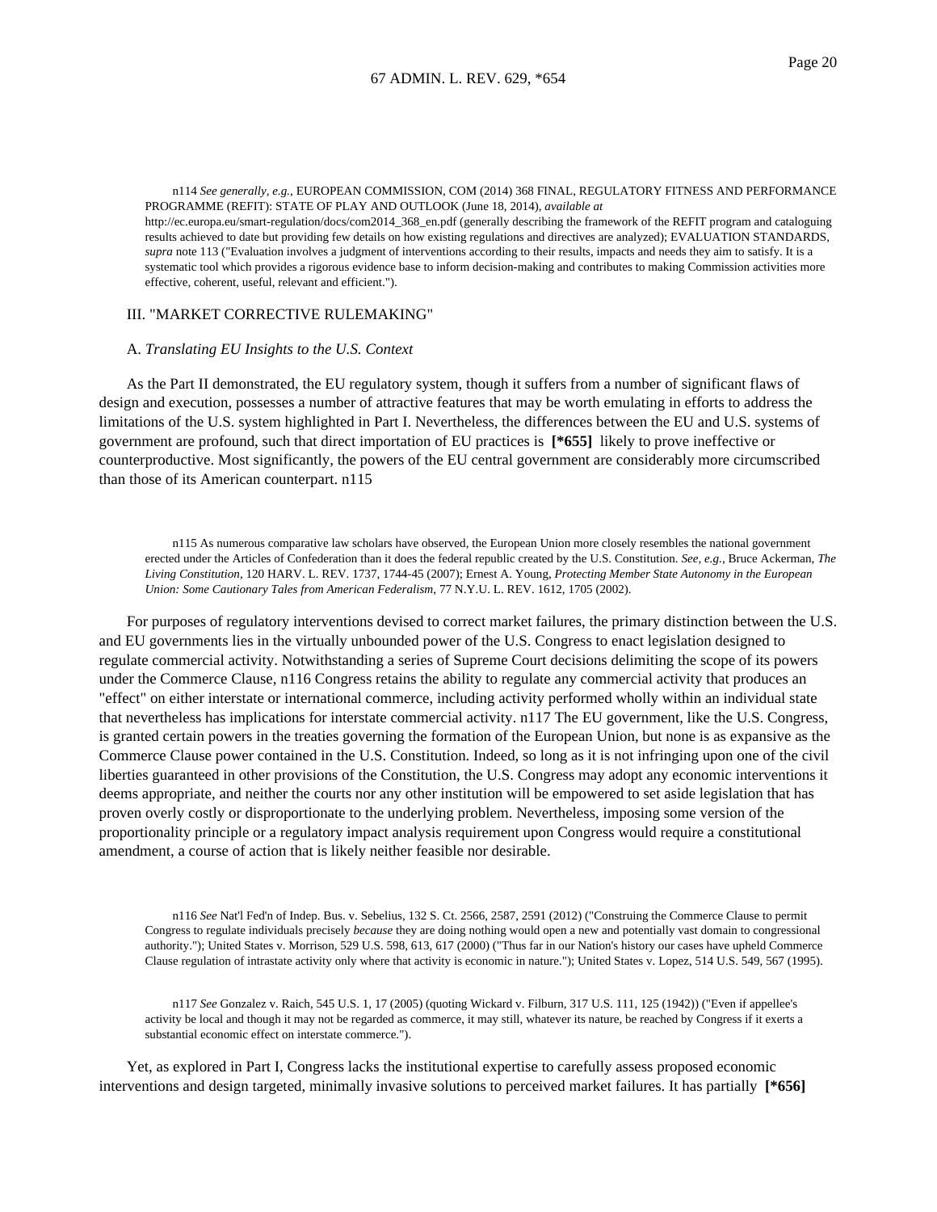n114 *See generally, e.g.*, EUROPEAN COMMISSION, COM (2014) 368 FINAL, REGULATORY FITNESS AND PERFORMANCE PROGRAMME (REFIT): STATE OF PLAY AND OUTLOOK (June 18, 2014), *available at* http://ec.europa.eu/smart-regulation/docs/com2014_368_en.pdf (generally describing the framework of the REFIT program and cataloguing results achieved to date but providing few details on how existing regulations and directives are analyzed); EVALUATION STANDARDS, *supra* note 113 ("Evaluation involves a judgment of interventions according to their results, impacts and needs they aim to satisfy. It is a systematic tool which provides a rigorous evidence base to inform decision-making and contributes to making Commission activities more effective, coherent, useful, relevant and efficient.").

## III. "MARKET CORRECTIVE RULEMAKING"

### A. *Translating EU Insights to the U.S. Context*

As the Part II demonstrated, the EU regulatory system, though it suffers from a number of significant flaws of design and execution, possesses a number of attractive features that may be worth emulating in efforts to address the limitations of the U.S. system highlighted in Part I. Nevertheless, the differences between the EU and U.S. systems of government are profound, such that direct importation of EU practices is **[*655]** likely to prove ineffective or counterproductive. Most significantly, the powers of the EU central government are considerably more circumscribed than those of its American counterpart. n115

n115 As numerous comparative law scholars have observed, the European Union more closely resembles the national government erected under the Articles of Confederation than it does the federal republic created by the U.S. Constitution. *See, e.g.*, Bruce Ackerman, *The Living Constitution*, 120 HARV. L. REV. 1737, 1744-45 (2007); Ernest A. Young, *Protecting Member State Autonomy in the European Union: Some Cautionary Tales from American Federalism*, 77 N.Y.U. L. REV. 1612, 1705 (2002).

For purposes of regulatory interventions devised to correct market failures, the primary distinction between the U.S. and EU governments lies in the virtually unbounded power of the U.S. Congress to enact legislation designed to regulate commercial activity. Notwithstanding a series of Supreme Court decisions delimiting the scope of its powers under the Commerce Clause, n116 Congress retains the ability to regulate any commercial activity that produces an "effect" on either interstate or international commerce, including activity performed wholly within an individual state that nevertheless has implications for interstate commercial activity. n117 The EU government, like the U.S. Congress, is granted certain powers in the treaties governing the formation of the European Union, but none is as expansive as the Commerce Clause power contained in the U.S. Constitution. Indeed, so long as it is not infringing upon one of the civil liberties guaranteed in other provisions of the Constitution, the U.S. Congress may adopt any economic interventions it deems appropriate, and neither the courts nor any other institution will be empowered to set aside legislation that has proven overly costly or disproportionate to the underlying problem. Nevertheless, imposing some version of the proportionality principle or a regulatory impact analysis requirement upon Congress would require a constitutional amendment, a course of action that is likely neither feasible nor desirable.

n116 *See* Nat'l Fed'n of Indep. Bus. v. Sebelius, 132 S. Ct. 2566, 2587, 2591 (2012) ("Construing the Commerce Clause to permit Congress to regulate individuals precisely *because* they are doing nothing would open a new and potentially vast domain to congressional authority."); United States v. Morrison, 529 U.S. 598, 613, 617 (2000) ("Thus far in our Nation's history our cases have upheld Commerce Clause regulation of intrastate activity only where that activity is economic in nature."); United States v. Lopez, 514 U.S. 549, 567 (1995).

n117 *See* Gonzalez v. Raich, 545 U.S. 1, 17 (2005) (quoting Wickard v. Filburn, 317 U.S. 111, 125 (1942)) ("Even if appellee's activity be local and though it may not be regarded as commerce, it may still, whatever its nature, be reached by Congress if it exerts a substantial economic effect on interstate commerce.").

Yet, as explored in Part I, Congress lacks the institutional expertise to carefully assess proposed economic interventions and design targeted, minimally invasive solutions to perceived market failures. It has partially **[*656]**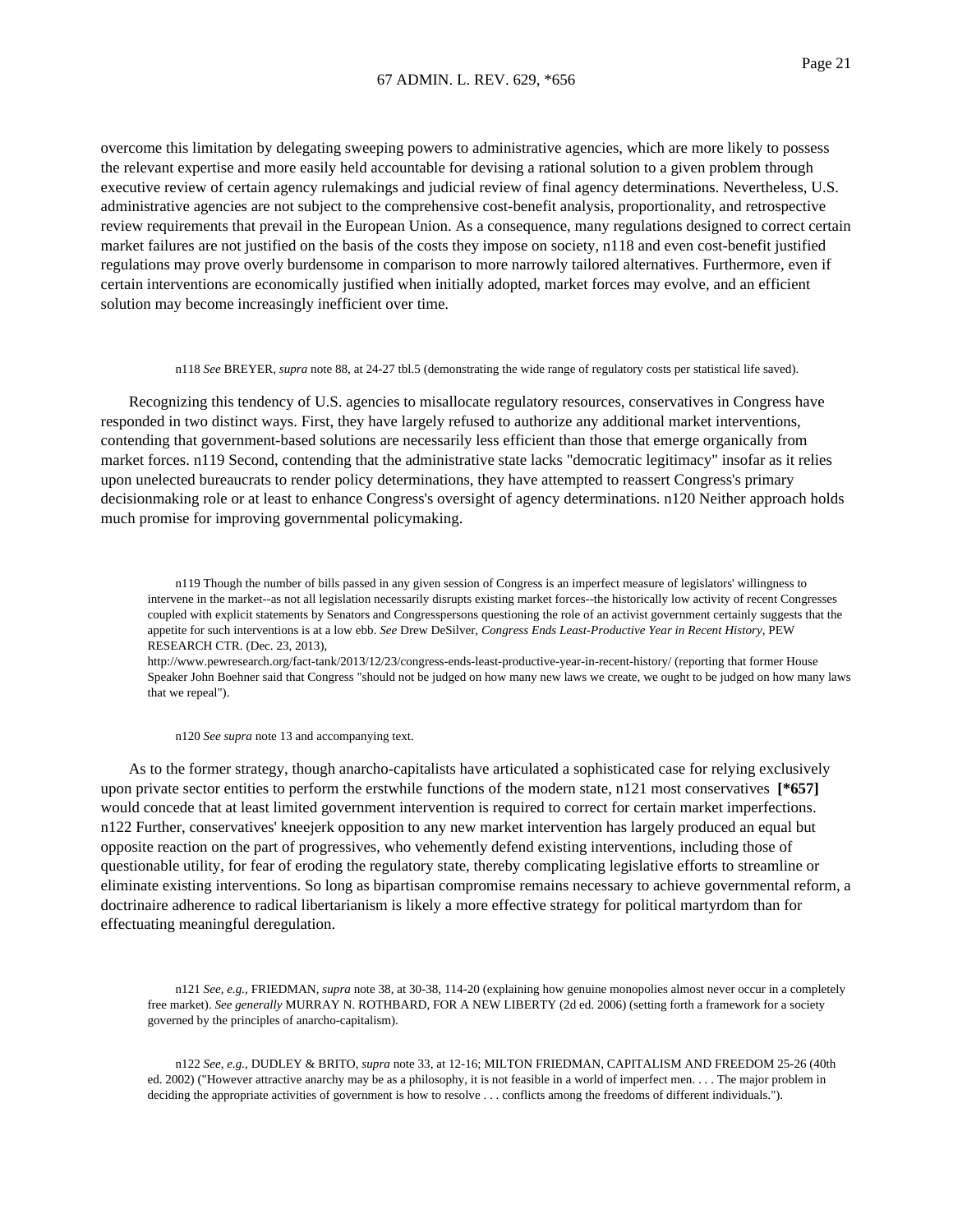overcome this limitation by delegating sweeping powers to administrative agencies, which are more likely to possess the relevant expertise and more easily held accountable for devising a rational solution to a given problem through executive review of certain agency rulemakings and judicial review of final agency determinations. Nevertheless, U.S. administrative agencies are not subject to the comprehensive cost-benefit analysis, proportionality, and retrospective review requirements that prevail in the European Union. As a consequence, many regulations designed to correct certain market failures are not justified on the basis of the costs they impose on society, n118 and even cost-benefit justified regulations may prove overly burdensome in comparison to more narrowly tailored alternatives. Furthermore, even if certain interventions are economically justified when initially adopted, market forces may evolve, and an efficient solution may become increasingly inefficient over time.

n118 *See* BREYER, *supra* note 88, at 24-27 tbl.5 (demonstrating the wide range of regulatory costs per statistical life saved).

Recognizing this tendency of U.S. agencies to misallocate regulatory resources, conservatives in Congress have responded in two distinct ways. First, they have largely refused to authorize any additional market interventions, contending that government-based solutions are necessarily less efficient than those that emerge organically from market forces. n119 Second, contending that the administrative state lacks "democratic legitimacy" insofar as it relies upon unelected bureaucrats to render policy determinations, they have attempted to reassert Congress's primary decisionmaking role or at least to enhance Congress's oversight of agency determinations. n120 Neither approach holds much promise for improving governmental policymaking.

n119 Though the number of bills passed in any given session of Congress is an imperfect measure of legislators' willingness to intervene in the market--as not all legislation necessarily disrupts existing market forces--the historically low activity of recent Congresses coupled with explicit statements by Senators and Congresspersons questioning the role of an activist government certainly suggests that the appetite for such interventions is at a low ebb. *See* Drew DeSilver, *Congress Ends Least-Productive Year in Recent History*, PEW RESEARCH CTR. (Dec. 23, 2013), http://www.pewresearch.org/fact-tank/2013/12/23/congress-ends-least-productive-year-in-recent-history/ (reporting that former House Speaker John Boehner said that Congress "should not be judged on how many new laws we create, we ought to be judged on how many laws that we repeal").

n120 *See supra* note 13 and accompanying text.

As to the former strategy, though anarcho-capitalists have articulated a sophisticated case for relying exclusively upon private sector entities to perform the erstwhile functions of the modern state, n121 most conservatives **[*657]** would concede that at least limited government intervention is required to correct for certain market imperfections. n122 Further, conservatives' kneejerk opposition to any new market intervention has largely produced an equal but opposite reaction on the part of progressives, who vehemently defend existing interventions, including those of questionable utility, for fear of eroding the regulatory state, thereby complicating legislative efforts to streamline or eliminate existing interventions. So long as bipartisan compromise remains necessary to achieve governmental reform, a doctrinaire adherence to radical libertarianism is likely a more effective strategy for political martyrdom than for effectuating meaningful deregulation.

n121 *See, e.g.*, FRIEDMAN, *supra* note 38, at 30-38, 114-20 (explaining how genuine monopolies almost never occur in a completely free market). *See generally* MURRAY N. ROTHBARD, FOR A NEW LIBERTY (2d ed. 2006) (setting forth a framework for a society governed by the principles of anarcho-capitalism).

n122 *See, e.g.*, DUDLEY & BRITO, *supra* note 33, at 12-16; MILTON FRIEDMAN, CAPITALISM AND FREEDOM 25-26 (40th ed. 2002) ("However attractive anarchy may be as a philosophy, it is not feasible in a world of imperfect men. . . . The major problem in deciding the appropriate activities of government is how to resolve . . . conflicts among the freedoms of different individuals.").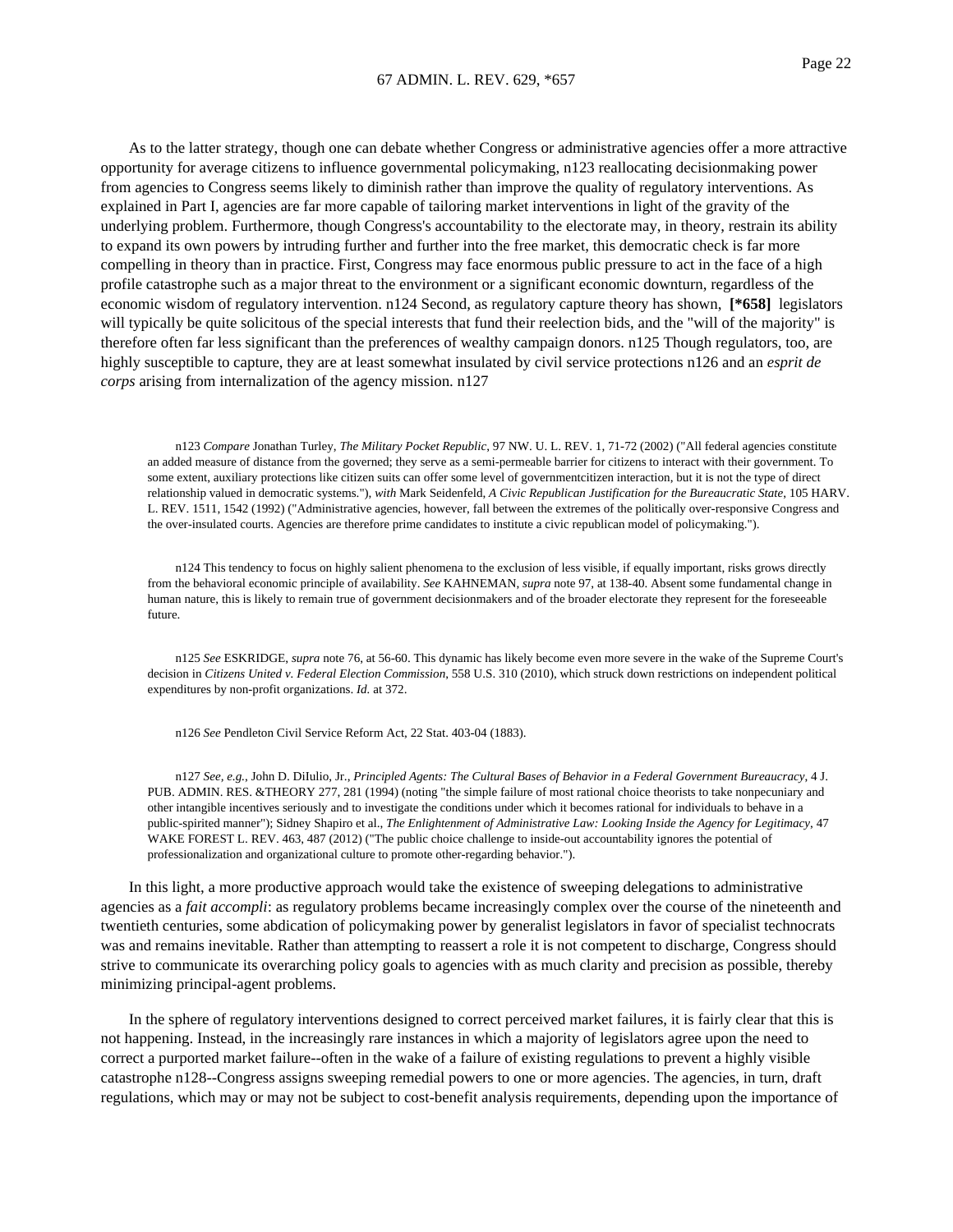As to the latter strategy, though one can debate whether Congress or administrative agencies offer a more attractive opportunity for average citizens to influence governmental policymaking, n123 reallocating decisionmaking power from agencies to Congress seems likely to diminish rather than improve the quality of regulatory interventions. As explained in Part I, agencies are far more capable of tailoring market interventions in light of the gravity of the underlying problem. Furthermore, though Congress's accountability to the electorate may, in theory, restrain its ability to expand its own powers by intruding further and further into the free market, this democratic check is far more compelling in theory than in practice. First, Congress may face enormous public pressure to act in the face of a high profile catastrophe such as a major threat to the environment or a significant economic downturn, regardless of the economic wisdom of regulatory intervention. n124 Second, as regulatory capture theory has shown, **[*658]** legislators will typically be quite solicitous of the special interests that fund their reelection bids, and the "will of the majority" is therefore often far less significant than the preferences of wealthy campaign donors. n125 Though regulators, too, are highly susceptible to capture, they are at least somewhat insulated by civil service protections n126 and an *esprit de corps* arising from internalization of the agency mission. n127

n123 *Compare* Jonathan Turley, *The Military Pocket Republic*, 97 NW. U. L. REV. 1, 71-72 (2002) ("All federal agencies constitute an added measure of distance from the governed; they serve as a semi-permeable barrier for citizens to interact with their government. To some extent, auxiliary protections like citizen suits can offer some level of governmentcitizen interaction, but it is not the type of direct relationship valued in democratic systems."), *with* Mark Seidenfeld, *A Civic Republican Justification for the Bureaucratic State*, 105 HARV. L. REV. 1511, 1542 (1992) ("Administrative agencies, however, fall between the extremes of the politically over-responsive Congress and the over-insulated courts. Agencies are therefore prime candidates to institute a civic republican model of policymaking.").

n124 This tendency to focus on highly salient phenomena to the exclusion of less visible, if equally important, risks grows directly from the behavioral economic principle of availability. *See* KAHNEMAN, *supra* note 97, at 138-40. Absent some fundamental change in human nature, this is likely to remain true of government decisionmakers and of the broader electorate they represent for the foreseeable future.

n125 *See* ESKRIDGE, *supra* note 76, at 56-60. This dynamic has likely become even more severe in the wake of the Supreme Court's decision in *Citizens United v. Federal Election Commission*, 558 U.S. 310 (2010), which struck down restrictions on independent political expenditures by non-profit organizations. *Id.* at 372.

n126 *See* Pendleton Civil Service Reform Act, 22 Stat. 403-04 (1883).

n127 *See, e.g.*, John D. DiIulio, Jr., *Principled Agents: The Cultural Bases of Behavior in a Federal Government Bureaucracy*, 4 J. PUB. ADMIN. RES. &THEORY 277, 281 (1994) (noting "the simple failure of most rational choice theorists to take nonpecuniary and other intangible incentives seriously and to investigate the conditions under which it becomes rational for individuals to behave in a public-spirited manner"); Sidney Shapiro et al., *The Enlightenment of Administrative Law: Looking Inside the Agency for Legitimacy*, 47 WAKE FOREST L. REV. 463, 487 (2012) ("The public choice challenge to inside-out accountability ignores the potential of professionalization and organizational culture to promote other-regarding behavior.").

In this light, a more productive approach would take the existence of sweeping delegations to administrative agencies as a *fait accompli*: as regulatory problems became increasingly complex over the course of the nineteenth and twentieth centuries, some abdication of policymaking power by generalist legislators in favor of specialist technocrats was and remains inevitable. Rather than attempting to reassert a role it is not competent to discharge, Congress should strive to communicate its overarching policy goals to agencies with as much clarity and precision as possible, thereby minimizing principal-agent problems.

In the sphere of regulatory interventions designed to correct perceived market failures, it is fairly clear that this is not happening. Instead, in the increasingly rare instances in which a majority of legislators agree upon the need to correct a purported market failure--often in the wake of a failure of existing regulations to prevent a highly visible catastrophe n128--Congress assigns sweeping remedial powers to one or more agencies. The agencies, in turn, draft regulations, which may or may not be subject to cost-benefit analysis requirements, depending upon the importance of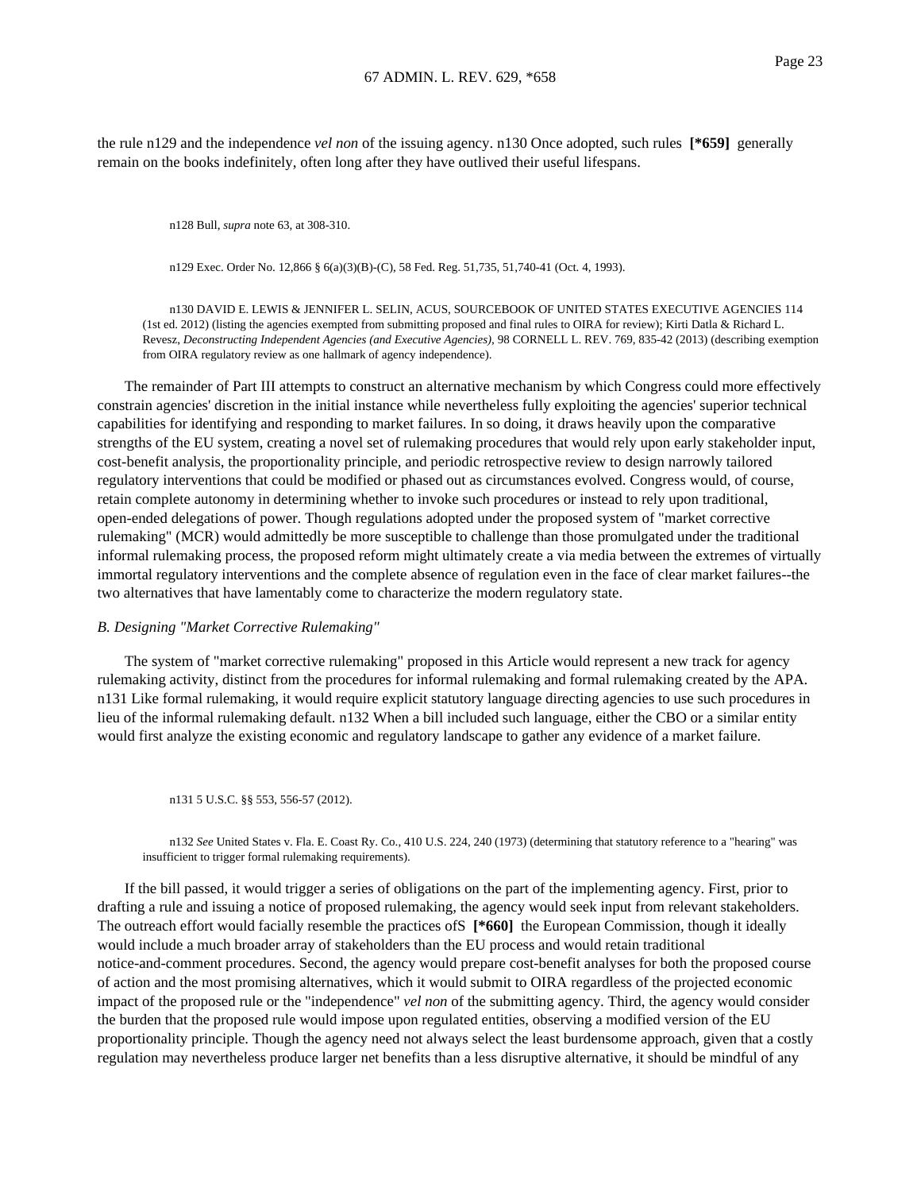the rule n129 and the independence *vel non* of the issuing agency. n130 Once adopted, such rules **[*659]** generally remain on the books indefinitely, often long after they have outlived their useful lifespans.

n128 Bull, *supra* note 63, at 308-310.

n129 Exec. Order No. 12,866 § 6(a)(3)(B)-(C), 58 Fed. Reg. 51,735, 51,740-41 (Oct. 4, 1993).

n130 DAVID E. LEWIS & JENNIFER L. SELIN, ACUS, SOURCEBOOK OF UNITED STATES EXECUTIVE AGENCIES 114 (1st ed. 2012) (listing the agencies exempted from submitting proposed and final rules to OIRA for review); Kirti Datla & Richard L. Revesz, *Deconstructing Independent Agencies (and Executive Agencies)*, 98 CORNELL L. REV. 769, 835-42 (2013) (describing exemption from OIRA regulatory review as one hallmark of agency independence).

The remainder of Part III attempts to construct an alternative mechanism by which Congress could more effectively constrain agencies' discretion in the initial instance while nevertheless fully exploiting the agencies' superior technical capabilities for identifying and responding to market failures. In so doing, it draws heavily upon the comparative strengths of the EU system, creating a novel set of rulemaking procedures that would rely upon early stakeholder input, cost-benefit analysis, the proportionality principle, and periodic retrospective review to design narrowly tailored regulatory interventions that could be modified or phased out as circumstances evolved. Congress would, of course, retain complete autonomy in determining whether to invoke such procedures or instead to rely upon traditional, open-ended delegations of power. Though regulations adopted under the proposed system of "market corrective rulemaking" (MCR) would admittedly be more susceptible to challenge than those promulgated under the traditional informal rulemaking process, the proposed reform might ultimately create a via media between the extremes of virtually immortal regulatory interventions and the complete absence of regulation even in the face of clear market failures--the two alternatives that have lamentably come to characterize the modern regulatory state.

*B. Designing "Market Corrective Rulemaking"*

The system of "market corrective rulemaking" proposed in this Article would represent a new track for agency rulemaking activity, distinct from the procedures for informal rulemaking and formal rulemaking created by the APA. n131 Like formal rulemaking, it would require explicit statutory language directing agencies to use such procedures in lieu of the informal rulemaking default. n132 When a bill included such language, either the CBO or a similar entity would first analyze the existing economic and regulatory landscape to gather any evidence of a market failure.

n131 5 U.S.C. §§ 553, 556-57 (2012).

n132 *See* United States v. Fla. E. Coast Ry. Co., 410 U.S. 224, 240 (1973) (determining that statutory reference to a "hearing" was insufficient to trigger formal rulemaking requirements).

If the bill passed, it would trigger a series of obligations on the part of the implementing agency. First, prior to drafting a rule and issuing a notice of proposed rulemaking, the agency would seek input from relevant stakeholders. The outreach effort would facially resemble the practices ofS **[*660]** the European Commission, though it ideally would include a much broader array of stakeholders than the EU process and would retain traditional notice-and-comment procedures. Second, the agency would prepare cost-benefit analyses for both the proposed course of action and the most promising alternatives, which it would submit to OIRA regardless of the projected economic impact of the proposed rule or the "independence" *vel non* of the submitting agency. Third, the agency would consider the burden that the proposed rule would impose upon regulated entities, observing a modified version of the EU proportionality principle. Though the agency need not always select the least burdensome approach, given that a costly regulation may nevertheless produce larger net benefits than a less disruptive alternative, it should be mindful of any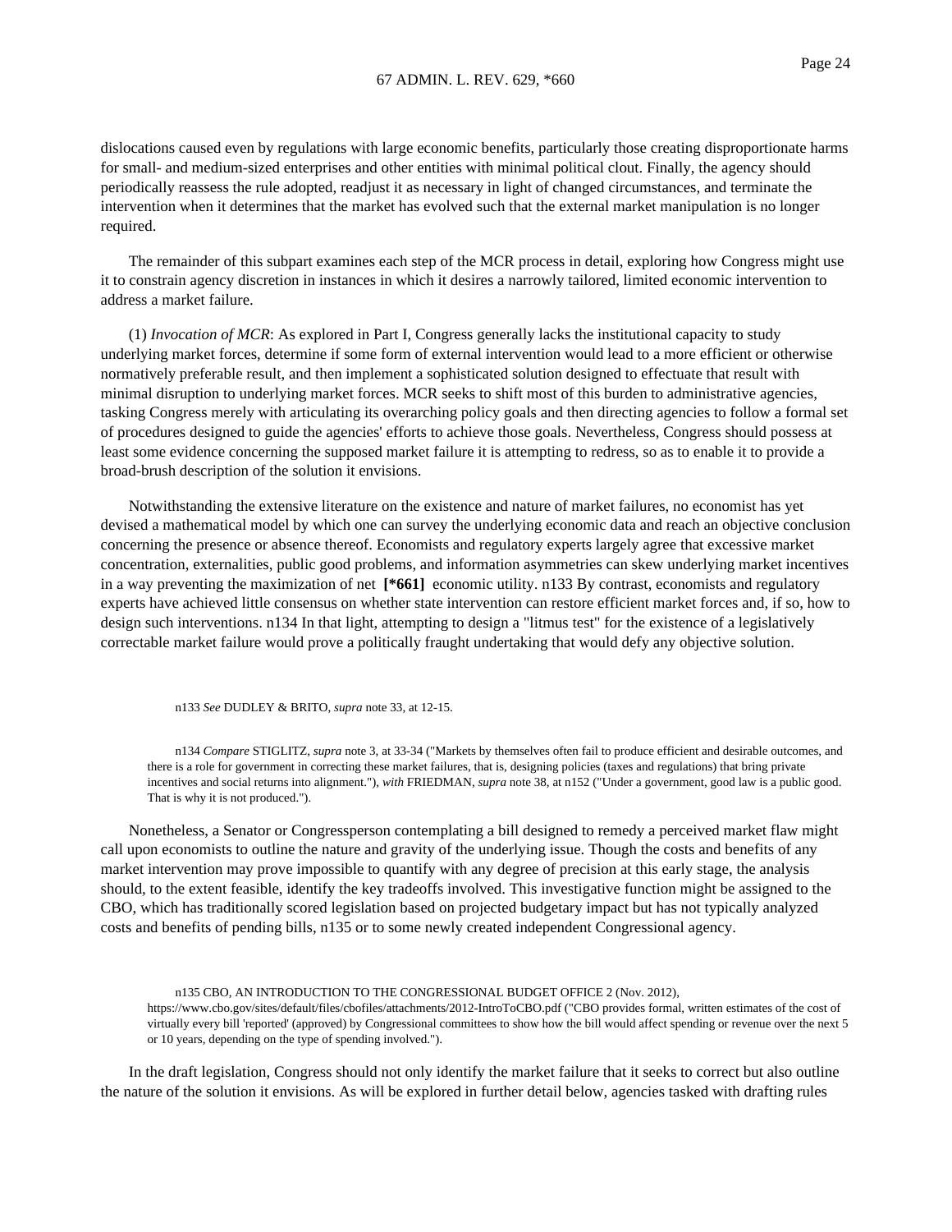dislocations caused even by regulations with large economic benefits, particularly those creating disproportionate harms for small- and medium-sized enterprises and other entities with minimal political clout. Finally, the agency should periodically reassess the rule adopted, readjust it as necessary in light of changed circumstances, and terminate the intervention when it determines that the market has evolved such that the external market manipulation is no longer required.

The remainder of this subpart examines each step of the MCR process in detail, exploring how Congress might use it to constrain agency discretion in instances in which it desires a narrowly tailored, limited economic intervention to address a market failure.

(1) *Invocation of MCR*: As explored in Part I, Congress generally lacks the institutional capacity to study underlying market forces, determine if some form of external intervention would lead to a more efficient or otherwise normatively preferable result, and then implement a sophisticated solution designed to effectuate that result with minimal disruption to underlying market forces. MCR seeks to shift most of this burden to administrative agencies, tasking Congress merely with articulating its overarching policy goals and then directing agencies to follow a formal set of procedures designed to guide the agencies' efforts to achieve those goals. Nevertheless, Congress should possess at least some evidence concerning the supposed market failure it is attempting to redress, so as to enable it to provide a broad-brush description of the solution it envisions.

Notwithstanding the extensive literature on the existence and nature of market failures, no economist has yet devised a mathematical model by which one can survey the underlying economic data and reach an objective conclusion concerning the presence or absence thereof. Economists and regulatory experts largely agree that excessive market concentration, externalities, public good problems, and information asymmetries can skew underlying market incentives in a way preventing the maximization of net **[*661]** economic utility. n133 By contrast, economists and regulatory experts have achieved little consensus on whether state intervention can restore efficient market forces and, if so, how to design such interventions. n134 In that light, attempting to design a "litmus test" for the existence of a legislatively correctable market failure would prove a politically fraught undertaking that would defy any objective solution.

n133 *See* DUDLEY & BRITO, *supra* note 33, at 12-15.

n134 *Compare* STIGLITZ, *supra* note 3, at 33-34 ("Markets by themselves often fail to produce efficient and desirable outcomes, and there is a role for government in correcting these market failures, that is, designing policies (taxes and regulations) that bring private incentives and social returns into alignment."), *with* FRIEDMAN, *supra* note 38, at n152 ("Under a government, good law is a public good. That is why it is not produced.").

Nonetheless, a Senator or Congressperson contemplating a bill designed to remedy a perceived market flaw might call upon economists to outline the nature and gravity of the underlying issue. Though the costs and benefits of any market intervention may prove impossible to quantify with any degree of precision at this early stage, the analysis should, to the extent feasible, identify the key tradeoffs involved. This investigative function might be assigned to the CBO, which has traditionally scored legislation based on projected budgetary impact but has not typically analyzed costs and benefits of pending bills, n135 or to some newly created independent Congressional agency.

n135 CBO, AN INTRODUCTION TO THE CONGRESSIONAL BUDGET OFFICE 2 (Nov. 2012), https://www.cbo.gov/sites/default/files/cbofiles/attachments/2012-IntroToCBO.pdf ("CBO provides formal, written estimates of the cost of virtually every bill 'reported' (approved) by Congressional committees to show how the bill would affect spending or revenue over the next 5 or 10 years, depending on the type of spending involved.").

In the draft legislation, Congress should not only identify the market failure that it seeks to correct but also outline the nature of the solution it envisions. As will be explored in further detail below, agencies tasked with drafting rules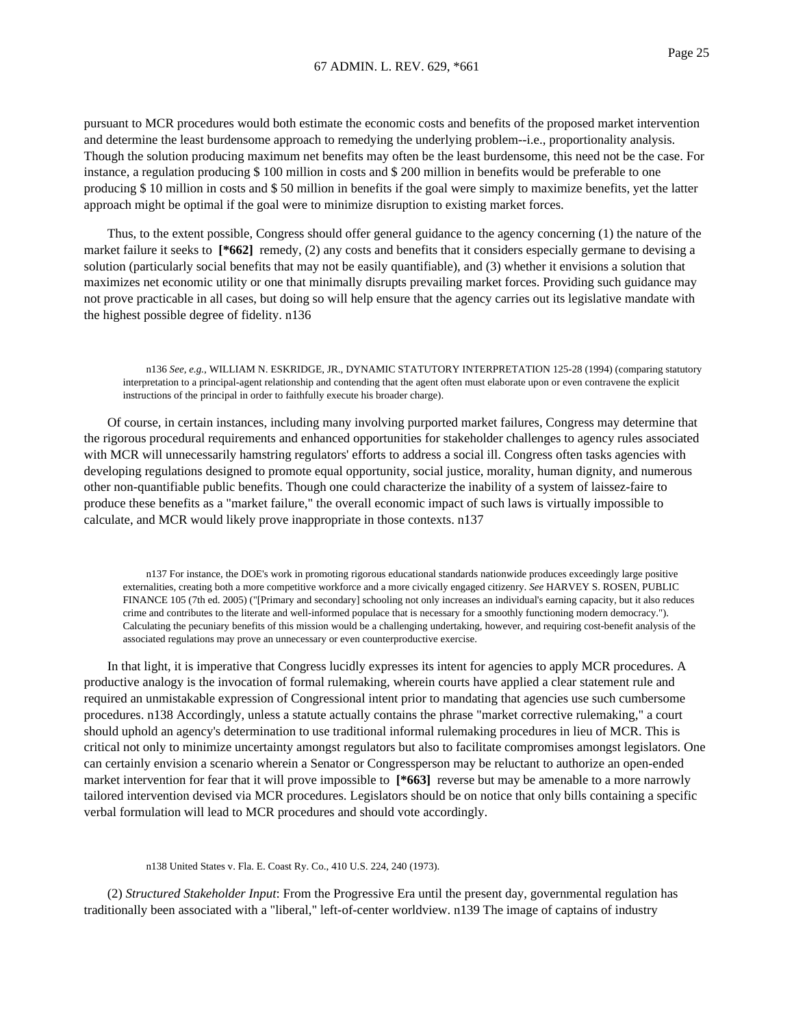pursuant to MCR procedures would both estimate the economic costs and benefits of the proposed market intervention and determine the least burdensome approach to remedying the underlying problem--i.e., proportionality analysis. Though the solution producing maximum net benefits may often be the least burdensome, this need not be the case. For instance, a regulation producing $ 100 million in costs and $ 200 million in benefits would be preferable to one producing $ 10 million in costs and $ 50 million in benefits if the goal were simply to maximize benefits, yet the latter approach might be optimal if the goal were to minimize disruption to existing market forces.

Thus, to the extent possible, Congress should offer general guidance to the agency concerning (1) the nature of the market failure it seeks to **[*662]** remedy, (2) any costs and benefits that it considers especially germane to devising a solution (particularly social benefits that may not be easily quantifiable), and (3) whether it envisions a solution that maximizes net economic utility or one that minimally disrupts prevailing market forces. Providing such guidance may not prove practicable in all cases, but doing so will help ensure that the agency carries out its legislative mandate with the highest possible degree of fidelity. n136

n136 *See, e.g.*, WILLIAM N. ESKRIDGE, JR., DYNAMIC STATUTORY INTERPRETATION 125-28 (1994) (comparing statutory interpretation to a principal-agent relationship and contending that the agent often must elaborate upon or even contravene the explicit instructions of the principal in order to faithfully execute his broader charge).

Of course, in certain instances, including many involving purported market failures, Congress may determine that the rigorous procedural requirements and enhanced opportunities for stakeholder challenges to agency rules associated with MCR will unnecessarily hamstring regulators' efforts to address a social ill. Congress often tasks agencies with developing regulations designed to promote equal opportunity, social justice, morality, human dignity, and numerous other non-quantifiable public benefits. Though one could characterize the inability of a system of laissez-faire to produce these benefits as a "market failure," the overall economic impact of such laws is virtually impossible to calculate, and MCR would likely prove inappropriate in those contexts. n137

n137 For instance, the DOE's work in promoting rigorous educational standards nationwide produces exceedingly large positive externalities, creating both a more competitive workforce and a more civically engaged citizenry. *See* HARVEY S. ROSEN, PUBLIC FINANCE 105 (7th ed. 2005) ("[Primary and secondary] schooling not only increases an individual's earning capacity, but it also reduces crime and contributes to the literate and well-informed populace that is necessary for a smoothly functioning modern democracy."). Calculating the pecuniary benefits of this mission would be a challenging undertaking, however, and requiring cost-benefit analysis of the associated regulations may prove an unnecessary or even counterproductive exercise.

In that light, it is imperative that Congress lucidly expresses its intent for agencies to apply MCR procedures. A productive analogy is the invocation of formal rulemaking, wherein courts have applied a clear statement rule and required an unmistakable expression of Congressional intent prior to mandating that agencies use such cumbersome procedures. n138 Accordingly, unless a statute actually contains the phrase "market corrective rulemaking," a court should uphold an agency's determination to use traditional informal rulemaking procedures in lieu of MCR. This is critical not only to minimize uncertainty amongst regulators but also to facilitate compromises amongst legislators. One can certainly envision a scenario wherein a Senator or Congressperson may be reluctant to authorize an open-ended market intervention for fear that it will prove impossible to **[*663]** reverse but may be amenable to a more narrowly tailored intervention devised via MCR procedures. Legislators should be on notice that only bills containing a specific verbal formulation will lead to MCR procedures and should vote accordingly.

n138 United States v. Fla. E. Coast Ry. Co., 410 U.S. 224, 240 (1973).

(2) *Structured Stakeholder Input*: From the Progressive Era until the present day, governmental regulation has traditionally been associated with a "liberal," left-of-center worldview. n139 The image of captains of industry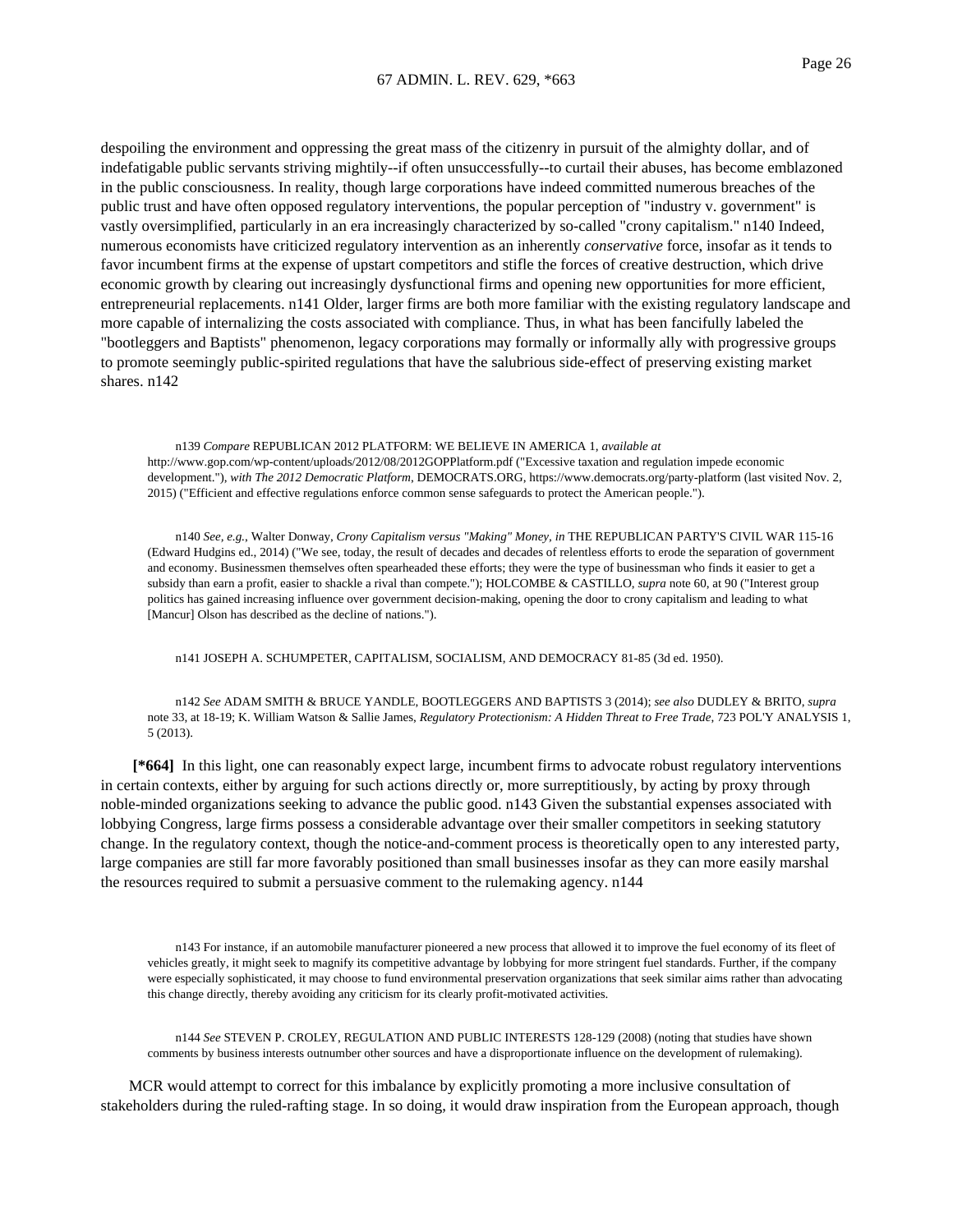despoiling the environment and oppressing the great mass of the citizenry in pursuit of the almighty dollar, and of indefatigable public servants striving mightily--if often unsuccessfully--to curtail their abuses, has become emblazoned in the public consciousness. In reality, though large corporations have indeed committed numerous breaches of the public trust and have often opposed regulatory interventions, the popular perception of "industry v. government" is vastly oversimplified, particularly in an era increasingly characterized by so-called "crony capitalism." n140 Indeed, numerous economists have criticized regulatory intervention as an inherently *conservative* force, insofar as it tends to favor incumbent firms at the expense of upstart competitors and stifle the forces of creative destruction, which drive economic growth by clearing out increasingly dysfunctional firms and opening new opportunities for more efficient, entrepreneurial replacements. n141 Older, larger firms are both more familiar with the existing regulatory landscape and more capable of internalizing the costs associated with compliance. Thus, in what has been fancifully labeled the "bootleggers and Baptists" phenomenon, legacy corporations may formally or informally ally with progressive groups to promote seemingly public-spirited regulations that have the salubrious side-effect of preserving existing market shares. n142

n139 *Compare* REPUBLICAN 2012 PLATFORM: WE BELIEVE IN AMERICA 1, *available at* http://www.gop.com/wp-content/uploads/2012/08/2012GOPPlatform.pdf ("Excessive taxation and regulation impede economic development."), *with The 2012 Democratic Platform*, DEMOCRATS.ORG, https://www.democrats.org/party-platform (last visited Nov. 2, 2015) ("Efficient and effective regulations enforce common sense safeguards to protect the American people.").

n140 *See, e.g.*, Walter Donway, *Crony Capitalism versus "Making" Money*, *in* THE REPUBLICAN PARTY'S CIVIL WAR 115-16 (Edward Hudgins ed., 2014) ("We see, today, the result of decades and decades of relentless efforts to erode the separation of government and economy. Businessmen themselves often spearheaded these efforts; they were the type of businessman who finds it easier to get a subsidy than earn a profit, easier to shackle a rival than compete."); HOLCOMBE & CASTILLO, *supra* note 60, at 90 ("Interest group politics has gained increasing influence over government decision-making, opening the door to crony capitalism and leading to what [Mancur] Olson has described as the decline of nations.").

n141 JOSEPH A. SCHUMPETER, CAPITALISM, SOCIALISM, AND DEMOCRACY 81-85 (3d ed. 1950).

n142 *See* ADAM SMITH & BRUCE YANDLE, BOOTLEGGERS AND BAPTISTS 3 (2014); *see also* DUDLEY & BRITO, *supra* note 33, at 18-19; K. William Watson & Sallie James, *Regulatory Protectionism: A Hidden Threat to Free Trade*, 723 POL'Y ANALYSIS 1, 5 (2013).

**[*664]** In this light, one can reasonably expect large, incumbent firms to advocate robust regulatory interventions in certain contexts, either by arguing for such actions directly or, more surreptitiously, by acting by proxy through noble-minded organizations seeking to advance the public good. n143 Given the substantial expenses associated with lobbying Congress, large firms possess a considerable advantage over their smaller competitors in seeking statutory change. In the regulatory context, though the notice-and-comment process is theoretically open to any interested party, large companies are still far more favorably positioned than small businesses insofar as they can more easily marshal the resources required to submit a persuasive comment to the rulemaking agency. n144

n143 For instance, if an automobile manufacturer pioneered a new process that allowed it to improve the fuel economy of its fleet of vehicles greatly, it might seek to magnify its competitive advantage by lobbying for more stringent fuel standards. Further, if the company were especially sophisticated, it may choose to fund environmental preservation organizations that seek similar aims rather than advocating this change directly, thereby avoiding any criticism for its clearly profit-motivated activities.

n144 *See* STEVEN P. CROLEY, REGULATION AND PUBLIC INTERESTS 128-129 (2008) (noting that studies have shown comments by business interests outnumber other sources and have a disproportionate influence on the development of rulemaking).

MCR would attempt to correct for this imbalance by explicitly promoting a more inclusive consultation of stakeholders during the ruled-rafting stage. In so doing, it would draw inspiration from the European approach, though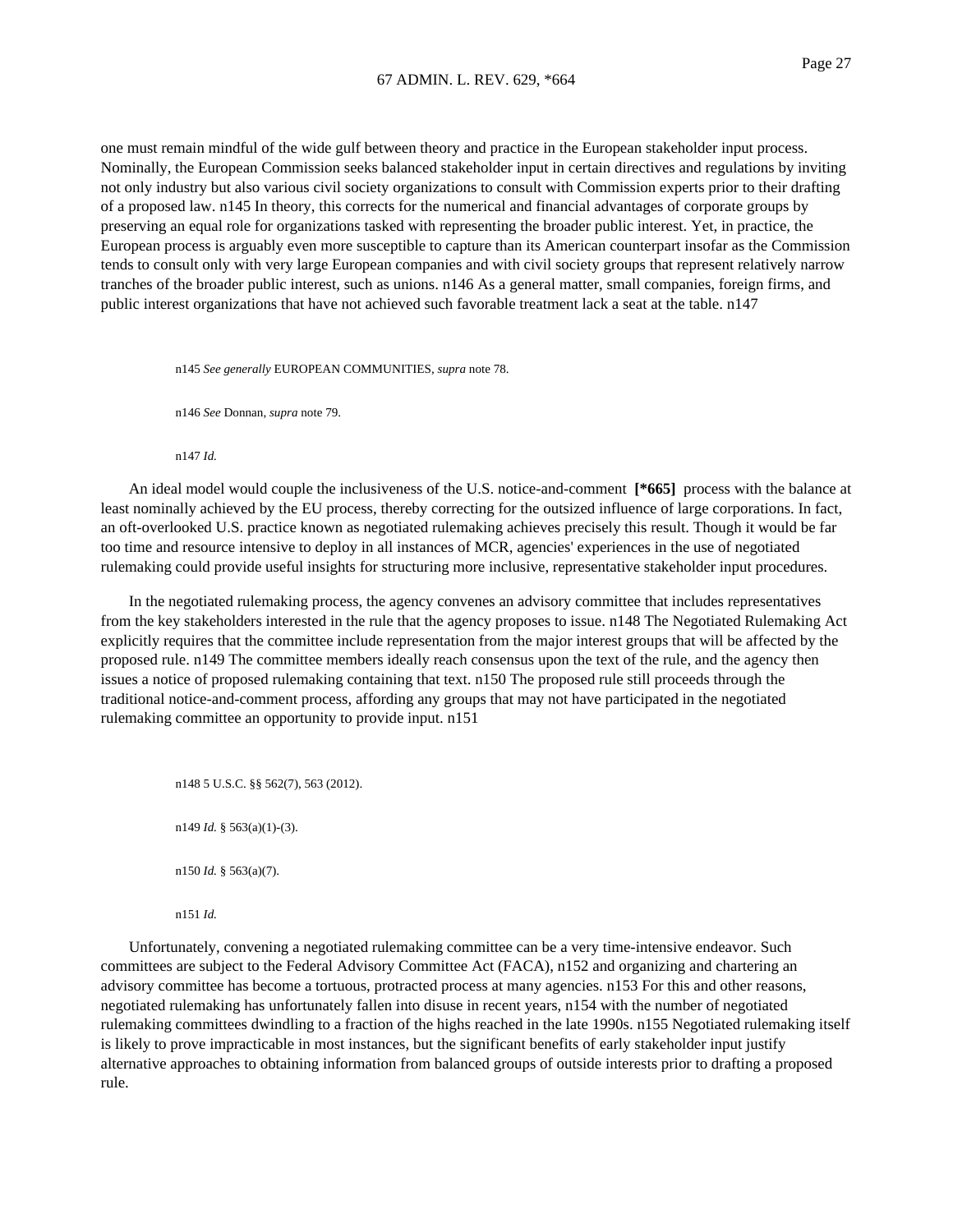one must remain mindful of the wide gulf between theory and practice in the European stakeholder input process. Nominally, the European Commission seeks balanced stakeholder input in certain directives and regulations by inviting not only industry but also various civil society organizations to consult with Commission experts prior to their drafting of a proposed law. n145 In theory, this corrects for the numerical and financial advantages of corporate groups by preserving an equal role for organizations tasked with representing the broader public interest. Yet, in practice, the European process is arguably even more susceptible to capture than its American counterpart insofar as the Commission tends to consult only with very large European companies and with civil society groups that represent relatively narrow tranches of the broader public interest, such as unions. n146 As a general matter, small companies, foreign firms, and public interest organizations that have not achieved such favorable treatment lack a seat at the table. n147

n145 *See generally* EUROPEAN COMMUNITIES, *supra* note 78.

n146 *See* Donnan, *supra* note 79.

n147 *Id.*

An ideal model would couple the inclusiveness of the U.S. notice-and-comment **[*665]** process with the balance at least nominally achieved by the EU process, thereby correcting for the outsized influence of large corporations. In fact, an oft-overlooked U.S. practice known as negotiated rulemaking achieves precisely this result. Though it would be far too time and resource intensive to deploy in all instances of MCR, agencies' experiences in the use of negotiated rulemaking could provide useful insights for structuring more inclusive, representative stakeholder input procedures.

In the negotiated rulemaking process, the agency convenes an advisory committee that includes representatives from the key stakeholders interested in the rule that the agency proposes to issue. n148 The Negotiated Rulemaking Act explicitly requires that the committee include representation from the major interest groups that will be affected by the proposed rule. n149 The committee members ideally reach consensus upon the text of the rule, and the agency then issues a notice of proposed rulemaking containing that text. n150 The proposed rule still proceeds through the traditional notice-and-comment process, affording any groups that may not have participated in the negotiated rulemaking committee an opportunity to provide input. n151

n148 5 U.S.C. §§ 562(7), 563 (2012).

n149 *Id.* § 563(a)(1)-(3).

n150 *Id.* § 563(a)(7).

n151 *Id.*

Unfortunately, convening a negotiated rulemaking committee can be a very time-intensive endeavor. Such committees are subject to the Federal Advisory Committee Act (FACA), n152 and organizing and chartering an advisory committee has become a tortuous, protracted process at many agencies. n153 For this and other reasons, negotiated rulemaking has unfortunately fallen into disuse in recent years, n154 with the number of negotiated rulemaking committees dwindling to a fraction of the highs reached in the late 1990s. n155 Negotiated rulemaking itself is likely to prove impracticable in most instances, but the significant benefits of early stakeholder input justify alternative approaches to obtaining information from balanced groups of outside interests prior to drafting a proposed rule.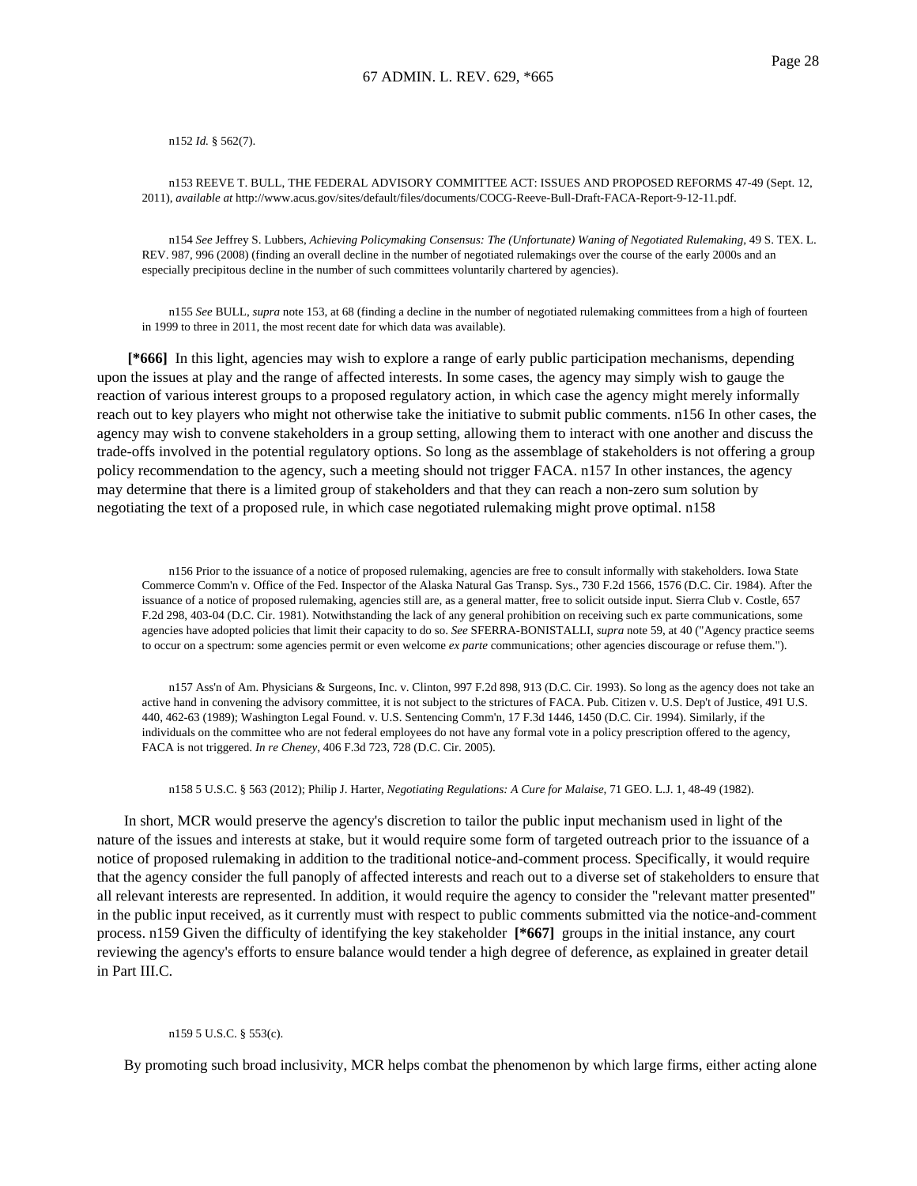n152 *Id.* § 562(7).

n153 REEVE T. BULL, THE FEDERAL ADVISORY COMMITTEE ACT: ISSUES AND PROPOSED REFORMS 47-49 (Sept. 12, 2011), *available at* http://www.acus.gov/sites/default/files/documents/COCG-Reeve-Bull-Draft-FACA-Report-9-12-11.pdf.

n154 *See* Jeffrey S. Lubbers, *Achieving Policymaking Consensus: The (Unfortunate) Waning of Negotiated Rulemaking*, 49 S. TEX. L. REV. 987, 996 (2008) (finding an overall decline in the number of negotiated rulemakings over the course of the early 2000s and an especially precipitous decline in the number of such committees voluntarily chartered by agencies).

n155 *See* BULL, *supra* note 153, at 68 (finding a decline in the number of negotiated rulemaking committees from a high of fourteen in 1999 to three in 2011, the most recent date for which data was available).

**[*666]** In this light, agencies may wish to explore a range of early public participation mechanisms, depending upon the issues at play and the range of affected interests. In some cases, the agency may simply wish to gauge the reaction of various interest groups to a proposed regulatory action, in which case the agency might merely informally reach out to key players who might not otherwise take the initiative to submit public comments. n156 In other cases, the agency may wish to convene stakeholders in a group setting, allowing them to interact with one another and discuss the trade-offs involved in the potential regulatory options. So long as the assemblage of stakeholders is not offering a group policy recommendation to the agency, such a meeting should not trigger FACA. n157 In other instances, the agency may determine that there is a limited group of stakeholders and that they can reach a non-zero sum solution by negotiating the text of a proposed rule, in which case negotiated rulemaking might prove optimal. n158

n156 Prior to the issuance of a notice of proposed rulemaking, agencies are free to consult informally with stakeholders. Iowa State Commerce Comm'n v. Office of the Fed. Inspector of the Alaska Natural Gas Transp. Sys., 730 F.2d 1566, 1576 (D.C. Cir. 1984). After the issuance of a notice of proposed rulemaking, agencies still are, as a general matter, free to solicit outside input. Sierra Club v. Costle, 657 F.2d 298, 403-04 (D.C. Cir. 1981). Notwithstanding the lack of any general prohibition on receiving such ex parte communications, some agencies have adopted policies that limit their capacity to do so. *See* SFERRA-BONISTALLI, *supra* note 59, at 40 ("Agency practice seems to occur on a spectrum: some agencies permit or even welcome *ex parte* communications; other agencies discourage or refuse them.").

n157 Ass'n of Am. Physicians & Surgeons, Inc. v. Clinton, 997 F.2d 898, 913 (D.C. Cir. 1993). So long as the agency does not take an active hand in convening the advisory committee, it is not subject to the strictures of FACA. Pub. Citizen v. U.S. Dep't of Justice, 491 U.S. 440, 462-63 (1989); Washington Legal Found. v. U.S. Sentencing Comm'n, 17 F.3d 1446, 1450 (D.C. Cir. 1994). Similarly, if the individuals on the committee who are not federal employees do not have any formal vote in a policy prescription offered to the agency, FACA is not triggered. *In re Cheney*, 406 F.3d 723, 728 (D.C. Cir. 2005).

n158 5 U.S.C. § 563 (2012); Philip J. Harter, *Negotiating Regulations: A Cure for Malaise*, 71 GEO. L.J. 1, 48-49 (1982).

In short, MCR would preserve the agency's discretion to tailor the public input mechanism used in light of the nature of the issues and interests at stake, but it would require some form of targeted outreach prior to the issuance of a notice of proposed rulemaking in addition to the traditional notice-and-comment process. Specifically, it would require that the agency consider the full panoply of affected interests and reach out to a diverse set of stakeholders to ensure that all relevant interests are represented. In addition, it would require the agency to consider the "relevant matter presented" in the public input received, as it currently must with respect to public comments submitted via the notice-and-comment process. n159 Given the difficulty of identifying the key stakeholder **[*667]** groups in the initial instance, any court reviewing the agency's efforts to ensure balance would tender a high degree of deference, as explained in greater detail in Part III.C.

n159 5 U.S.C. § 553(c).

By promoting such broad inclusivity, MCR helps combat the phenomenon by which large firms, either acting alone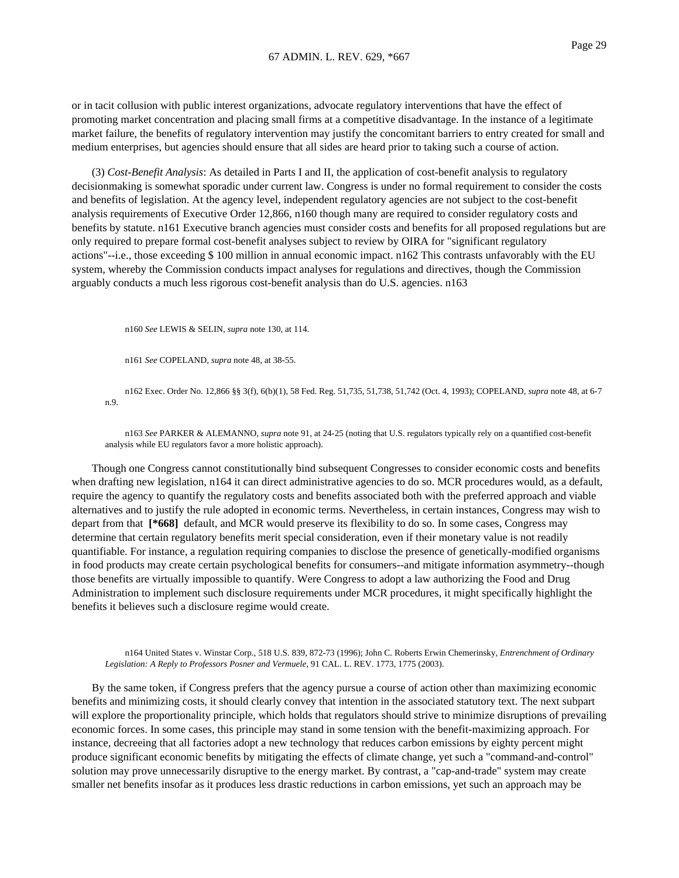or in tacit collusion with public interest organizations, advocate regulatory interventions that have the effect of promoting market concentration and placing small firms at a competitive disadvantage. In the instance of a legitimate market failure, the benefits of regulatory intervention may justify the concomitant barriers to entry created for small and medium enterprises, but agencies should ensure that all sides are heard prior to taking such a course of action.

(3) *Cost-Benefit Analysis*: As detailed in Parts I and II, the application of cost-benefit analysis to regulatory decisionmaking is somewhat sporadic under current law. Congress is under no formal requirement to consider the costs and benefits of legislation. At the agency level, independent regulatory agencies are not subject to the cost-benefit analysis requirements of Executive Order 12,866, n160 though many are required to consider regulatory costs and benefits by statute. n161 Executive branch agencies must consider costs and benefits for all proposed regulations but are only required to prepare formal cost-benefit analyses subject to review by OIRA for "significant regulatory actions"--i.e., those exceeding $ 100 million in annual economic impact. n162 This contrasts unfavorably with the EU system, whereby the Commission conducts impact analyses for regulations and directives, though the Commission arguably conducts a much less rigorous cost-benefit analysis than do U.S. agencies. n163

n160 *See* LEWIS & SELIN, *supra* note 130, at 114.

n161 *See* COPELAND, *supra* note 48, at 38-55.

n162 Exec. Order No. 12,866 §§ 3(f), 6(b)(1), 58 Fed. Reg. 51,735, 51,738, 51,742 (Oct. 4, 1993); COPELAND, *supra* note 48, at 6-7 n.9.

n163 *See* PARKER & ALEMANNO, *supra* note 91, at 24-25 (noting that U.S. regulators typically rely on a quantified cost-benefit analysis while EU regulators favor a more holistic approach).

Though one Congress cannot constitutionally bind subsequent Congresses to consider economic costs and benefits when drafting new legislation, n164 it can direct administrative agencies to do so. MCR procedures would, as a default, require the agency to quantify the regulatory costs and benefits associated both with the preferred approach and viable alternatives and to justify the rule adopted in economic terms. Nevertheless, in certain instances, Congress may wish to depart from that **[*668]** default, and MCR would preserve its flexibility to do so. In some cases, Congress may determine that certain regulatory benefits merit special consideration, even if their monetary value is not readily quantifiable. For instance, a regulation requiring companies to disclose the presence of genetically-modified organisms in food products may create certain psychological benefits for consumers--and mitigate information asymmetry--though those benefits are virtually impossible to quantify. Were Congress to adopt a law authorizing the Food and Drug Administration to implement such disclosure requirements under MCR procedures, it might specifically highlight the benefits it believes such a disclosure regime would create.

n164 United States v. Winstar Corp., 518 U.S. 839, 872-73 (1996); John C. Roberts Erwin Chemerinsky, *Entrenchment of Ordinary Legislation: A Reply to Professors Posner and Vermuele*, 91 CAL. L. REV. 1773, 1775 (2003).

By the same token, if Congress prefers that the agency pursue a course of action other than maximizing economic benefits and minimizing costs, it should clearly convey that intention in the associated statutory text. The next subpart will explore the proportionality principle, which holds that regulators should strive to minimize disruptions of prevailing economic forces. In some cases, this principle may stand in some tension with the benefit-maximizing approach. For instance, decreeing that all factories adopt a new technology that reduces carbon emissions by eighty percent might produce significant economic benefits by mitigating the effects of climate change, yet such a "command-and-control" solution may prove unnecessarily disruptive to the energy market. By contrast, a "cap-and-trade" system may create smaller net benefits insofar as it produces less drastic reductions in carbon emissions, yet such an approach may be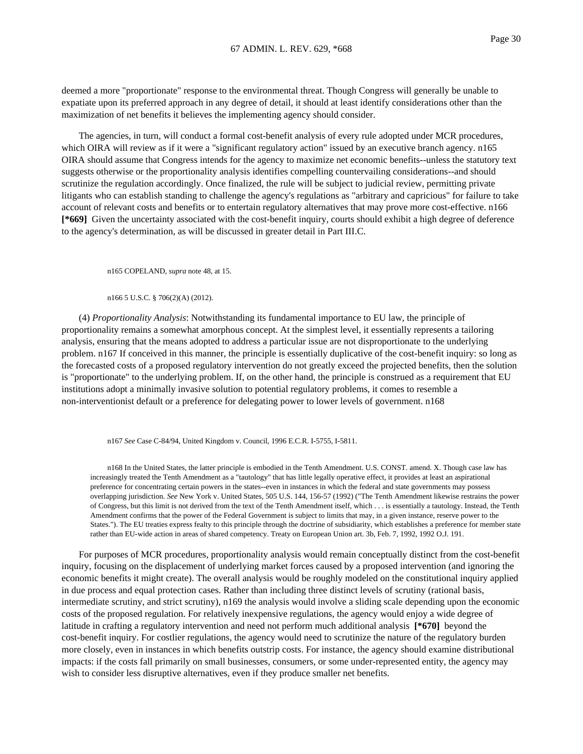deemed a more "proportionate" response to the environmental threat. Though Congress will generally be unable to expatiate upon its preferred approach in any degree of detail, it should at least identify considerations other than the maximization of net benefits it believes the implementing agency should consider.

The agencies, in turn, will conduct a formal cost-benefit analysis of every rule adopted under MCR procedures, which OIRA will review as if it were a "significant regulatory action" issued by an executive branch agency. n165 OIRA should assume that Congress intends for the agency to maximize net economic benefits--unless the statutory text suggests otherwise or the proportionality analysis identifies compelling countervailing considerations--and should scrutinize the regulation accordingly. Once finalized, the rule will be subject to judicial review, permitting private litigants who can establish standing to challenge the agency's regulations as "arbitrary and capricious" for failure to take account of relevant costs and benefits or to entertain regulatory alternatives that may prove more cost-effective. n166 **[*669]** Given the uncertainty associated with the cost-benefit inquiry, courts should exhibit a high degree of deference to the agency's determination, as will be discussed in greater detail in Part III.C.

n165 COPELAND, *supra* note 48, at 15.

n166 5 U.S.C. § 706(2)(A) (2012).

(4) *Proportionality Analysis*: Notwithstanding its fundamental importance to EU law, the principle of proportionality remains a somewhat amorphous concept. At the simplest level, it essentially represents a tailoring analysis, ensuring that the means adopted to address a particular issue are not disproportionate to the underlying problem. n167 If conceived in this manner, the principle is essentially duplicative of the cost-benefit inquiry: so long as the forecasted costs of a proposed regulatory intervention do not greatly exceed the projected benefits, then the solution is "proportionate" to the underlying problem. If, on the other hand, the principle is construed as a requirement that EU institutions adopt a minimally invasive solution to potential regulatory problems, it comes to resemble a non-interventionist default or a preference for delegating power to lower levels of government. n168

n167 *See* Case C-84/94, United Kingdom v. Council, 1996 E.C.R. I-5755, I-5811.

n168 In the United States, the latter principle is embodied in the Tenth Amendment. U.S. CONST. amend. X. Though case law has increasingly treated the Tenth Amendment as a "tautology" that has little legally operative effect, it provides at least an aspirational preference for concentrating certain powers in the states--even in instances in which the federal and state governments may possess overlapping jurisdiction. *See* New York v. United States, 505 U.S. 144, 156-57 (1992) ("The Tenth Amendment likewise restrains the power of Congress, but this limit is not derived from the text of the Tenth Amendment itself, which . . . is essentially a tautology. Instead, the Tenth Amendment confirms that the power of the Federal Government is subject to limits that may, in a given instance, reserve power to the States."). The EU treaties express fealty to this principle through the doctrine of subsidiarity, which establishes a preference for member state rather than EU-wide action in areas of shared competency. Treaty on European Union art. 3b, Feb. 7, 1992, 1992 O.J. 191.

For purposes of MCR procedures, proportionality analysis would remain conceptually distinct from the cost-benefit inquiry, focusing on the displacement of underlying market forces caused by a proposed intervention (and ignoring the economic benefits it might create). The overall analysis would be roughly modeled on the constitutional inquiry applied in due process and equal protection cases. Rather than including three distinct levels of scrutiny (rational basis, intermediate scrutiny, and strict scrutiny), n169 the analysis would involve a sliding scale depending upon the economic costs of the proposed regulation. For relatively inexpensive regulations, the agency would enjoy a wide degree of latitude in crafting a regulatory intervention and need not perform much additional analysis **[*670]** beyond the cost-benefit inquiry. For costlier regulations, the agency would need to scrutinize the nature of the regulatory burden more closely, even in instances in which benefits outstrip costs. For instance, the agency should examine distributional impacts: if the costs fall primarily on small businesses, consumers, or some under-represented entity, the agency may wish to consider less disruptive alternatives, even if they produce smaller net benefits.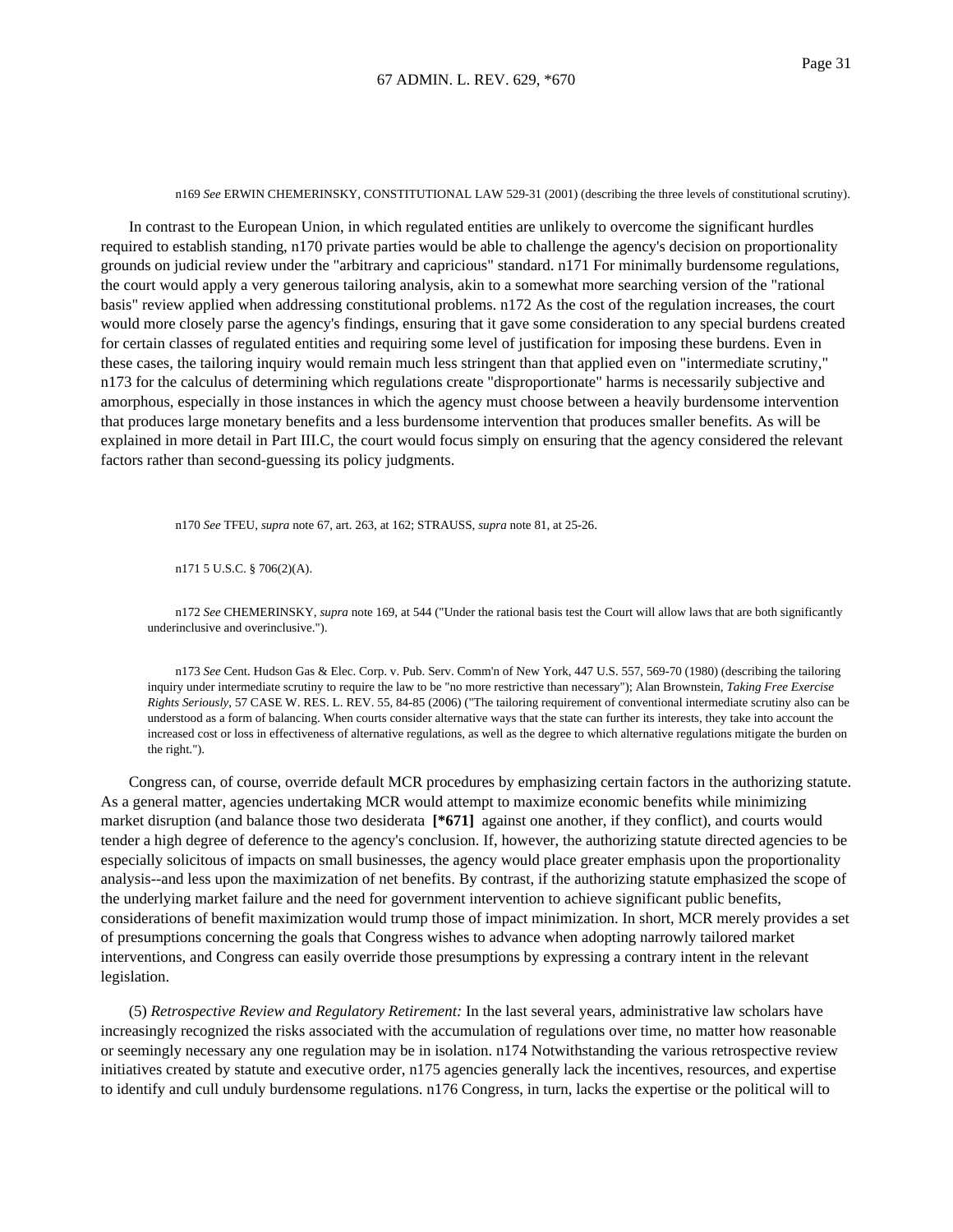n169 *See* ERWIN CHEMERINSKY, CONSTITUTIONAL LAW 529-31 (2001) (describing the three levels of constitutional scrutiny).

In contrast to the European Union, in which regulated entities are unlikely to overcome the significant hurdles required to establish standing, n170 private parties would be able to challenge the agency's decision on proportionality grounds on judicial review under the "arbitrary and capricious" standard. n171 For minimally burdensome regulations, the court would apply a very generous tailoring analysis, akin to a somewhat more searching version of the "rational basis" review applied when addressing constitutional problems. n172 As the cost of the regulation increases, the court would more closely parse the agency's findings, ensuring that it gave some consideration to any special burdens created for certain classes of regulated entities and requiring some level of justification for imposing these burdens. Even in these cases, the tailoring inquiry would remain much less stringent than that applied even on "intermediate scrutiny," n173 for the calculus of determining which regulations create "disproportionate" harms is necessarily subjective and amorphous, especially in those instances in which the agency must choose between a heavily burdensome intervention that produces large monetary benefits and a less burdensome intervention that produces smaller benefits. As will be explained in more detail in Part III.C, the court would focus simply on ensuring that the agency considered the relevant factors rather than second-guessing its policy judgments.

n170 *See* TFEU, *supra* note 67, art. 263, at 162; STRAUSS, *supra* note 81, at 25-26.

n171 5 U.S.C. § 706(2)(A).

n172 *See* CHEMERINSKY, *supra* note 169, at 544 ("Under the rational basis test the Court will allow laws that are both significantly underinclusive and overinclusive.").

n173 *See* Cent. Hudson Gas & Elec. Corp. v. Pub. Serv. Comm'n of New York, 447 U.S. 557, 569-70 (1980) (describing the tailoring inquiry under intermediate scrutiny to require the law to be "no more restrictive than necessary"); Alan Brownstein, *Taking Free Exercise Rights Seriously*, 57 CASE W. RES. L. REV. 55, 84-85 (2006) ("The tailoring requirement of conventional intermediate scrutiny also can be understood as a form of balancing. When courts consider alternative ways that the state can further its interests, they take into account the increased cost or loss in effectiveness of alternative regulations, as well as the degree to which alternative regulations mitigate the burden on the right.").

Congress can, of course, override default MCR procedures by emphasizing certain factors in the authorizing statute. As a general matter, agencies undertaking MCR would attempt to maximize economic benefits while minimizing market disruption (and balance those two desiderata **[*671]** against one another, if they conflict), and courts would tender a high degree of deference to the agency's conclusion. If, however, the authorizing statute directed agencies to be especially solicitous of impacts on small businesses, the agency would place greater emphasis upon the proportionality analysis--and less upon the maximization of net benefits. By contrast, if the authorizing statute emphasized the scope of the underlying market failure and the need for government intervention to achieve significant public benefits, considerations of benefit maximization would trump those of impact minimization. In short, MCR merely provides a set of presumptions concerning the goals that Congress wishes to advance when adopting narrowly tailored market interventions, and Congress can easily override those presumptions by expressing a contrary intent in the relevant legislation.

(5) *Retrospective Review and Regulatory Retirement:* In the last several years, administrative law scholars have increasingly recognized the risks associated with the accumulation of regulations over time, no matter how reasonable or seemingly necessary any one regulation may be in isolation. n174 Notwithstanding the various retrospective review initiatives created by statute and executive order, n175 agencies generally lack the incentives, resources, and expertise to identify and cull unduly burdensome regulations. n176 Congress, in turn, lacks the expertise or the political will to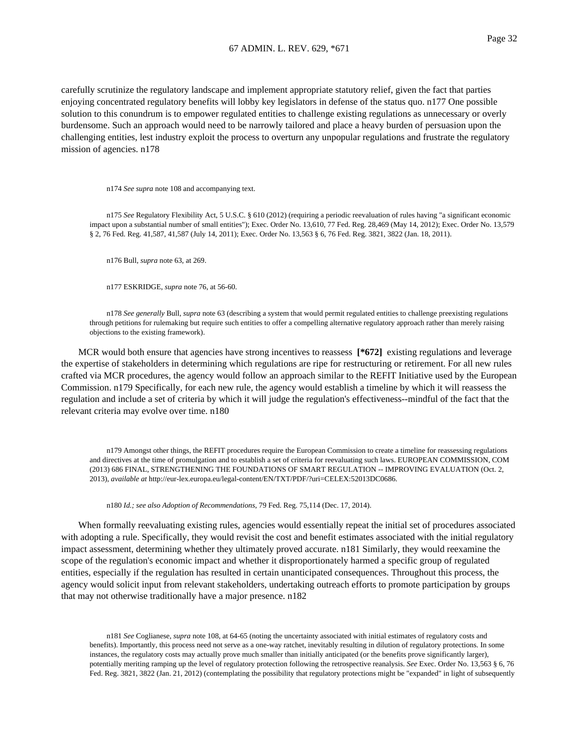carefully scrutinize the regulatory landscape and implement appropriate statutory relief, given the fact that parties enjoying concentrated regulatory benefits will lobby key legislators in defense of the status quo. n177 One possible solution to this conundrum is to empower regulated entities to challenge existing regulations as unnecessary or overly burdensome. Such an approach would need to be narrowly tailored and place a heavy burden of persuasion upon the challenging entities, lest industry exploit the process to overturn any unpopular regulations and frustrate the regulatory mission of agencies. n178

n174 *See supra* note 108 and accompanying text.

n175 *See* Regulatory Flexibility Act, 5 U.S.C. § 610 (2012) (requiring a periodic reevaluation of rules having "a significant economic impact upon a substantial number of small entities"); Exec. Order No. 13,610, 77 Fed. Reg. 28,469 (May 14, 2012); Exec. Order No. 13,579 § 2, 76 Fed. Reg. 41,587, 41,587 (July 14, 2011); Exec. Order No. 13,563 § 6, 76 Fed. Reg. 3821, 3822 (Jan. 18, 2011).

n176 Bull, *supra* note 63, at 269.

n177 ESKRIDGE, *supra* note 76, at 56-60.

n178 *See generally* Bull, *supra* note 63 (describing a system that would permit regulated entities to challenge preexisting regulations through petitions for rulemaking but require such entities to offer a compelling alternative regulatory approach rather than merely raising objections to the existing framework).

MCR would both ensure that agencies have strong incentives to reassess **[*672]** existing regulations and leverage the expertise of stakeholders in determining which regulations are ripe for restructuring or retirement. For all new rules crafted via MCR procedures, the agency would follow an approach similar to the REFIT Initiative used by the European Commission. n179 Specifically, for each new rule, the agency would establish a timeline by which it will reassess the regulation and include a set of criteria by which it will judge the regulation's effectiveness--mindful of the fact that the relevant criteria may evolve over time. n180

n179 Amongst other things, the REFIT procedures require the European Commission to create a timeline for reassessing regulations and directives at the time of promulgation and to establish a set of criteria for reevaluating such laws. EUROPEAN COMMISSION, COM (2013) 686 FINAL, STRENGTHENING THE FOUNDATIONS OF SMART REGULATION -- IMPROVING EVALUATION (Oct. 2, 2013), *available at* http://eur-lex.europa.eu/legal-content/EN/TXT/PDF/?uri=CELEX:52013DC0686.

n180 *Id.; see also Adoption of Recommendations*, 79 Fed. Reg. 75,114 (Dec. 17, 2014).

When formally reevaluating existing rules, agencies would essentially repeat the initial set of procedures associated with adopting a rule. Specifically, they would revisit the cost and benefit estimates associated with the initial regulatory impact assessment, determining whether they ultimately proved accurate. n181 Similarly, they would reexamine the scope of the regulation's economic impact and whether it disproportionately harmed a specific group of regulated entities, especially if the regulation has resulted in certain unanticipated consequences. Throughout this process, the agency would solicit input from relevant stakeholders, undertaking outreach efforts to promote participation by groups that may not otherwise traditionally have a major presence. n182

n181 *See* Coglianese, *supra* note 108, at 64-65 (noting the uncertainty associated with initial estimates of regulatory costs and benefits). Importantly, this process need not serve as a one-way ratchet, inevitably resulting in dilution of regulatory protections. In some instances, the regulatory costs may actually prove much smaller than initially anticipated (or the benefits prove significantly larger), potentially meriting ramping up the level of regulatory protection following the retrospective reanalysis. *See* Exec. Order No. 13,563 § 6, 76 Fed. Reg. 3821, 3822 (Jan. 21, 2012) (contemplating the possibility that regulatory protections might be "expanded" in light of subsequently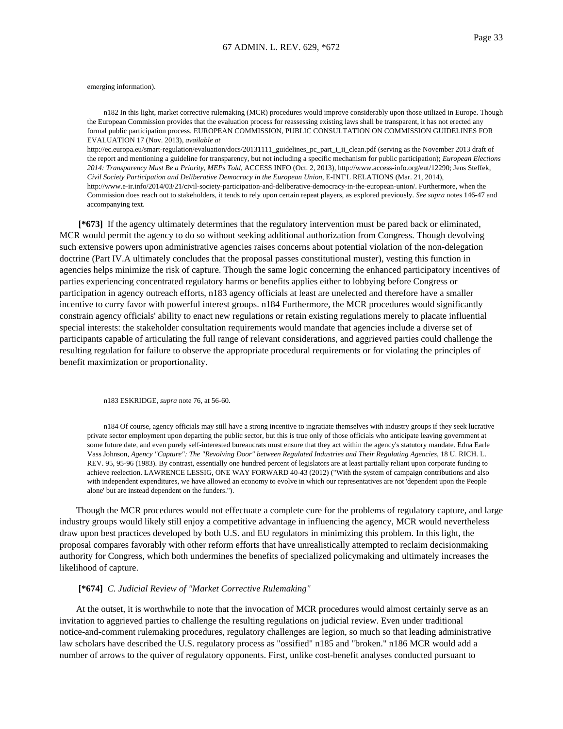emerging information).

n182 In this light, market corrective rulemaking (MCR) procedures would improve considerably upon those utilized in Europe. Though the European Commission provides that the evaluation process for reassessing existing laws shall be transparent, it has not erected any formal public participation process. EUROPEAN COMMISSION, PUBLIC CONSULTATION ON COMMISSION GUIDELINES FOR EVALUATION 17 (Nov. 2013), *available at* http://ec.europa.eu/smart-regulation/evaluation/docs/20131111_guidelines_pc_part_i_ii_clean.pdf (serving as the November 2013 draft of the report and mentioning a guideline for transparency, but not including a specific mechanism for public participation); *European Elections 2014: Transparency Must Be a Priority, MEPs Told*, ACCESS INFO (Oct. 2, 2013), http://www.access-info.org/eut/12290; Jens Steffek, *Civil Society Participation and Deliberative Democracy in the European Union*, E-INT'L RELATIONS (Mar. 21, 2014), http://www.e-ir.info/2014/03/21/civil-society-participation-and-deliberative-democracy-in-the-european-union/. Furthermore, when the Commission does reach out to stakeholders, it tends to rely upon certain repeat players, as explored previously. *See supra* notes 146-47 and accompanying text.

**[*673]** If the agency ultimately determines that the regulatory intervention must be pared back or eliminated, MCR would permit the agency to do so without seeking additional authorization from Congress. Though devolving such extensive powers upon administrative agencies raises concerns about potential violation of the non-delegation doctrine (Part IV.A ultimately concludes that the proposal passes constitutional muster), vesting this function in agencies helps minimize the risk of capture. Though the same logic concerning the enhanced participatory incentives of parties experiencing concentrated regulatory harms or benefits applies either to lobbying before Congress or participation in agency outreach efforts, n183 agency officials at least are unelected and therefore have a smaller incentive to curry favor with powerful interest groups. n184 Furthermore, the MCR procedures would significantly constrain agency officials' ability to enact new regulations or retain existing regulations merely to placate influential special interests: the stakeholder consultation requirements would mandate that agencies include a diverse set of participants capable of articulating the full range of relevant considerations, and aggrieved parties could challenge the resulting regulation for failure to observe the appropriate procedural requirements or for violating the principles of benefit maximization or proportionality.

n183 ESKRIDGE, *supra* note 76, at 56-60.

n184 Of course, agency officials may still have a strong incentive to ingratiate themselves with industry groups if they seek lucrative private sector employment upon departing the public sector, but this is true only of those officials who anticipate leaving government at some future date, and even purely self-interested bureaucrats must ensure that they act within the agency's statutory mandate. Edna Earle Vass Johnson, *Agency "Capture": The "Revolving Door" between Regulated Industries and Their Regulating Agencies*, 18 U. RICH. L. REV. 95, 95-96 (1983). By contrast, essentially one hundred percent of legislators are at least partially reliant upon corporate funding to achieve reelection. LAWRENCE LESSIG, ONE WAY FORWARD 40-43 (2012) ("With the system of campaign contributions and also with independent expenditures, we have allowed an economy to evolve in which our representatives are not 'dependent upon the People alone' but are instead dependent on the funders.").

Though the MCR procedures would not effectuate a complete cure for the problems of regulatory capture, and large industry groups would likely still enjoy a competitive advantage in influencing the agency, MCR would nevertheless draw upon best practices developed by both U.S. and EU regulators in minimizing this problem. In this light, the proposal compares favorably with other reform efforts that have unrealistically attempted to reclaim decisionmaking authority for Congress, which both undermines the benefits of specialized policymaking and ultimately increases the likelihood of capture.

**[*674]** *C. Judicial Review of "Market Corrective Rulemaking"*

At the outset, it is worthwhile to note that the invocation of MCR procedures would almost certainly serve as an invitation to aggrieved parties to challenge the resulting regulations on judicial review. Even under traditional notice-and-comment rulemaking procedures, regulatory challenges are legion, so much so that leading administrative law scholars have described the U.S. regulatory process as "ossified" n185 and "broken." n186 MCR would add a number of arrows to the quiver of regulatory opponents. First, unlike cost-benefit analyses conducted pursuant to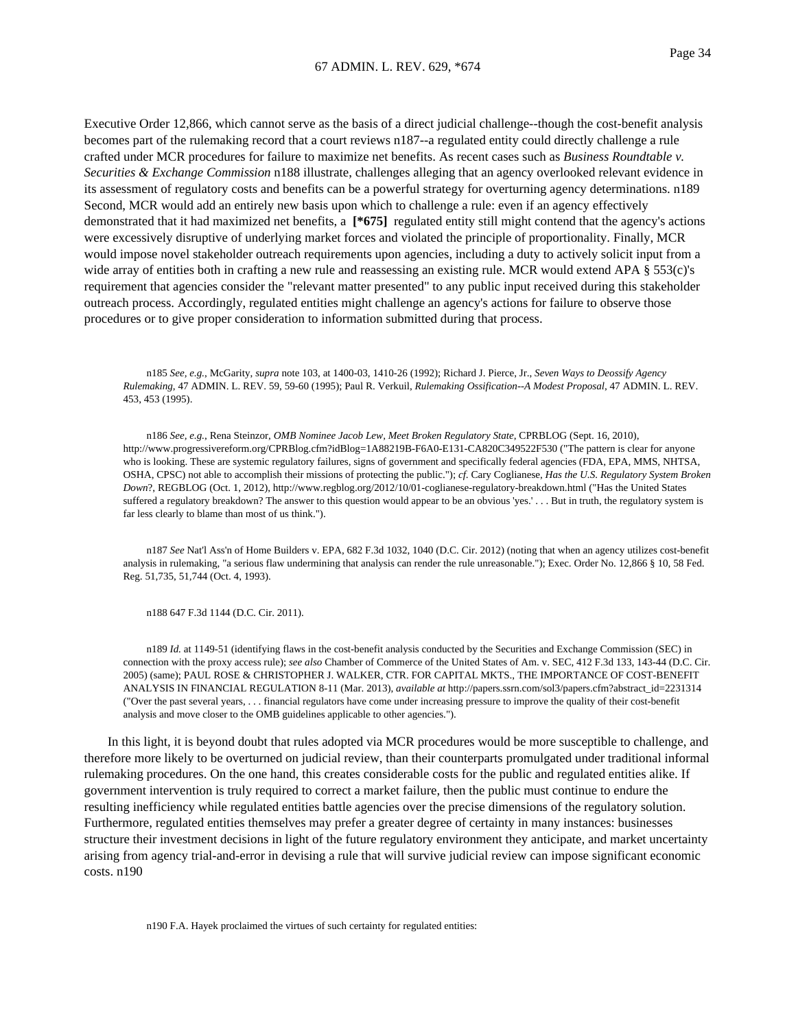Executive Order 12,866, which cannot serve as the basis of a direct judicial challenge--though the cost-benefit analysis becomes part of the rulemaking record that a court reviews n187--a regulated entity could directly challenge a rule crafted under MCR procedures for failure to maximize net benefits. As recent cases such as *Business Roundtable v. Securities & Exchange Commission* n188 illustrate, challenges alleging that an agency overlooked relevant evidence in its assessment of regulatory costs and benefits can be a powerful strategy for overturning agency determinations. n189 Second, MCR would add an entirely new basis upon which to challenge a rule: even if an agency effectively demonstrated that it had maximized net benefits, a **[*675]** regulated entity still might contend that the agency's actions were excessively disruptive of underlying market forces and violated the principle of proportionality. Finally, MCR would impose novel stakeholder outreach requirements upon agencies, including a duty to actively solicit input from a wide array of entities both in crafting a new rule and reassessing an existing rule. MCR would extend APA § 553(c)'s requirement that agencies consider the "relevant matter presented" to any public input received during this stakeholder outreach process. Accordingly, regulated entities might challenge an agency's actions for failure to observe those procedures or to give proper consideration to information submitted during that process.

n185 *See, e.g.*, McGarity, *supra* note 103, at 1400-03, 1410-26 (1992); Richard J. Pierce, Jr., *Seven Ways to Deossify Agency Rulemaking*, 47 ADMIN. L. REV. 59, 59-60 (1995); Paul R. Verkuil, *Rulemaking Ossification--A Modest Proposal*, 47 ADMIN. L. REV. 453, 453 (1995).

n186 *See, e.g.*, Rena Steinzor, *OMB Nominee Jacob Lew, Meet Broken Regulatory State*, CPRBLOG (Sept. 16, 2010), http://www.progressivereform.org/CPRBlog.cfm?idBlog=1A88219B-F6A0-E131-CA820C349522F530 ("The pattern is clear for anyone who is looking. These are systemic regulatory failures, signs of government and specifically federal agencies (FDA, EPA, MMS, NHTSA, OSHA, CPSC) not able to accomplish their missions of protecting the public."); *cf.* Cary Coglianese, *Has the U.S. Regulatory System Broken Down*?, REGBLOG (Oct. 1, 2012), http://www.regblog.org/2012/10/01-coglianese-regulatory-breakdown.html ("Has the United States suffered a regulatory breakdown? The answer to this question would appear to be an obvious 'yes.' . . . But in truth, the regulatory system is far less clearly to blame than most of us think.").

n187 *See* Nat'l Ass'n of Home Builders v. EPA, 682 F.3d 1032, 1040 (D.C. Cir. 2012) (noting that when an agency utilizes cost-benefit analysis in rulemaking, "a serious flaw undermining that analysis can render the rule unreasonable."); Exec. Order No. 12,866 § 10, 58 Fed. Reg. 51,735, 51,744 (Oct. 4, 1993).

n188 647 F.3d 1144 (D.C. Cir. 2011).

n189 *Id.* at 1149-51 (identifying flaws in the cost-benefit analysis conducted by the Securities and Exchange Commission (SEC) in connection with the proxy access rule); *see also* Chamber of Commerce of the United States of Am. v. SEC, 412 F.3d 133, 143-44 (D.C. Cir. 2005) (same); PAUL ROSE & CHRISTOPHER J. WALKER, CTR. FOR CAPITAL MKTS., THE IMPORTANCE OF COST-BENEFIT ANALYSIS IN FINANCIAL REGULATION 8-11 (Mar. 2013), *available at* http://papers.ssrn.com/sol3/papers.cfm?abstract_id=2231314 ("Over the past several years, . . . financial regulators have come under increasing pressure to improve the quality of their cost-benefit analysis and move closer to the OMB guidelines applicable to other agencies.").

In this light, it is beyond doubt that rules adopted via MCR procedures would be more susceptible to challenge, and therefore more likely to be overturned on judicial review, than their counterparts promulgated under traditional informal rulemaking procedures. On the one hand, this creates considerable costs for the public and regulated entities alike. If government intervention is truly required to correct a market failure, then the public must continue to endure the resulting inefficiency while regulated entities battle agencies over the precise dimensions of the regulatory solution. Furthermore, regulated entities themselves may prefer a greater degree of certainty in many instances: businesses structure their investment decisions in light of the future regulatory environment they anticipate, and market uncertainty arising from agency trial-and-error in devising a rule that will survive judicial review can impose significant economic costs. n190

n190 F.A. Hayek proclaimed the virtues of such certainty for regulated entities: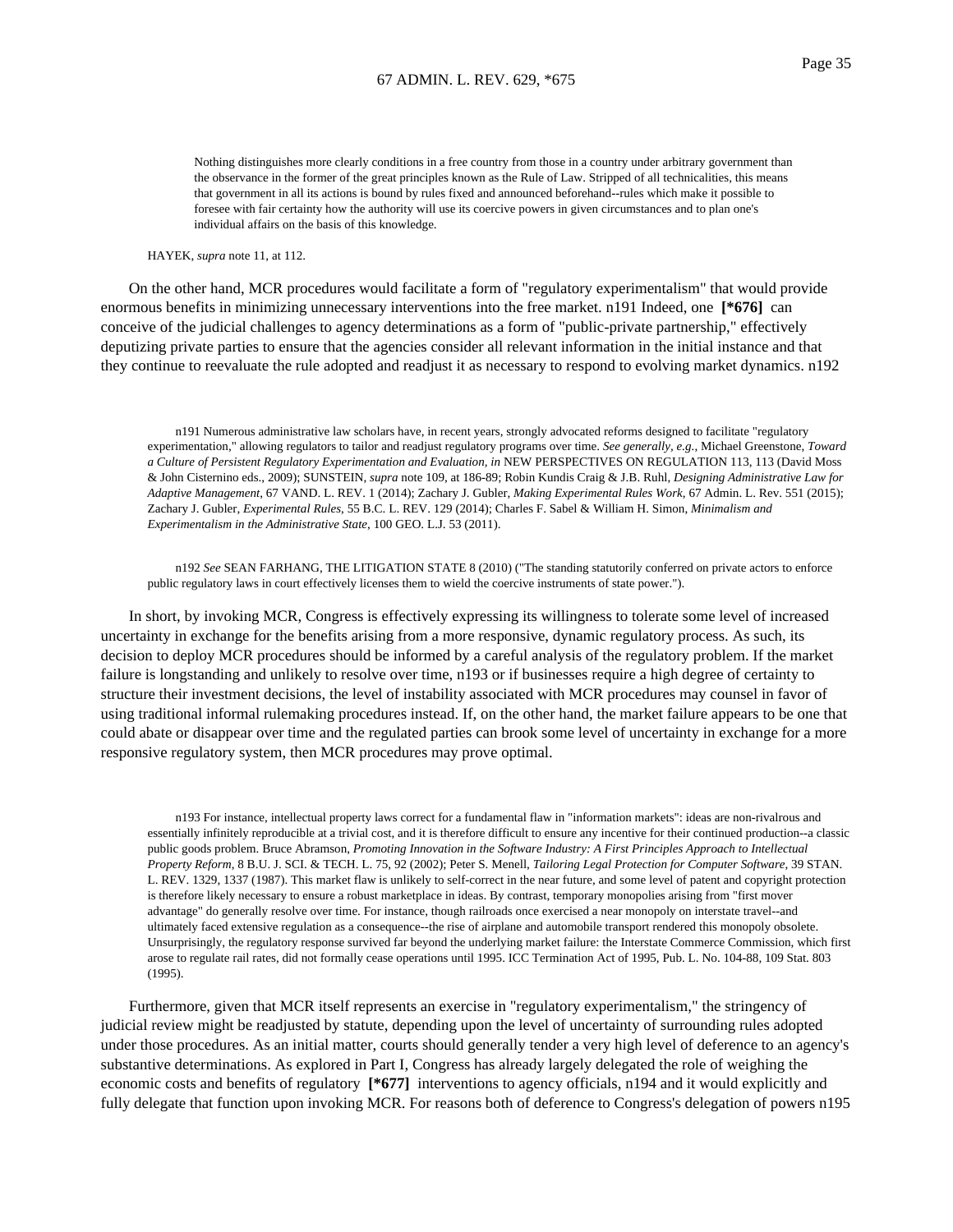> Nothing distinguishes more clearly conditions in a free country from those in a country under arbitrary government than the observance in the former of the great principles known as the Rule of Law. Stripped of all technicalities, this means that government in all its actions is bound by rules fixed and announced beforehand--rules which make it possible to foresee with fair certainty how the authority will use its coercive powers in given circumstances and to plan one's individual affairs on the basis of this knowledge.

HAYEK, *supra* note 11, at 112.

On the other hand, MCR procedures would facilitate a form of "regulatory experimentalism" that would provide enormous benefits in minimizing unnecessary interventions into the free market. n191 Indeed, one **[*676]** can conceive of the judicial challenges to agency determinations as a form of "public-private partnership," effectively deputizing private parties to ensure that the agencies consider all relevant information in the initial instance and that they continue to reevaluate the rule adopted and readjust it as necessary to respond to evolving market dynamics. n192

n191 Numerous administrative law scholars have, in recent years, strongly advocated reforms designed to facilitate "regulatory experimentation," allowing regulators to tailor and readjust regulatory programs over time. *See generally, e.g.*, Michael Greenstone, *Toward a Culture of Persistent Regulatory Experimentation and Evaluation, in* NEW PERSPECTIVES ON REGULATION 113, 113 (David Moss & John Cisternino eds., 2009); SUNSTEIN, *supra* note 109, at 186-89; Robin Kundis Craig & J.B. Ruhl, *Designing Administrative Law for Adaptive Management*, 67 VAND. L. REV. 1 (2014); Zachary J. Gubler, *Making Experimental Rules Work*, 67 Admin. L. Rev. 551 (2015); Zachary J. Gubler, *Experimental Rules*, 55 B.C. L. REV. 129 (2014); Charles F. Sabel & William H. Simon, *Minimalism and Experimentalism in the Administrative State*, 100 GEO. L.J. 53 (2011).

n192 *See* SEAN FARHANG, THE LITIGATION STATE 8 (2010) ("The standing statutorily conferred on private actors to enforce public regulatory laws in court effectively licenses them to wield the coercive instruments of state power.").

In short, by invoking MCR, Congress is effectively expressing its willingness to tolerate some level of increased uncertainty in exchange for the benefits arising from a more responsive, dynamic regulatory process. As such, its decision to deploy MCR procedures should be informed by a careful analysis of the regulatory problem. If the market failure is longstanding and unlikely to resolve over time, n193 or if businesses require a high degree of certainty to structure their investment decisions, the level of instability associated with MCR procedures may counsel in favor of using traditional informal rulemaking procedures instead. If, on the other hand, the market failure appears to be one that could abate or disappear over time and the regulated parties can brook some level of uncertainty in exchange for a more responsive regulatory system, then MCR procedures may prove optimal.

n193 For instance, intellectual property laws correct for a fundamental flaw in "information markets": ideas are non-rivalrous and essentially infinitely reproducible at a trivial cost, and it is therefore difficult to ensure any incentive for their continued production--a classic public goods problem. Bruce Abramson, *Promoting Innovation in the Software Industry: A First Principles Approach to Intellectual Property Reform*, 8 B.U. J. SCI. & TECH. L. 75, 92 (2002); Peter S. Menell, *Tailoring Legal Protection for Computer Software*, 39 STAN. L. REV. 1329, 1337 (1987). This market flaw is unlikely to self-correct in the near future, and some level of patent and copyright protection is therefore likely necessary to ensure a robust marketplace in ideas. By contrast, temporary monopolies arising from "first mover advantage" do generally resolve over time. For instance, though railroads once exercised a near monopoly on interstate travel--and ultimately faced extensive regulation as a consequence--the rise of airplane and automobile transport rendered this monopoly obsolete. Unsurprisingly, the regulatory response survived far beyond the underlying market failure: the Interstate Commerce Commission, which first arose to regulate rail rates, did not formally cease operations until 1995. ICC Termination Act of 1995, Pub. L. No. 104-88, 109 Stat. 803 (1995).

Furthermore, given that MCR itself represents an exercise in "regulatory experimentalism," the stringency of judicial review might be readjusted by statute, depending upon the level of uncertainty of surrounding rules adopted under those procedures. As an initial matter, courts should generally tender a very high level of deference to an agency's substantive determinations. As explored in Part I, Congress has already largely delegated the role of weighing the economic costs and benefits of regulatory **[*677]** interventions to agency officials, n194 and it would explicitly and fully delegate that function upon invoking MCR. For reasons both of deference to Congress's delegation of powers n195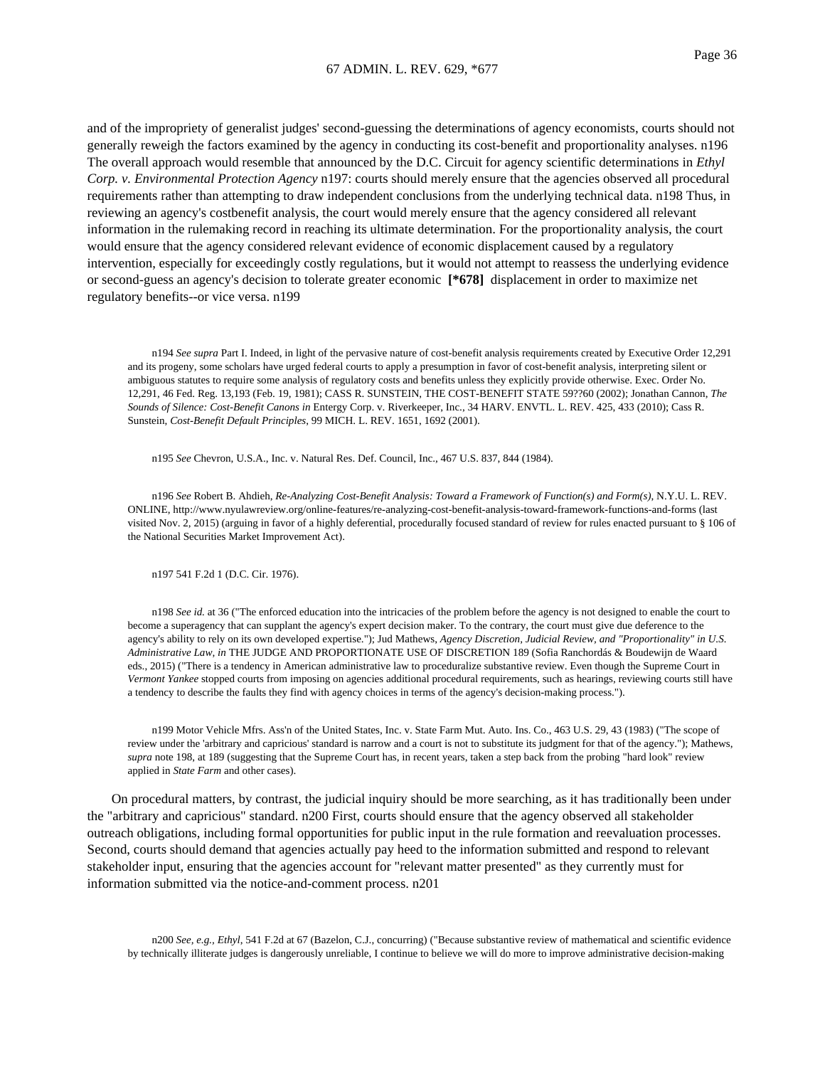and of the impropriety of generalist judges' second-guessing the determinations of agency economists, courts should not generally reweigh the factors examined by the agency in conducting its cost-benefit and proportionality analyses. n196 The overall approach would resemble that announced by the D.C. Circuit for agency scientific determinations in *Ethyl Corp. v. Environmental Protection Agency* n197: courts should merely ensure that the agencies observed all procedural requirements rather than attempting to draw independent conclusions from the underlying technical data. n198 Thus, in reviewing an agency's costbenefit analysis, the court would merely ensure that the agency considered all relevant information in the rulemaking record in reaching its ultimate determination. For the proportionality analysis, the court would ensure that the agency considered relevant evidence of economic displacement caused by a regulatory intervention, especially for exceedingly costly regulations, but it would not attempt to reassess the underlying evidence or second-guess an agency's decision to tolerate greater economic **[*678]** displacement in order to maximize net regulatory benefits--or vice versa. n199

n194 *See supra* Part I. Indeed, in light of the pervasive nature of cost-benefit analysis requirements created by Executive Order 12,291 and its progeny, some scholars have urged federal courts to apply a presumption in favor of cost-benefit analysis, interpreting silent or ambiguous statutes to require some analysis of regulatory costs and benefits unless they explicitly provide otherwise. Exec. Order No. 12,291, 46 Fed. Reg. 13,193 (Feb. 19, 1981); CASS R. SUNSTEIN, THE COST-BENEFIT STATE 59??60 (2002); Jonathan Cannon, *The Sounds of Silence: Cost-Benefit Canons in* Entergy Corp. v. Riverkeeper, Inc., 34 HARV. ENVTL. L. REV. 425, 433 (2010); Cass R. Sunstein, *Cost-Benefit Default Principles*, 99 MICH. L. REV. 1651, 1692 (2001).

n195 *See* Chevron, U.S.A., Inc. v. Natural Res. Def. Council, Inc., 467 U.S. 837, 844 (1984).

n196 *See* Robert B. Ahdieh, *Re-Analyzing Cost-Benefit Analysis: Toward a Framework of Function(s) and Form(s)*, N.Y.U. L. REV. ONLINE, http://www.nyulawreview.org/online-features/re-analyzing-cost-benefit-analysis-toward-framework-functions-and-forms (last visited Nov. 2, 2015) (arguing in favor of a highly deferential, procedurally focused standard of review for rules enacted pursuant to § 106 of the National Securities Market Improvement Act).

n197 541 F.2d 1 (D.C. Cir. 1976).

n198 *See id.* at 36 ("The enforced education into the intricacies of the problem before the agency is not designed to enable the court to become a superagency that can supplant the agency's expert decision maker. To the contrary, the court must give due deference to the agency's ability to rely on its own developed expertise."); Jud Mathews, *Agency Discretion, Judicial Review, and "Proportionality" in U.S. Administrative Law, in* THE JUDGE AND PROPORTIONATE USE OF DISCRETION 189 (Sofia Ranchordás & Boudewijn de Waard eds., 2015) ("There is a tendency in American administrative law to proceduralize substantive review. Even though the Supreme Court in *Vermont Yankee* stopped courts from imposing on agencies additional procedural requirements, such as hearings, reviewing courts still have a tendency to describe the faults they find with agency choices in terms of the agency's decision-making process.").

n199 Motor Vehicle Mfrs. Ass'n of the United States, Inc. v. State Farm Mut. Auto. Ins. Co., 463 U.S. 29, 43 (1983) ("The scope of review under the 'arbitrary and capricious' standard is narrow and a court is not to substitute its judgment for that of the agency."); Mathews, *supra* note 198, at 189 (suggesting that the Supreme Court has, in recent years, taken a step back from the probing "hard look" review applied in *State Farm* and other cases).

On procedural matters, by contrast, the judicial inquiry should be more searching, as it has traditionally been under the "arbitrary and capricious" standard. n200 First, courts should ensure that the agency observed all stakeholder outreach obligations, including formal opportunities for public input in the rule formation and reevaluation processes. Second, courts should demand that agencies actually pay heed to the information submitted and respond to relevant stakeholder input, ensuring that the agencies account for "relevant matter presented" as they currently must for information submitted via the notice-and-comment process. n201

n200 *See, e.g.*, *Ethyl*, 541 F.2d at 67 (Bazelon, C.J., concurring) ("Because substantive review of mathematical and scientific evidence by technically illiterate judges is dangerously unreliable, I continue to believe we will do more to improve administrative decision-making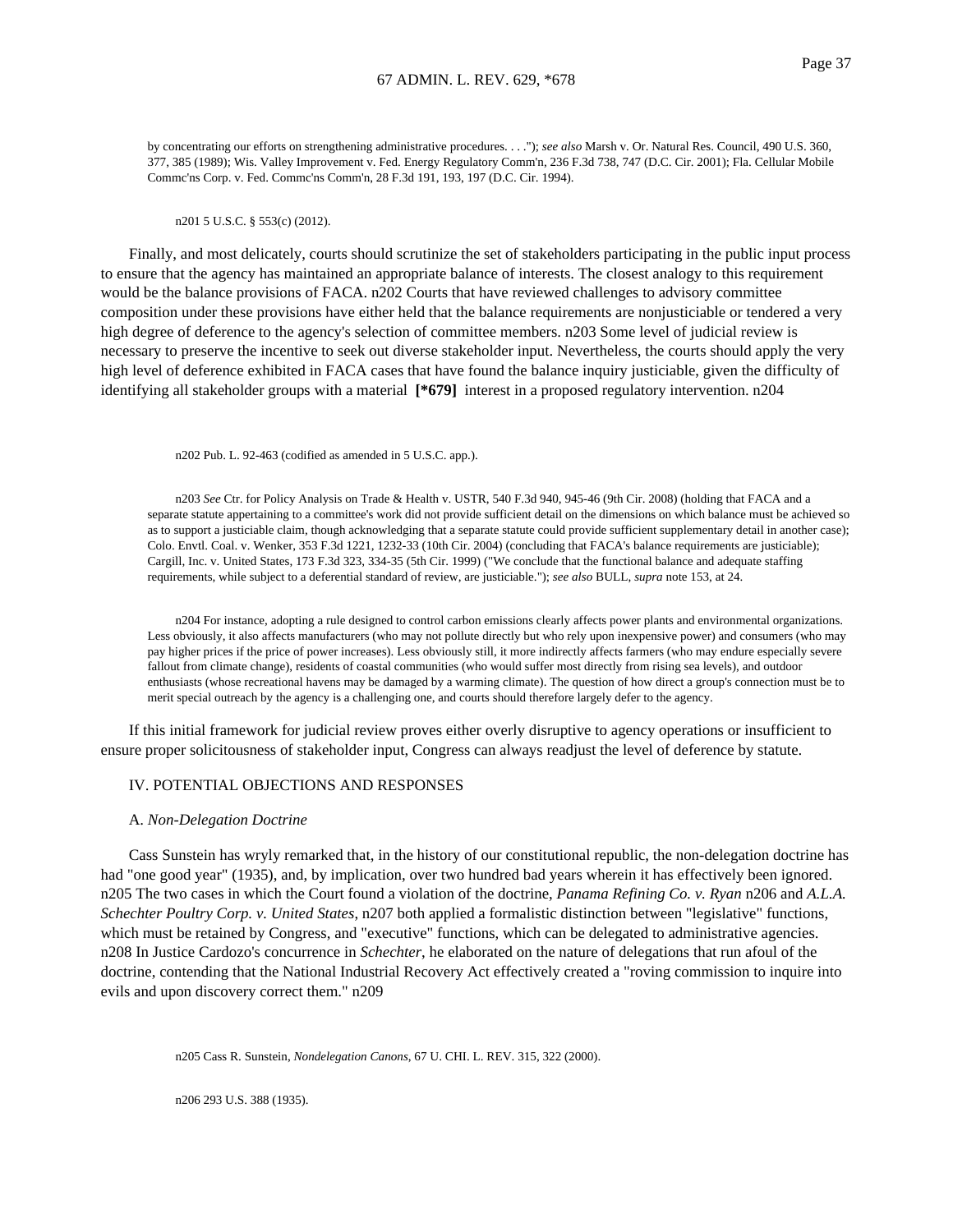by concentrating our efforts on strengthening administrative procedures. . . ."); *see also* Marsh v. Or. Natural Res. Council, 490 U.S. 360, 377, 385 (1989); Wis. Valley Improvement v. Fed. Energy Regulatory Comm'n, 236 F.3d 738, 747 (D.C. Cir. 2001); Fla. Cellular Mobile Commc'ns Corp. v. Fed. Commc'ns Comm'n, 28 F.3d 191, 193, 197 (D.C. Cir. 1994).

n201 5 U.S.C. § 553(c) (2012).

Finally, and most delicately, courts should scrutinize the set of stakeholders participating in the public input process to ensure that the agency has maintained an appropriate balance of interests. The closest analogy to this requirement would be the balance provisions of FACA. n202 Courts that have reviewed challenges to advisory committee composition under these provisions have either held that the balance requirements are nonjusticiable or tendered a very high degree of deference to the agency's selection of committee members. n203 Some level of judicial review is necessary to preserve the incentive to seek out diverse stakeholder input. Nevertheless, the courts should apply the very high level of deference exhibited in FACA cases that have found the balance inquiry justiciable, given the difficulty of identifying all stakeholder groups with a material **[*679]** interest in a proposed regulatory intervention. n204

n202 Pub. L. 92-463 (codified as amended in 5 U.S.C. app.).

n203 *See* Ctr. for Policy Analysis on Trade & Health v. USTR, 540 F.3d 940, 945-46 (9th Cir. 2008) (holding that FACA and a separate statute appertaining to a committee's work did not provide sufficient detail on the dimensions on which balance must be achieved so as to support a justiciable claim, though acknowledging that a separate statute could provide sufficient supplementary detail in another case); Colo. Envtl. Coal. v. Wenker, 353 F.3d 1221, 1232-33 (10th Cir. 2004) (concluding that FACA's balance requirements are justiciable); Cargill, Inc. v. United States, 173 F.3d 323, 334-35 (5th Cir. 1999) ("We conclude that the functional balance and adequate staffing requirements, while subject to a deferential standard of review, are justiciable."); *see also* BULL, *supra* note 153, at 24.

n204 For instance, adopting a rule designed to control carbon emissions clearly affects power plants and environmental organizations. Less obviously, it also affects manufacturers (who may not pollute directly but who rely upon inexpensive power) and consumers (who may pay higher prices if the price of power increases). Less obviously still, it more indirectly affects farmers (who may endure especially severe fallout from climate change), residents of coastal communities (who would suffer most directly from rising sea levels), and outdoor enthusiasts (whose recreational havens may be damaged by a warming climate). The question of how direct a group's connection must be to merit special outreach by the agency is a challenging one, and courts should therefore largely defer to the agency.

If this initial framework for judicial review proves either overly disruptive to agency operations or insufficient to ensure proper solicitousness of stakeholder input, Congress can always readjust the level of deference by statute.

## IV. POTENTIAL OBJECTIONS AND RESPONSES

### A. *Non-Delegation Doctrine*

Cass Sunstein has wryly remarked that, in the history of our constitutional republic, the non-delegation doctrine has had "one good year" (1935), and, by implication, over two hundred bad years wherein it has effectively been ignored. n205 The two cases in which the Court found a violation of the doctrine, *Panama Refining Co. v. Ryan* n206 and *A.L.A. Schechter Poultry Corp. v. United States*, n207 both applied a formalistic distinction between "legislative" functions, which must be retained by Congress, and "executive" functions, which can be delegated to administrative agencies. n208 In Justice Cardozo's concurrence in *Schechter*, he elaborated on the nature of delegations that run afoul of the doctrine, contending that the National Industrial Recovery Act effectively created a "roving commission to inquire into evils and upon discovery correct them." n209

n205 Cass R. Sunstein, *Nondelegation Canons*, 67 U. CHI. L. REV. 315, 322 (2000).

n206 293 U.S. 388 (1935).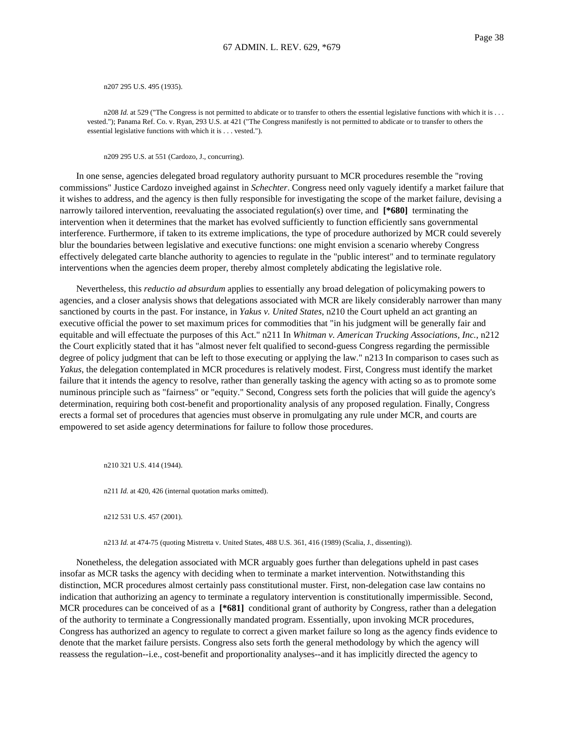n207 295 U.S. 495 (1935).

n208 *Id.* at 529 ("The Congress is not permitted to abdicate or to transfer to others the essential legislative functions with which it is . . . vested."); Panama Ref. Co. v. Ryan, 293 U.S. at 421 ("The Congress manifestly is not permitted to abdicate or to transfer to others the essential legislative functions with which it is . . . vested.").

n209 295 U.S. at 551 (Cardozo, J., concurring).

In one sense, agencies delegated broad regulatory authority pursuant to MCR procedures resemble the "roving commissions" Justice Cardozo inveighed against in *Schechter*. Congress need only vaguely identify a market failure that it wishes to address, and the agency is then fully responsible for investigating the scope of the market failure, devising a narrowly tailored intervention, reevaluating the associated regulation(s) over time, and **[*680]** terminating the intervention when it determines that the market has evolved sufficiently to function efficiently sans governmental interference. Furthermore, if taken to its extreme implications, the type of procedure authorized by MCR could severely blur the boundaries between legislative and executive functions: one might envision a scenario whereby Congress effectively delegated carte blanche authority to agencies to regulate in the "public interest" and to terminate regulatory interventions when the agencies deem proper, thereby almost completely abdicating the legislative role.

Nevertheless, this *reductio ad absurdum* applies to essentially any broad delegation of policymaking powers to agencies, and a closer analysis shows that delegations associated with MCR are likely considerably narrower than many sanctioned by courts in the past. For instance, in *Yakus v. United States*, n210 the Court upheld an act granting an executive official the power to set maximum prices for commodities that "in his judgment will be generally fair and equitable and will effectuate the purposes of this Act." n211 In *Whitman v. American Trucking Associations, Inc.*, n212 the Court explicitly stated that it has "almost never felt qualified to second-guess Congress regarding the permissible degree of policy judgment that can be left to those executing or applying the law." n213 In comparison to cases such as *Yakus*, the delegation contemplated in MCR procedures is relatively modest. First, Congress must identify the market failure that it intends the agency to resolve, rather than generally tasking the agency with acting so as to promote some numinous principle such as "fairness" or "equity." Second, Congress sets forth the policies that will guide the agency's determination, requiring both cost-benefit and proportionality analysis of any proposed regulation. Finally, Congress erects a formal set of procedures that agencies must observe in promulgating any rule under MCR, and courts are empowered to set aside agency determinations for failure to follow those procedures.

n210 321 U.S. 414 (1944).

n211 *Id.* at 420, 426 (internal quotation marks omitted).

n212 531 U.S. 457 (2001).

n213 *Id.* at 474-75 (quoting Mistretta v. United States, 488 U.S. 361, 416 (1989) (Scalia, J., dissenting)).

Nonetheless, the delegation associated with MCR arguably goes further than delegations upheld in past cases insofar as MCR tasks the agency with deciding when to terminate a market intervention. Notwithstanding this distinction, MCR procedures almost certainly pass constitutional muster. First, non-delegation case law contains no indication that authorizing an agency to terminate a regulatory intervention is constitutionally impermissible. Second, MCR procedures can be conceived of as a **[*681]** conditional grant of authority by Congress, rather than a delegation of the authority to terminate a Congressionally mandated program. Essentially, upon invoking MCR procedures, Congress has authorized an agency to regulate to correct a given market failure so long as the agency finds evidence to denote that the market failure persists. Congress also sets forth the general methodology by which the agency will reassess the regulation--i.e., cost-benefit and proportionality analyses--and it has implicitly directed the agency to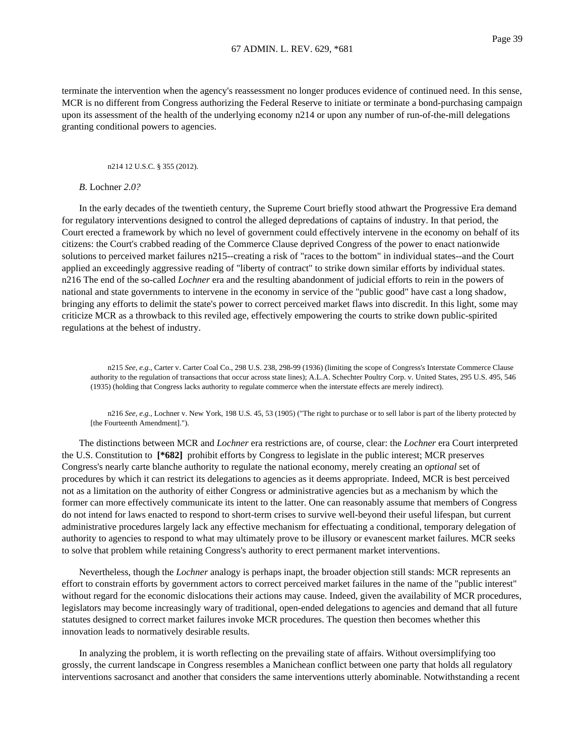terminate the intervention when the agency's reassessment no longer produces evidence of continued need. In this sense, MCR is no different from Congress authorizing the Federal Reserve to initiate or terminate a bond-purchasing campaign upon its assessment of the health of the underlying economy n214 or upon any number of run-of-the-mill delegations granting conditional powers to agencies.

n214 12 U.S.C. § 355 (2012).

### *B.* Lochner *2.0?*

In the early decades of the twentieth century, the Supreme Court briefly stood athwart the Progressive Era demand for regulatory interventions designed to control the alleged depredations of captains of industry. In that period, the Court erected a framework by which no level of government could effectively intervene in the economy on behalf of its citizens: the Court's crabbed reading of the Commerce Clause deprived Congress of the power to enact nationwide solutions to perceived market failures n215--creating a risk of "races to the bottom" in individual states--and the Court applied an exceedingly aggressive reading of "liberty of contract" to strike down similar efforts by individual states. n216 The end of the so-called *Lochner* era and the resulting abandonment of judicial efforts to rein in the powers of national and state governments to intervene in the economy in service of the "public good" have cast a long shadow, bringing any efforts to delimit the state's power to correct perceived market flaws into discredit. In this light, some may criticize MCR as a throwback to this reviled age, effectively empowering the courts to strike down public-spirited regulations at the behest of industry.

n215 *See, e.g.*, Carter v. Carter Coal Co., 298 U.S. 238, 298-99 (1936) (limiting the scope of Congress's Interstate Commerce Clause authority to the regulation of transactions that occur across state lines); A.L.A. Schechter Poultry Corp. v. United States, 295 U.S. 495, 546 (1935) (holding that Congress lacks authority to regulate commerce when the interstate effects are merely indirect).

n216 *See, e.g.*, Lochner v. New York, 198 U.S. 45, 53 (1905) ("The right to purchase or to sell labor is part of the liberty protected by [the Fourteenth Amendment].").

The distinctions between MCR and *Lochner* era restrictions are, of course, clear: the *Lochner* era Court interpreted the U.S. Constitution to **[*682]** prohibit efforts by Congress to legislate in the public interest; MCR preserves Congress's nearly carte blanche authority to regulate the national economy, merely creating an *optional* set of procedures by which it can restrict its delegations to agencies as it deems appropriate. Indeed, MCR is best perceived not as a limitation on the authority of either Congress or administrative agencies but as a mechanism by which the former can more effectively communicate its intent to the latter. One can reasonably assume that members of Congress do not intend for laws enacted to respond to short-term crises to survive well-beyond their useful lifespan, but current administrative procedures largely lack any effective mechanism for effectuating a conditional, temporary delegation of authority to agencies to respond to what may ultimately prove to be illusory or evanescent market failures. MCR seeks to solve that problem while retaining Congress's authority to erect permanent market interventions.

Nevertheless, though the *Lochner* analogy is perhaps inapt, the broader objection still stands: MCR represents an effort to constrain efforts by government actors to correct perceived market failures in the name of the "public interest" without regard for the economic dislocations their actions may cause. Indeed, given the availability of MCR procedures, legislators may become increasingly wary of traditional, open-ended delegations to agencies and demand that all future statutes designed to correct market failures invoke MCR procedures. The question then becomes whether this innovation leads to normatively desirable results.

In analyzing the problem, it is worth reflecting on the prevailing state of affairs. Without oversimplifying too grossly, the current landscape in Congress resembles a Manichean conflict between one party that holds all regulatory interventions sacrosanct and another that considers the same interventions utterly abominable. Notwithstanding a recent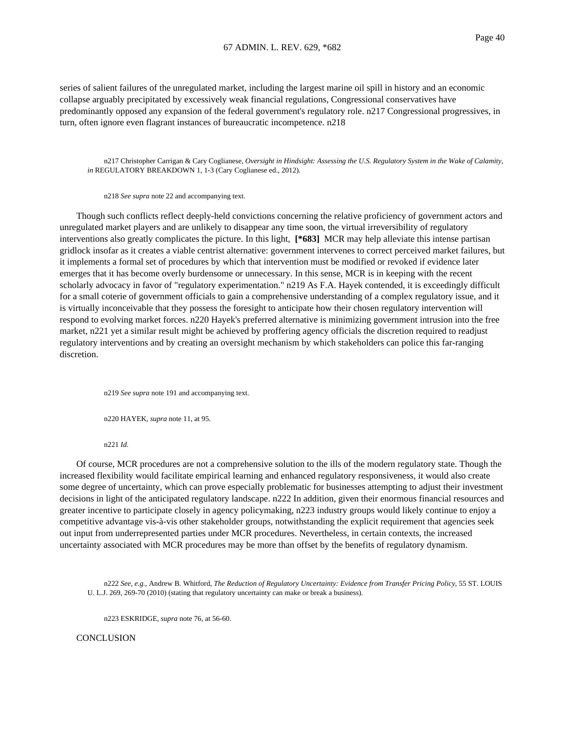series of salient failures of the unregulated market, including the largest marine oil spill in history and an economic collapse arguably precipitated by excessively weak financial regulations, Congressional conservatives have predominantly opposed any expansion of the federal government's regulatory role. n217 Congressional progressives, in turn, often ignore even flagrant instances of bureaucratic incompetence. n218

n217 Christopher Carrigan & Cary Coglianese, *Oversight in Hindsight: Assessing the U.S. Regulatory System in the Wake of Calamity, in* REGULATORY BREAKDOWN 1, 1-3 (Cary Coglianese ed., 2012).

n218 *See supra* note 22 and accompanying text.

Though such conflicts reflect deeply-held convictions concerning the relative proficiency of government actors and unregulated market players and are unlikely to disappear any time soon, the virtual irreversibility of regulatory interventions also greatly complicates the picture. In this light, **[*683]** MCR may help alleviate this intense partisan gridlock insofar as it creates a viable centrist alternative: government intervenes to correct perceived market failures, but it implements a formal set of procedures by which that intervention must be modified or revoked if evidence later emerges that it has become overly burdensome or unnecessary. In this sense, MCR is in keeping with the recent scholarly advocacy in favor of "regulatory experimentation." n219 As F.A. Hayek contended, it is exceedingly difficult for a small coterie of government officials to gain a comprehensive understanding of a complex regulatory issue, and it is virtually inconceivable that they possess the foresight to anticipate how their chosen regulatory intervention will respond to evolving market forces. n220 Hayek's preferred alternative is minimizing government intrusion into the free market, n221 yet a similar result might be achieved by proffering agency officials the discretion required to readjust regulatory interventions and by creating an oversight mechanism by which stakeholders can police this far-ranging discretion.

n219 *See supra* note 191 and accompanying text.

n220 HAYEK, *supra* note 11, at 95.

n221 *Id.*

Of course, MCR procedures are not a comprehensive solution to the ills of the modern regulatory state. Though the increased flexibility would facilitate empirical learning and enhanced regulatory responsiveness, it would also create some degree of uncertainty, which can prove especially problematic for businesses attempting to adjust their investment decisions in light of the anticipated regulatory landscape. n222 In addition, given their enormous financial resources and greater incentive to participate closely in agency policymaking, n223 industry groups would likely continue to enjoy a competitive advantage vis-à-vis other stakeholder groups, notwithstanding the explicit requirement that agencies seek out input from underrepresented parties under MCR procedures. Nevertheless, in certain contexts, the increased uncertainty associated with MCR procedures may be more than offset by the benefits of regulatory dynamism.

n222 *See, e.g.*, Andrew B. Whitford, *The Reduction of Regulatory Uncertainty: Evidence from Transfer Pricing Policy*, 55 ST. LOUIS U. L.J. 269, 269-70 (2010) (stating that regulatory uncertainty can make or break a business).

n223 ESKRIDGE, *supra* note 76, at 56-60.

## CONCLUSION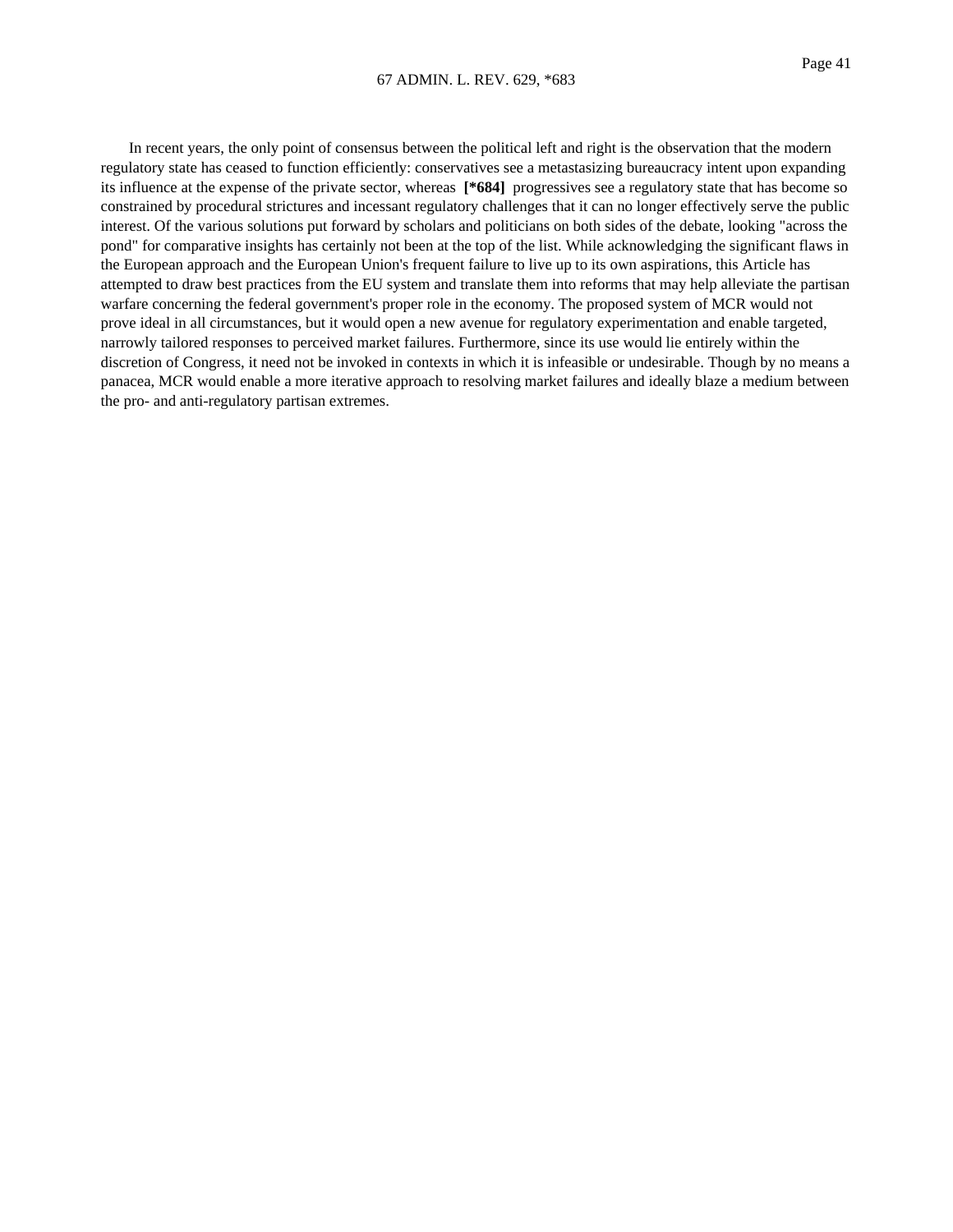In recent years, the only point of consensus between the political left and right is the observation that the modern regulatory state has ceased to function efficiently: conservatives see a metastasizing bureaucracy intent upon expanding its influence at the expense of the private sector, whereas **[*684]** progressives see a regulatory state that has become so constrained by procedural strictures and incessant regulatory challenges that it can no longer effectively serve the public interest. Of the various solutions put forward by scholars and politicians on both sides of the debate, looking "across the pond" for comparative insights has certainly not been at the top of the list. While acknowledging the significant flaws in the European approach and the European Union's frequent failure to live up to its own aspirations, this Article has attempted to draw best practices from the EU system and translate them into reforms that may help alleviate the partisan warfare concerning the federal government's proper role in the economy. The proposed system of MCR would not prove ideal in all circumstances, but it would open a new avenue for regulatory experimentation and enable targeted, narrowly tailored responses to perceived market failures. Furthermore, since its use would lie entirely within the discretion of Congress, it need not be invoked in contexts in which it is infeasible or undesirable. Though by no means a panacea, MCR would enable a more iterative approach to resolving market failures and ideally blaze a medium between the pro- and anti-regulatory partisan extremes.